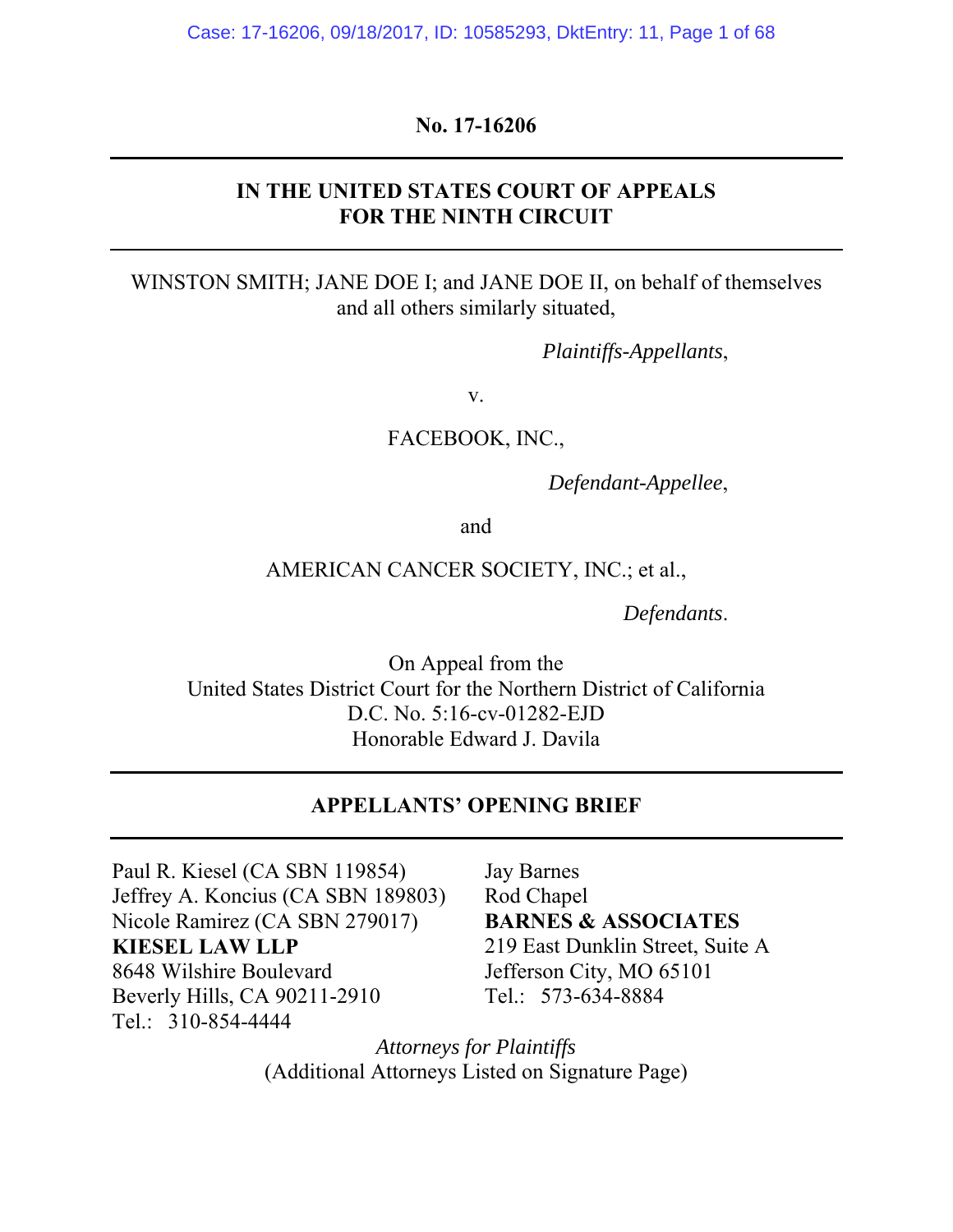**No. 17-16206**

---

**IN THE UNITED STATES COURT OF APPEALS**
**FOR THE NINTH CIRCUIT**

---

WINSTON SMITH; JANE DOE I; and JANE DOE II, on behalf of themselves and all others similarly situated,

*Plaintiffs-Appellants*,

v.

FACEBOOK, INC.,

*Defendant-Appellee*,

and

AMERICAN CANCER SOCIETY, INC.; et al.,

*Defendants*.

On Appeal from the
United States District Court for the Northern District of California
D.C. No. 5:16-cv-01282-EJD
Honorable Edward J. Davila

---

**APPELLANTS' OPENING BRIEF**

---

Paul R. Kiesel (CA SBN 119854)
Jeffrey A. Koncius (CA SBN 189803)
Nicole Ramirez (CA SBN 279017)
**KIESEL LAW LLP**
8648 Wilshire Boulevard
Beverly Hills, CA 90211-2910
Tel.: 310-854-4444

Jay Barnes
Rod Chapel
**BARNES & ASSOCIATES**
219 East Dunklin Street, Suite A
Jefferson City, MO 65101
Tel.: 573-634-8884

*Attorneys for Plaintiffs*
(Additional Attorneys Listed on Signature Page)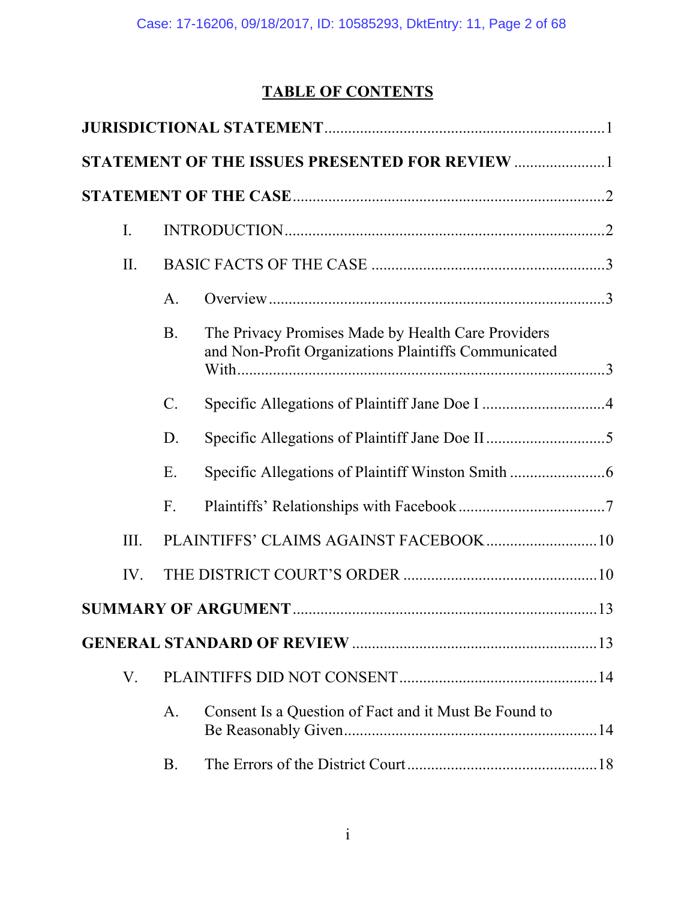# TABLE OF CONTENTS

**JURISDICTIONAL STATEMENT** ........ 1

**STATEMENT OF THE ISSUES PRESENTED FOR REVIEW** ........ 1

**STATEMENT OF THE CASE** ........ 2

- I. INTRODUCTION ........ 2
- II. BASIC FACTS OF THE CASE ........ 3
  - A. Overview ........ 3
  - B. The Privacy Promises Made by Health Care Providers and Non-Profit Organizations Plaintiffs Communicated With ........ 3
  - C. Specific Allegations of Plaintiff Jane Doe I ........ 4
  - D. Specific Allegations of Plaintiff Jane Doe II ........ 5
  - E. Specific Allegations of Plaintiff Winston Smith ........ 6
  - F. Plaintiffs' Relationships with Facebook ........ 7
- III. PLAINTIFFS' CLAIMS AGAINST FACEBOOK ........ 10
- IV. THE DISTRICT COURT'S ORDER ........ 10

**SUMMARY OF ARGUMENT** ........ 13

**GENERAL STANDARD OF REVIEW** ........ 13

- V. PLAINTIFFS DID NOT CONSENT ........ 14
  - A. Consent Is a Question of Fact and it Must Be Found to Be Reasonably Given ........ 14
  - B. The Errors of the District Court ........ 18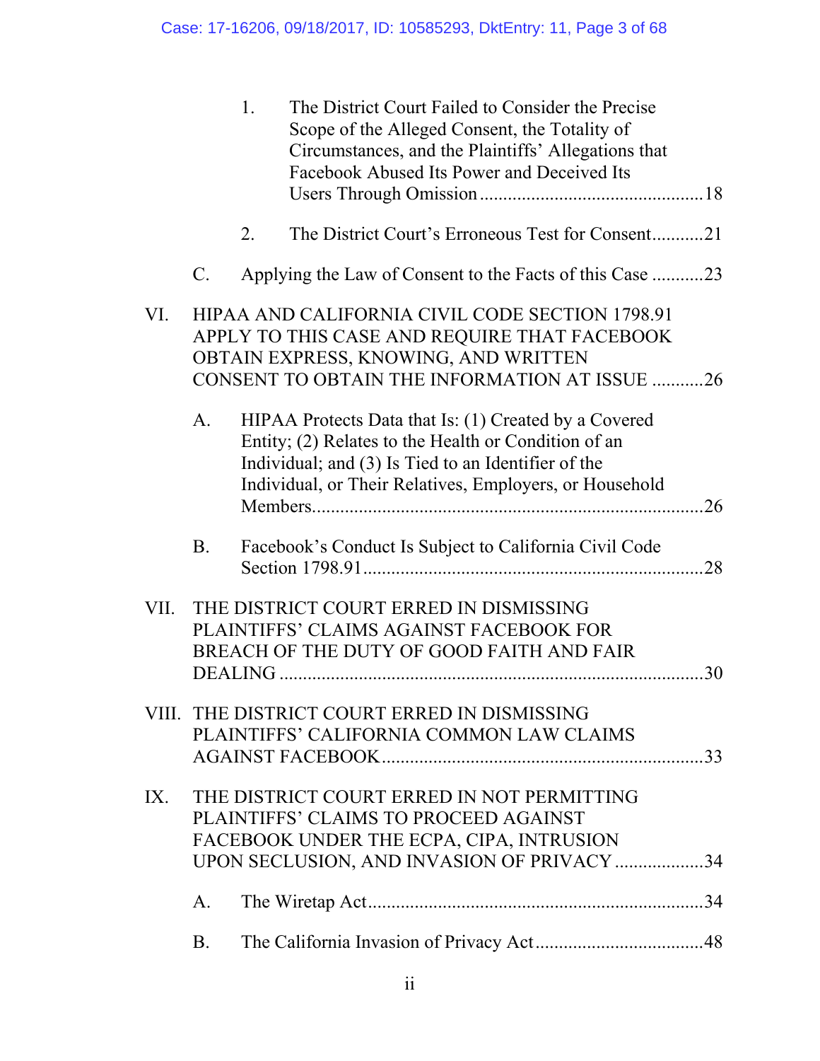1. The District Court Failed to Consider the Precise Scope of the Alleged Consent, the Totality of Circumstances, and the Plaintiffs' Allegations that Facebook Abused Its Power and Deceived Its Users Through Omission ................................................ 18

2. The District Court's Erroneous Test for Consent........... 21

C. Applying the Law of Consent to the Facts of this Case ........... 23

VI. HIPAA AND CALIFORNIA CIVIL CODE SECTION 1798.91 APPLY TO THIS CASE AND REQUIRE THAT FACEBOOK OBTAIN EXPRESS, KNOWING, AND WRITTEN CONSENT TO OBTAIN THE INFORMATION AT ISSUE ........... 26

A. HIPAA Protects Data that Is: (1) Created by a Covered Entity; (2) Relates to the Health or Condition of an Individual; and (3) Is Tied to an Identifier of the Individual, or Their Relatives, Employers, or Household Members................................................................................... 26

B. Facebook's Conduct Is Subject to California Civil Code Section 1798.91........................................................................ 28

VII. THE DISTRICT COURT ERRED IN DISMISSING PLAINTIFFS' CLAIMS AGAINST FACEBOOK FOR BREACH OF THE DUTY OF GOOD FAITH AND FAIR DEALING ......................................................................... 30

VIII. THE DISTRICT COURT ERRED IN DISMISSING PLAINTIFFS' CALIFORNIA COMMON LAW CLAIMS AGAINST FACEBOOK.................................................................... 33

IX. THE DISTRICT COURT ERRED IN NOT PERMITTING PLAINTIFFS' CLAIMS TO PROCEED AGAINST FACEBOOK UNDER THE ECPA, CIPA, INTRUSION UPON SECLUSION, AND INVASION OF PRIVACY ................... 34

A. The Wiretap Act....................................................................... 34

B. The California Invasion of Privacy Act................................... 48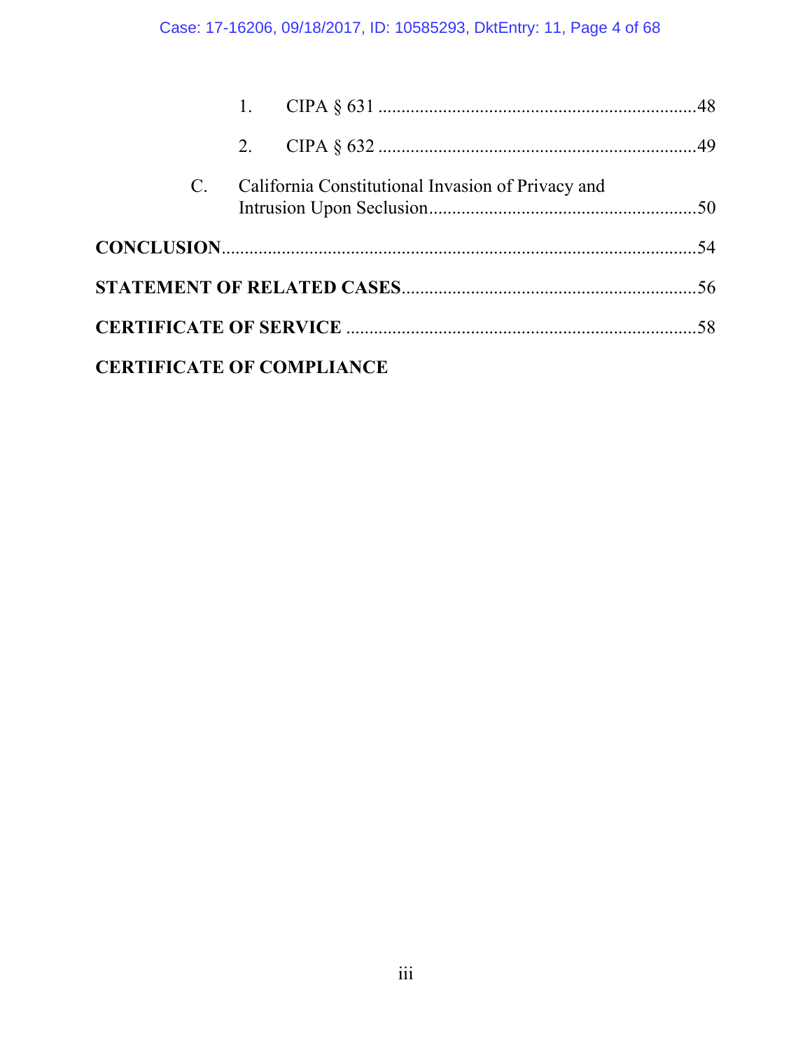1. CIPA § 631 ....................................................................48

2. CIPA § 632 ....................................................................49

C. California Constitutional Invasion of Privacy and Intrusion Upon Seclusion..........................................................50

**CONCLUSION**......................................................................................54

**STATEMENT OF RELATED CASES**................................................................56

**CERTIFICATE OF SERVICE** ...........................................................................58

**CERTIFICATE OF COMPLIANCE**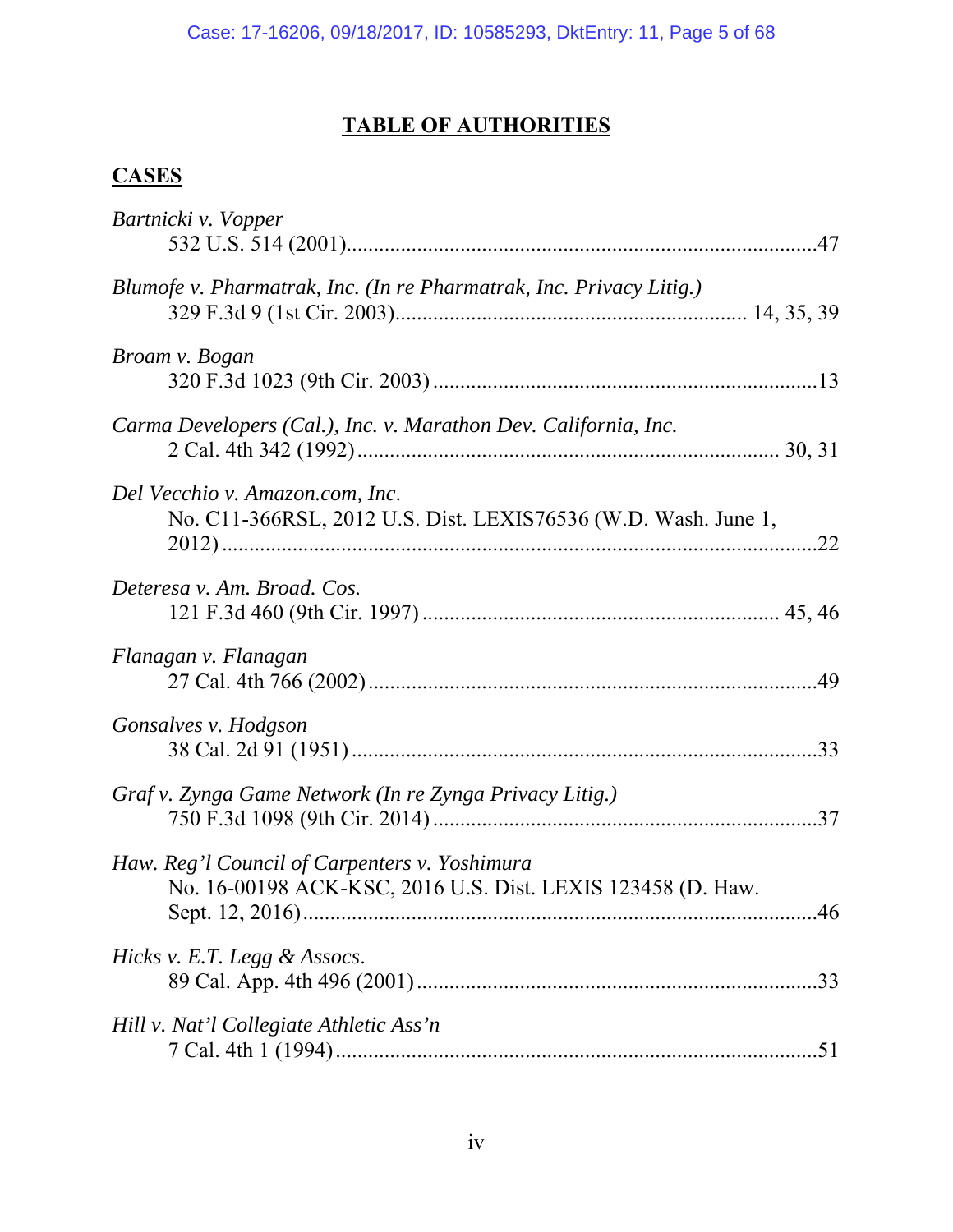# TABLE OF AUTHORITIES

## CASES

*Bartnicki v. Vopper*
532 U.S. 514 (2001)........................................................................................47

*Blumofe v. Pharmatrak, Inc. (In re Pharmatrak, Inc. Privacy Litig.)*
329 F.3d 9 (1st Cir. 2003)................................................................ 14, 35, 39

*Broam v. Bogan*
320 F.3d 1023 (9th Cir. 2003) .......................................................................13

*Carma Developers (Cal.), Inc. v. Marathon Dev. California, Inc.*
2 Cal. 4th 342 (1992) ............................................................................. 30, 31

*Del Vecchio v. Amazon.com, Inc*.
No. C11-366RSL, 2012 U.S. Dist. LEXIS76536 (W.D. Wash. June 1, 2012) ..................................................................................................22

*Deteresa v. Am. Broad. Cos.*
121 F.3d 460 (9th Cir. 1997) ................................................................. 45, 46

*Flanagan v. Flanagan*
27 Cal. 4th 766 (2002) ...................................................................................49

*Gonsalves v. Hodgson*
38 Cal. 2d 91 (1951) ......................................................................................33

*Graf v. Zynga Game Network (In re Zynga Privacy Litig.)*
750 F.3d 1098 (9th Cir. 2014) .......................................................................37

*Haw. Reg'l Council of Carpenters v. Yoshimura*
No. 16-00198 ACK-KSC, 2016 U.S. Dist. LEXIS 123458 (D. Haw. Sept. 12, 2016)...............................................................................................46

*Hicks v. E.T. Legg & Assocs*.
89 Cal. App. 4th 496 (2001) ..........................................................................33

*Hill v. Nat'l Collegiate Athletic Ass'n*
7 Cal. 4th 1 (1994) .........................................................................................51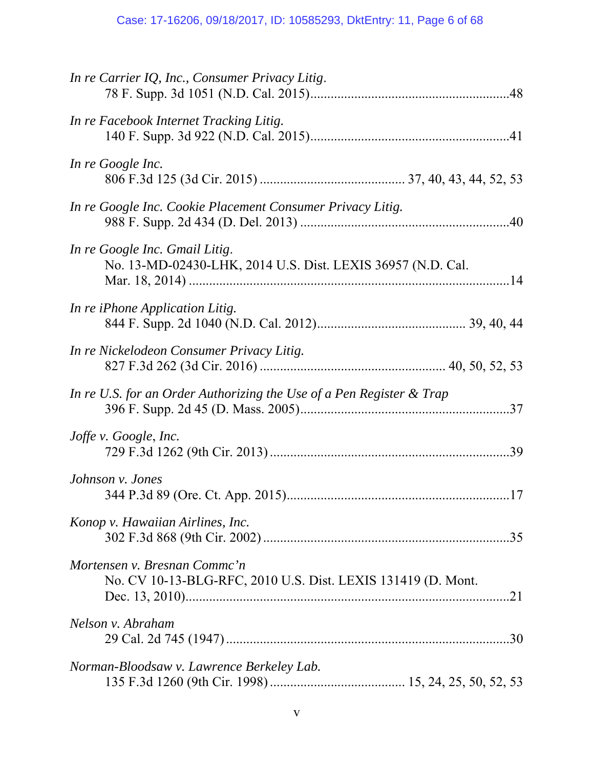*In re Carrier IQ, Inc., Consumer Privacy Litig.*
78 F. Supp. 3d 1051 (N.D. Cal. 2015)...........................................................48

*In re Facebook Internet Tracking Litig.*
140 F. Supp. 3d 922 (N.D. Cal. 2015)...........................................................41

*In re Google Inc.*
806 F.3d 125 (3d Cir. 2015) .......................................... 37, 40, 43, 44, 52, 53

*In re Google Inc. Cookie Placement Consumer Privacy Litig.*
988 F. Supp. 2d 434 (D. Del. 2013) .............................................................40

*In re Google Inc. Gmail Litig.*
No. 13-MD-02430-LHK, 2014 U.S. Dist. LEXIS 36957 (N.D. Cal. Mar. 18, 2014) ...............................................................................................14

*In re iPhone Application Litig.*
844 F. Supp. 2d 1040 (N.D. Cal. 2012)........................................... 39, 40, 44

*In re Nickelodeon Consumer Privacy Litig.*
827 F.3d 262 (3d Cir. 2016) ...................................................... 40, 50, 52, 53

*In re U.S. for an Order Authorizing the Use of a Pen Register & Trap*
396 F. Supp. 2d 45 (D. Mass. 2005).............................................................37

*Joffe v. Google, Inc.*
729 F.3d 1262 (9th Cir. 2013) ......................................................................39

*Johnson v. Jones*
344 P.3d 89 (Ore. Ct. App. 2015).................................................................17

*Konop v. Hawaiian Airlines, Inc.*
302 F.3d 868 (9th Cir. 2002) ........................................................................35

*Mortensen v. Bresnan Commc'n*
No. CV 10-13-BLG-RFC, 2010 U.S. Dist. LEXIS 131419 (D. Mont. Dec. 13, 2010)...............................................................................................21

*Nelson v. Abraham*
29 Cal. 2d 745 (1947) ...................................................................................30

*Norman-Bloodsaw v. Lawrence Berkeley Lab.*
135 F.3d 1260 (9th Cir. 1998) ....................................... 15, 24, 25, 50, 52, 53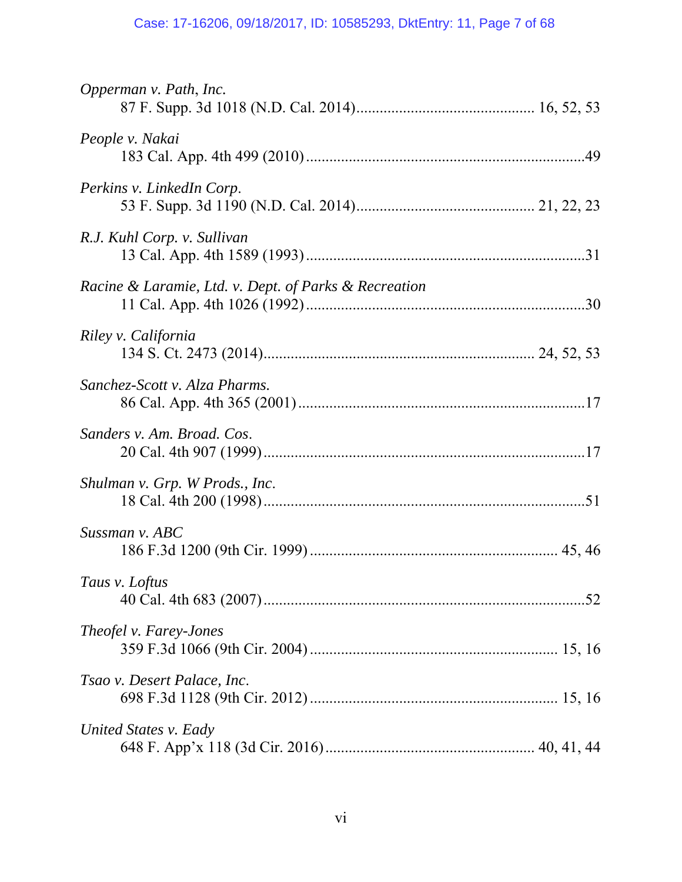*Opperman v. Path, Inc.*
87 F. Supp. 3d 1018 (N.D. Cal. 2014)............................................. 16, 52, 53

*People v. Nakai*
183 Cal. App. 4th 499 (2010).......................................................................49

*Perkins v. LinkedIn Corp*.
53 F. Supp. 3d 1190 (N.D. Cal. 2014)............................................. 21, 22, 23

*R.J. Kuhl Corp. v. Sullivan*
13 Cal. App. 4th 1589 (1993).......................................................................31

*Racine & Laramie, Ltd. v. Dept. of Parks & Recreation*
11 Cal. App. 4th 1026 (1992).......................................................................30

*Riley v. California*
134 S. Ct. 2473 (2014)................................................................... 24, 52, 53

*Sanchez-Scott v. Alza Pharms.*
86 Cal. App. 4th 365 (2001).........................................................................17

*Sanders v. Am. Broad. Cos*.
20 Cal. 4th 907 (1999)..................................................................................17

*Shulman v. Grp. W Prods., Inc*.
18 Cal. 4th 200 (1998)..................................................................................51

*Sussman v. ABC*
186 F.3d 1200 (9th Cir. 1999)............................................................... 45, 46

*Taus v. Loftus*
40 Cal. 4th 683 (2007)..................................................................................52

*Theofel v. Farey-Jones*
359 F.3d 1066 (9th Cir. 2004)............................................................... 15, 16

*Tsao v. Desert Palace, Inc*.
698 F.3d 1128 (9th Cir. 2012)............................................................... 15, 16

*United States v. Eady*
648 F. App'x 118 (3d Cir. 2016)..................................................... 40, 41, 44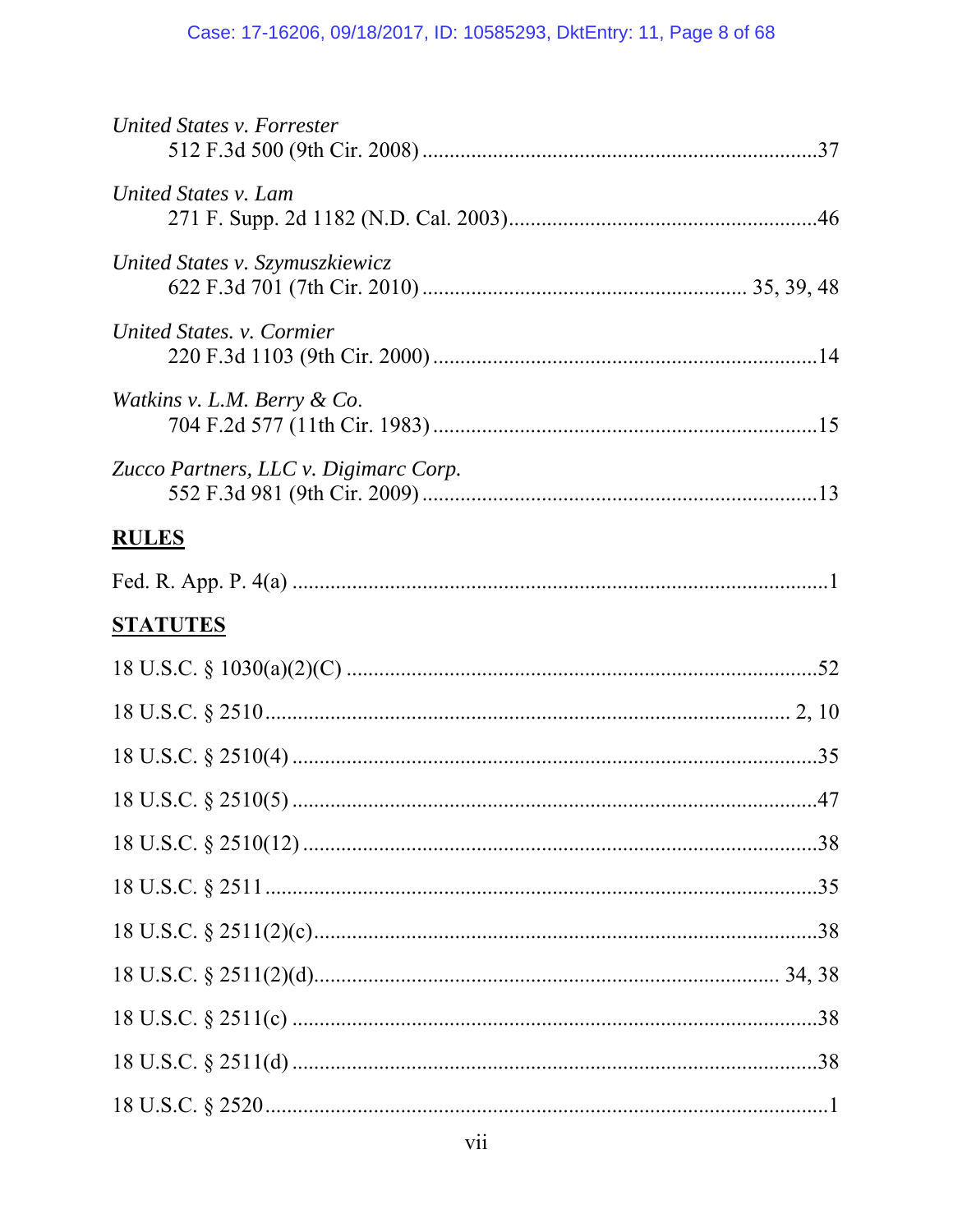*United States v. Forrester*
512 F.3d 500 (9th Cir. 2008) .......................................................................37

*United States v. Lam*
271 F. Supp. 2d 1182 (N.D. Cal. 2003).......................................................46

*United States v. Szymuszkiewicz*
622 F.3d 701 (7th Cir. 2010) ........................................................ 35, 39, 48

*United States. v. Cormier*
220 F.3d 1103 (9th Cir. 2000) .....................................................................14

*Watkins v. L.M. Berry & Co.*
704 F.2d 577 (11th Cir. 1983) .....................................................................15

*Zucco Partners, LLC v. Digimarc Corp.*
552 F.3d 981 (9th Cir. 2009) .......................................................................13

**RULES**

Fed. R. App. P. 4(a) ...................................................................................................1

**STATUTES**

18 U.S.C. § 1030(a)(2)(C) .......................................................................................52

18 U.S.C. § 2510 ................................................................................................ 2, 10

18 U.S.C. § 2510(4) .................................................................................................35

18 U.S.C. § 2510(5) .................................................................................................47

18 U.S.C. § 2510(12) ...............................................................................................38

18 U.S.C. § 2511 ......................................................................................................35

18 U.S.C. § 2511(2)(c).............................................................................................38

18 U.S.C. § 2511(2)(d)...................................................................................... 34, 38

18 U.S.C. § 2511(c) ..................................................................................................38

18 U.S.C. § 2511(d) ..................................................................................................38

18 U.S.C. § 2520 ........................................................................................................1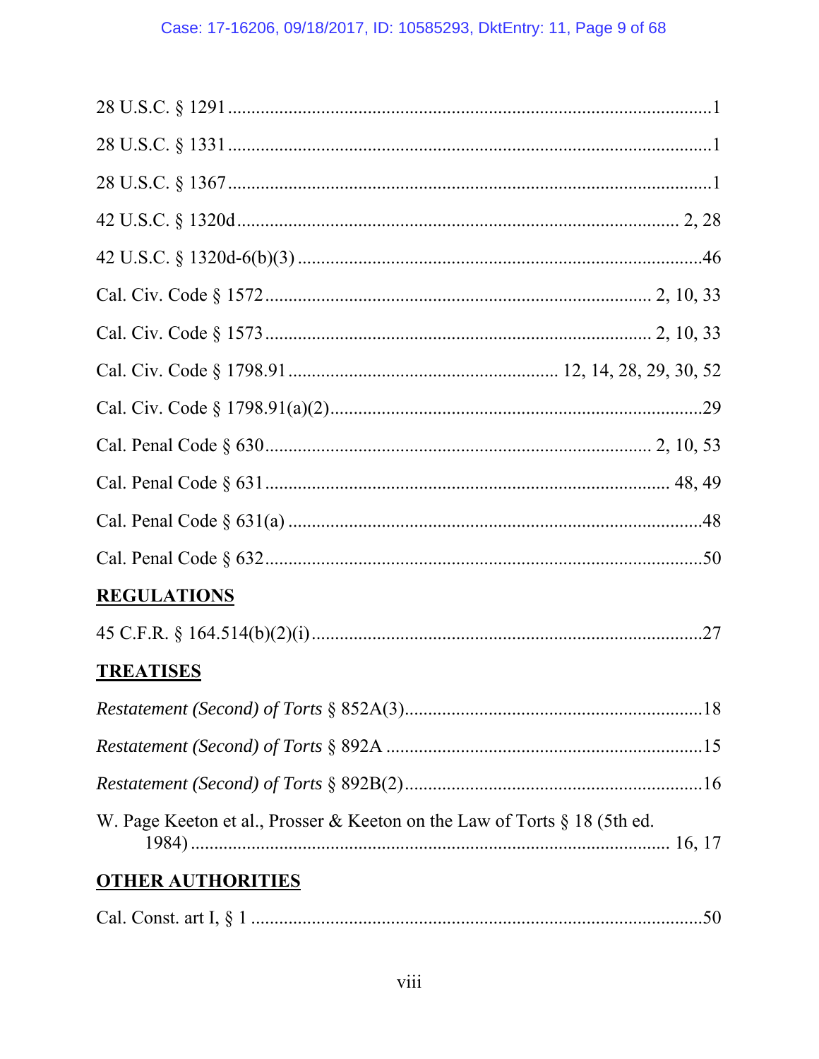28 U.S.C. § 1291 .......................................................................................................1

28 U.S.C. § 1331 .......................................................................................................1

28 U.S.C. § 1367 .......................................................................................................1

42 U.S.C. § 1320d ............................................................................................. 2, 28

42 U.S.C. § 1320d-6(b)(3) ......................................................................................46

Cal. Civ. Code § 1572 ................................................................................ 2, 10, 33

Cal. Civ. Code § 1573 ................................................................................ 2, 10, 33

Cal. Civ. Code § 1798.91 ........................................................ 12, 14, 28, 29, 30, 52

Cal. Civ. Code § 1798.91(a)(2) ...............................................................................29

Cal. Penal Code § 630 ................................................................................ 2, 10, 53

Cal. Penal Code § 631 ......................................................................................... 48, 49

Cal. Penal Code § 631(a) .......................................................................................48

Cal. Penal Code § 632 .............................................................................................50

## REGULATIONS

45 C.F.R. § 164.514(b)(2)(i) ...................................................................................27

## TREATISES

*Restatement (Second) of Torts* § 852A(3) ................................................................18

*Restatement (Second) of Torts* § 892A ...................................................................15

*Restatement (Second) of Torts* § 892B(2) ...............................................................16

W. Page Keeton et al., Prosser & Keeton on the Law of Torts § 18 (5th ed. 1984) ..................................................................................................... 16, 17

## OTHER AUTHORITIES

Cal. Const. art I, § 1 ..............................................................................................50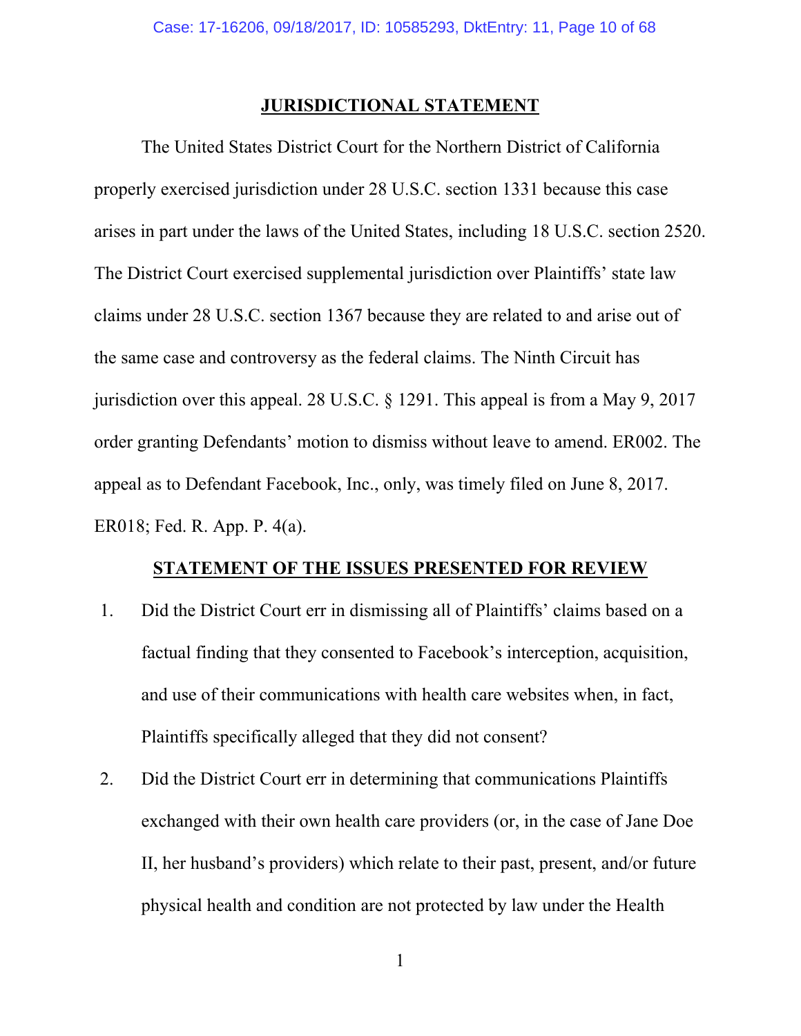## JURISDICTIONAL STATEMENT

The United States District Court for the Northern District of California properly exercised jurisdiction under 28 U.S.C. section 1331 because this case arises in part under the laws of the United States, including 18 U.S.C. section 2520. The District Court exercised supplemental jurisdiction over Plaintiffs' state law claims under 28 U.S.C. section 1367 because they are related to and arise out of the same case and controversy as the federal claims. The Ninth Circuit has jurisdiction over this appeal. 28 U.S.C. § 1291. This appeal is from a May 9, 2017 order granting Defendants' motion to dismiss without leave to amend. ER002. The appeal as to Defendant Facebook, Inc., only, was timely filed on June 8, 2017. ER018; Fed. R. App. P. 4(a).

## STATEMENT OF THE ISSUES PRESENTED FOR REVIEW

1. Did the District Court err in dismissing all of Plaintiffs' claims based on a factual finding that they consented to Facebook's interception, acquisition, and use of their communications with health care websites when, in fact, Plaintiffs specifically alleged that they did not consent?

2. Did the District Court err in determining that communications Plaintiffs exchanged with their own health care providers (or, in the case of Jane Doe II, her husband's providers) which relate to their past, present, and/or future physical health and condition are not protected by law under the Health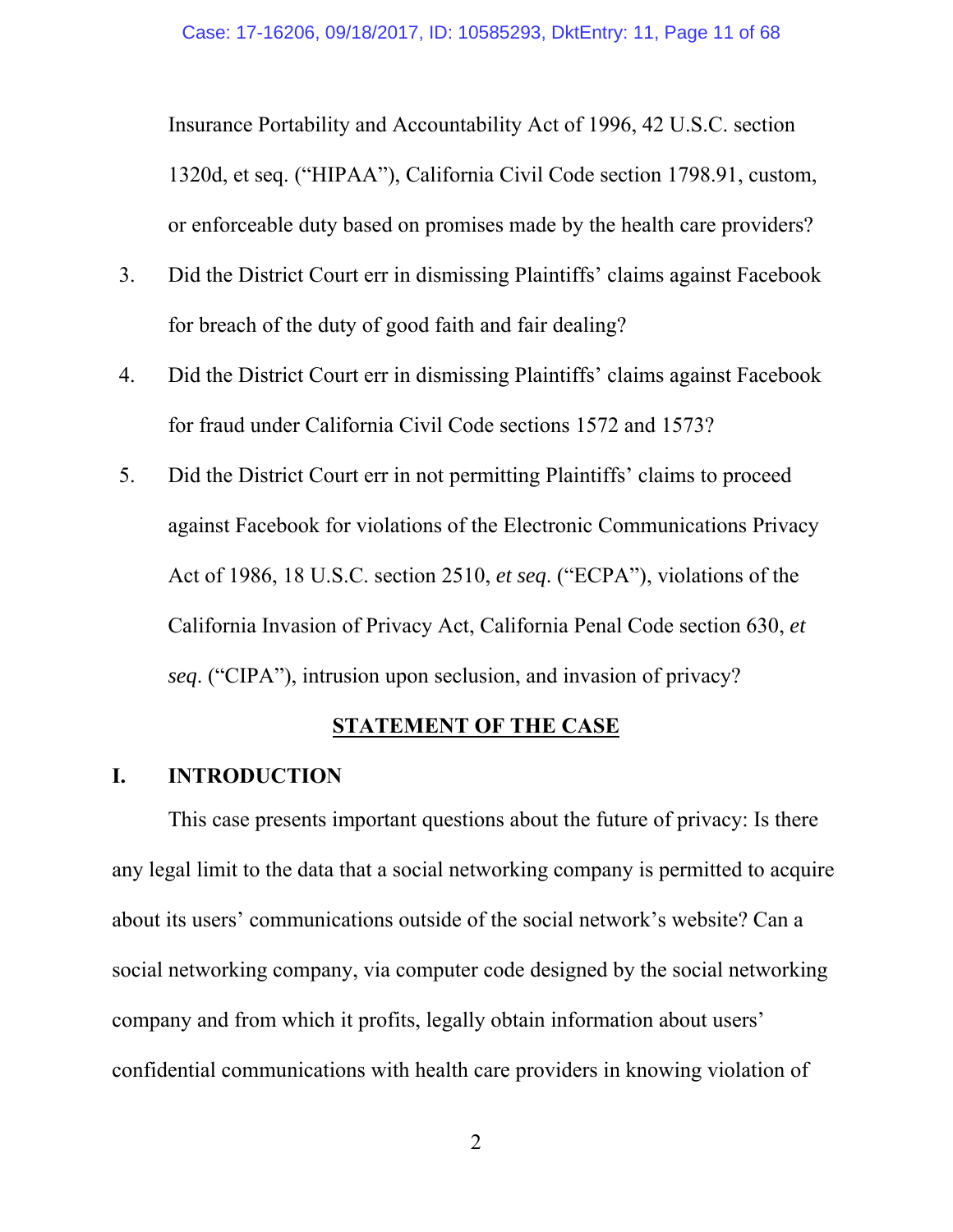Insurance Portability and Accountability Act of 1996, 42 U.S.C. section 1320d, et seq. ("HIPAA"), California Civil Code section 1798.91, custom, or enforceable duty based on promises made by the health care providers?

3. Did the District Court err in dismissing Plaintiffs' claims against Facebook for breach of the duty of good faith and fair dealing?

4. Did the District Court err in dismissing Plaintiffs' claims against Facebook for fraud under California Civil Code sections 1572 and 1573?

5. Did the District Court err in not permitting Plaintiffs' claims to proceed against Facebook for violations of the Electronic Communications Privacy Act of 1986, 18 U.S.C. section 2510, *et seq*. ("ECPA"), violations of the California Invasion of Privacy Act, California Penal Code section 630, *et seq*. ("CIPA"), intrusion upon seclusion, and invasion of privacy?

## STATEMENT OF THE CASE

### I. INTRODUCTION

This case presents important questions about the future of privacy: Is there any legal limit to the data that a social networking company is permitted to acquire about its users' communications outside of the social network's website? Can a social networking company, via computer code designed by the social networking company and from which it profits, legally obtain information about users' confidential communications with health care providers in knowing violation of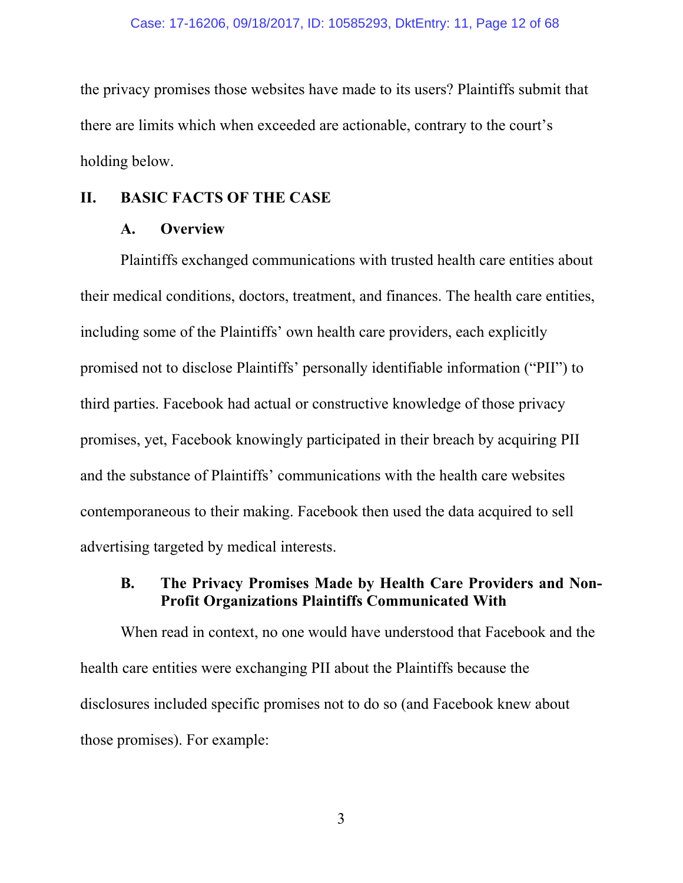the privacy promises those websites have made to its users? Plaintiffs submit that there are limits which when exceeded are actionable, contrary to the court's holding below.

## II. BASIC FACTS OF THE CASE

### A. Overview

Plaintiffs exchanged communications with trusted health care entities about their medical conditions, doctors, treatment, and finances. The health care entities, including some of the Plaintiffs' own health care providers, each explicitly promised not to disclose Plaintiffs' personally identifiable information ("PII") to third parties. Facebook had actual or constructive knowledge of those privacy promises, yet, Facebook knowingly participated in their breach by acquiring PII and the substance of Plaintiffs' communications with the health care websites contemporaneous to their making. Facebook then used the data acquired to sell advertising targeted by medical interests.

### B. The Privacy Promises Made by Health Care Providers and Non-Profit Organizations Plaintiffs Communicated With

When read in context, no one would have understood that Facebook and the health care entities were exchanging PII about the Plaintiffs because the disclosures included specific promises not to do so (and Facebook knew about those promises). For example: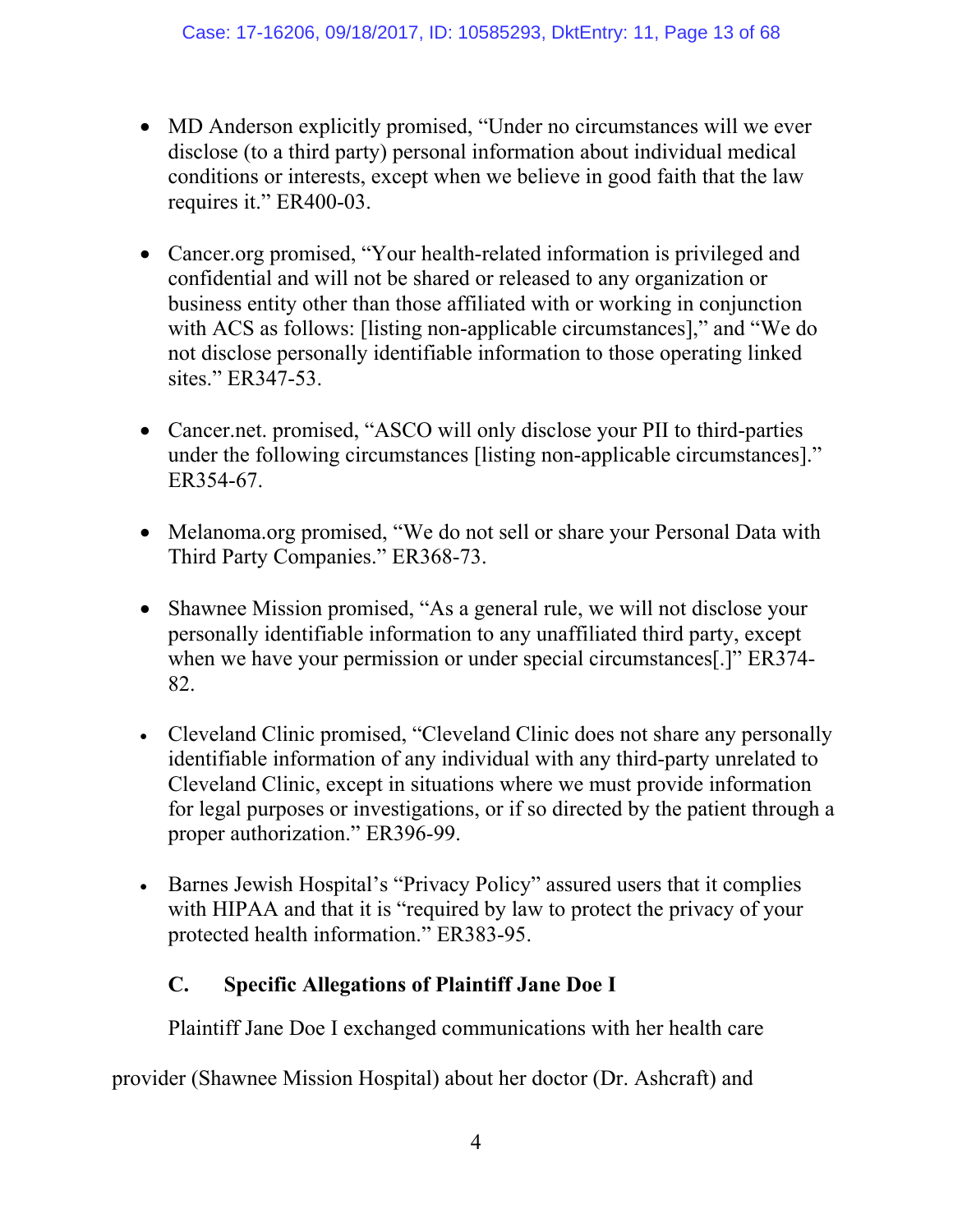- MD Anderson explicitly promised, "Under no circumstances will we ever disclose (to a third party) personal information about individual medical conditions or interests, except when we believe in good faith that the law requires it." ER400-03.

- Cancer.org promised, "Your health-related information is privileged and confidential and will not be shared or released to any organization or business entity other than those affiliated with or working in conjunction with ACS as follows: [listing non-applicable circumstances]," and "We do not disclose personally identifiable information to those operating linked sites." ER347-53.

- Cancer.net. promised, "ASCO will only disclose your PII to third-parties under the following circumstances [listing non-applicable circumstances]." ER354-67.

- Melanoma.org promised, "We do not sell or share your Personal Data with Third Party Companies." ER368-73.

- Shawnee Mission promised, "As a general rule, we will not disclose your personally identifiable information to any unaffiliated third party, except when we have your permission or under special circumstances[.]" ER374-82.

- Cleveland Clinic promised, "Cleveland Clinic does not share any personally identifiable information of any individual with any third-party unrelated to Cleveland Clinic, except in situations where we must provide information for legal purposes or investigations, or if so directed by the patient through a proper authorization." ER396-99.

- Barnes Jewish Hospital's "Privacy Policy" assured users that it complies with HIPAA and that it is "required by law to protect the privacy of your protected health information." ER383-95.

### C. Specific Allegations of Plaintiff Jane Doe I

Plaintiff Jane Doe I exchanged communications with her health care provider (Shawnee Mission Hospital) about her doctor (Dr. Ashcraft) and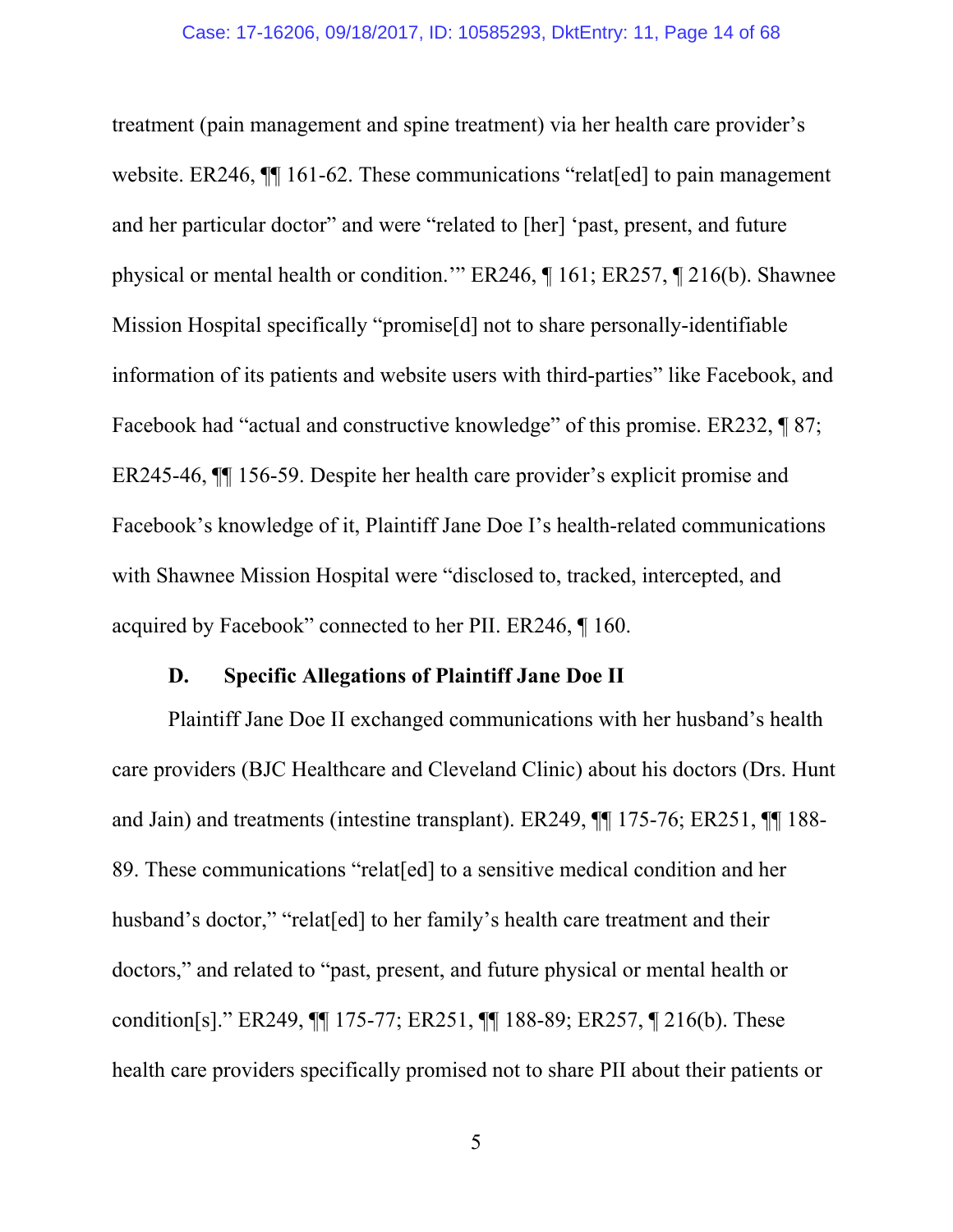treatment (pain management and spine treatment) via her health care provider's website. ER246, ¶¶ 161-62. These communications "relat[ed] to pain management and her particular doctor" and were "related to [her] 'past, present, and future physical or mental health or condition.'" ER246, ¶ 161; ER257, ¶ 216(b). Shawnee Mission Hospital specifically "promise[d] not to share personally-identifiable information of its patients and website users with third-parties" like Facebook, and Facebook had "actual and constructive knowledge" of this promise. ER232, ¶ 87; ER245-46, ¶¶ 156-59. Despite her health care provider's explicit promise and Facebook's knowledge of it, Plaintiff Jane Doe I's health-related communications with Shawnee Mission Hospital were "disclosed to, tracked, intercepted, and acquired by Facebook" connected to her PII. ER246, ¶ 160.

### D. Specific Allegations of Plaintiff Jane Doe II

Plaintiff Jane Doe II exchanged communications with her husband's health care providers (BJC Healthcare and Cleveland Clinic) about his doctors (Drs. Hunt and Jain) and treatments (intestine transplant). ER249, ¶¶ 175-76; ER251, ¶¶ 188-89. These communications "relat[ed] to a sensitive medical condition and her husband's doctor," "relat[ed] to her family's health care treatment and their doctors," and related to "past, present, and future physical or mental health or condition[s]." ER249, ¶¶ 175-77; ER251, ¶¶ 188-89; ER257, ¶ 216(b). These health care providers specifically promised not to share PII about their patients or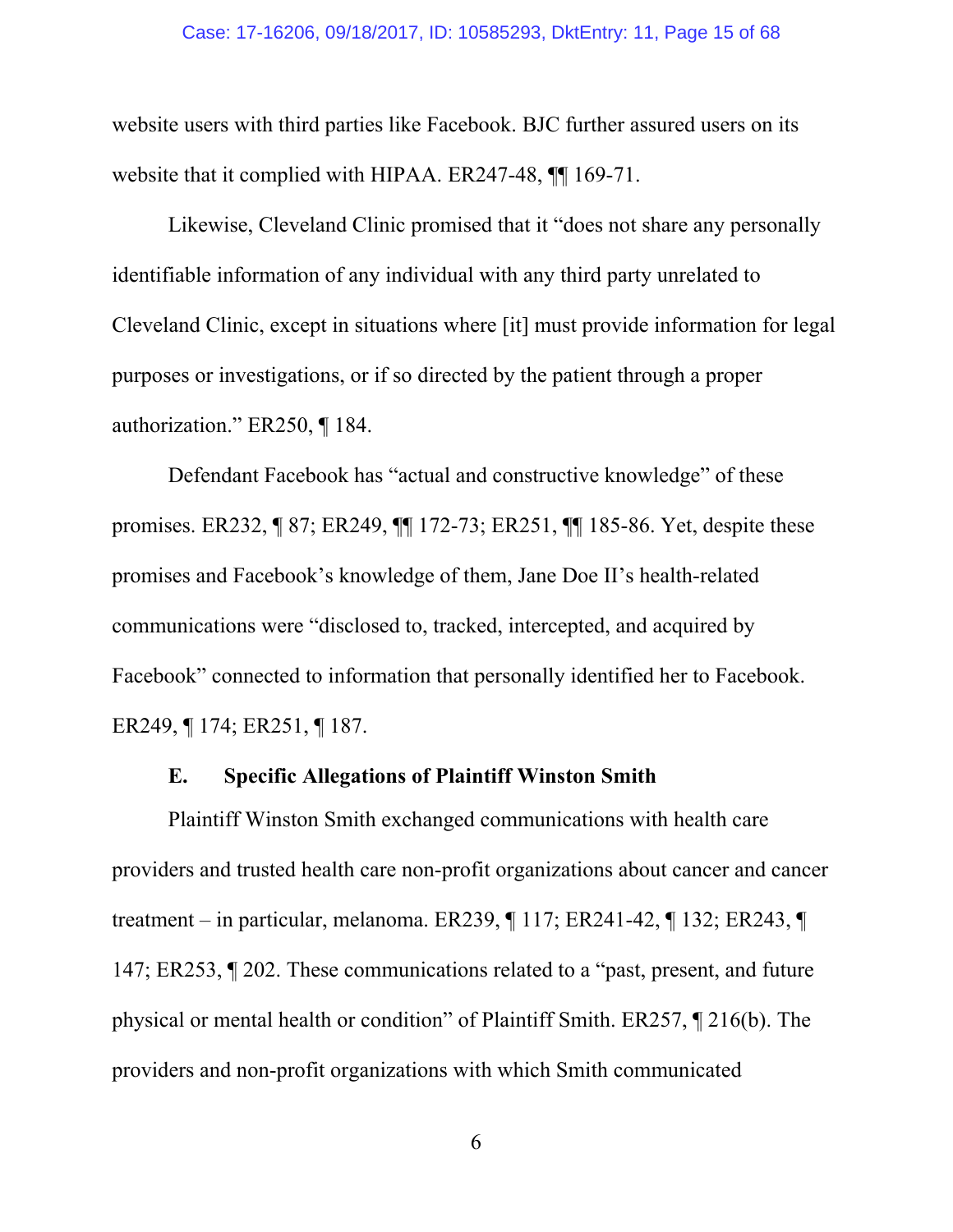website users with third parties like Facebook. BJC further assured users on its website that it complied with HIPAA. ER247-48, ¶¶ 169-71.

Likewise, Cleveland Clinic promised that it "does not share any personally identifiable information of any individual with any third party unrelated to Cleveland Clinic, except in situations where [it] must provide information for legal purposes or investigations, or if so directed by the patient through a proper authorization." ER250, ¶ 184.

Defendant Facebook has "actual and constructive knowledge" of these promises. ER232, ¶ 87; ER249, ¶¶ 172-73; ER251, ¶¶ 185-86. Yet, despite these promises and Facebook's knowledge of them, Jane Doe II's health-related communications were "disclosed to, tracked, intercepted, and acquired by Facebook" connected to information that personally identified her to Facebook. ER249, ¶ 174; ER251, ¶ 187.

### E. Specific Allegations of Plaintiff Winston Smith

Plaintiff Winston Smith exchanged communications with health care providers and trusted health care non-profit organizations about cancer and cancer treatment – in particular, melanoma. ER239, ¶ 117; ER241-42, ¶ 132; ER243, ¶ 147; ER253, ¶ 202. These communications related to a "past, present, and future physical or mental health or condition" of Plaintiff Smith. ER257, ¶ 216(b). The providers and non-profit organizations with which Smith communicated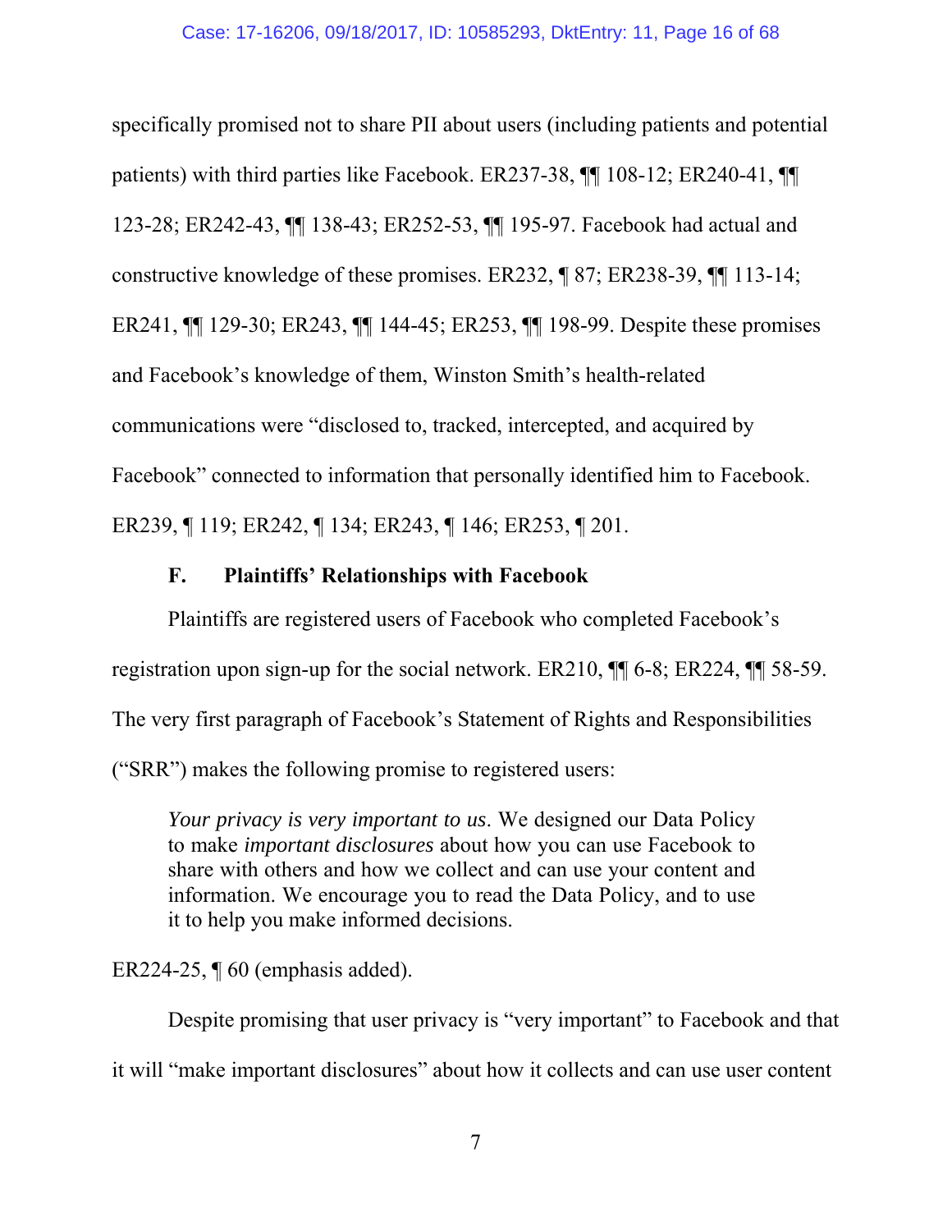specifically promised not to share PII about users (including patients and potential patients) with third parties like Facebook. ER237-38, ¶¶ 108-12; ER240-41, ¶¶ 123-28; ER242-43, ¶¶ 138-43; ER252-53, ¶¶ 195-97. Facebook had actual and constructive knowledge of these promises. ER232, ¶ 87; ER238-39, ¶¶ 113-14; ER241, ¶¶ 129-30; ER243, ¶¶ 144-45; ER253, ¶¶ 198-99. Despite these promises and Facebook's knowledge of them, Winston Smith's health-related communications were "disclosed to, tracked, intercepted, and acquired by Facebook" connected to information that personally identified him to Facebook. ER239, ¶ 119; ER242, ¶ 134; ER243, ¶ 146; ER253, ¶ 201.

### F. Plaintiffs' Relationships with Facebook

Plaintiffs are registered users of Facebook who completed Facebook's registration upon sign-up for the social network. ER210, ¶¶ 6-8; ER224, ¶¶ 58-59. The very first paragraph of Facebook's Statement of Rights and Responsibilities ("SRR") makes the following promise to registered users:

> *Your privacy is very important to us*. We designed our Data Policy to make *important disclosures* about how you can use Facebook to share with others and how we collect and can use your content and information. We encourage you to read the Data Policy, and to use it to help you make informed decisions.

ER224-25, ¶ 60 (emphasis added).

Despite promising that user privacy is "very important" to Facebook and that it will "make important disclosures" about how it collects and can use user content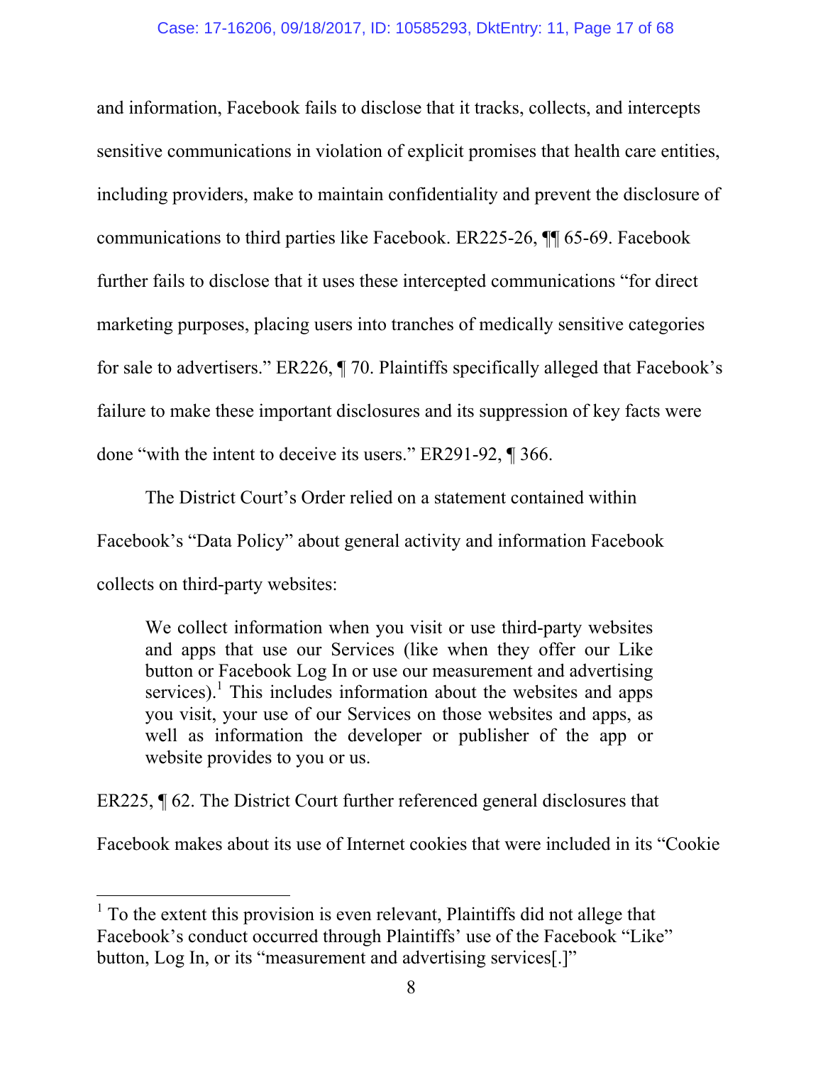and information, Facebook fails to disclose that it tracks, collects, and intercepts sensitive communications in violation of explicit promises that health care entities, including providers, make to maintain confidentiality and prevent the disclosure of communications to third parties like Facebook. ER225-26, ¶¶ 65-69. Facebook further fails to disclose that it uses these intercepted communications "for direct marketing purposes, placing users into tranches of medically sensitive categories for sale to advertisers." ER226, ¶ 70. Plaintiffs specifically alleged that Facebook's failure to make these important disclosures and its suppression of key facts were done "with the intent to deceive its users." ER291-92, ¶ 366.

The District Court's Order relied on a statement contained within Facebook's "Data Policy" about general activity and information Facebook collects on third-party websites:

> We collect information when you visit or use third-party websites and apps that use our Services (like when they offer our Like button or Facebook Log In or use our measurement and advertising services).[1] This includes information about the websites and apps you visit, your use of our Services on those websites and apps, as well as information the developer or publisher of the app or website provides to you or us.

ER225, ¶ 62. The District Court further referenced general disclosures that Facebook makes about its use of Internet cookies that were included in its "Cookie

[1] To the extent this provision is even relevant, Plaintiffs did not allege that Facebook's conduct occurred through Plaintiffs' use of the Facebook "Like" button, Log In, or its "measurement and advertising services[.]"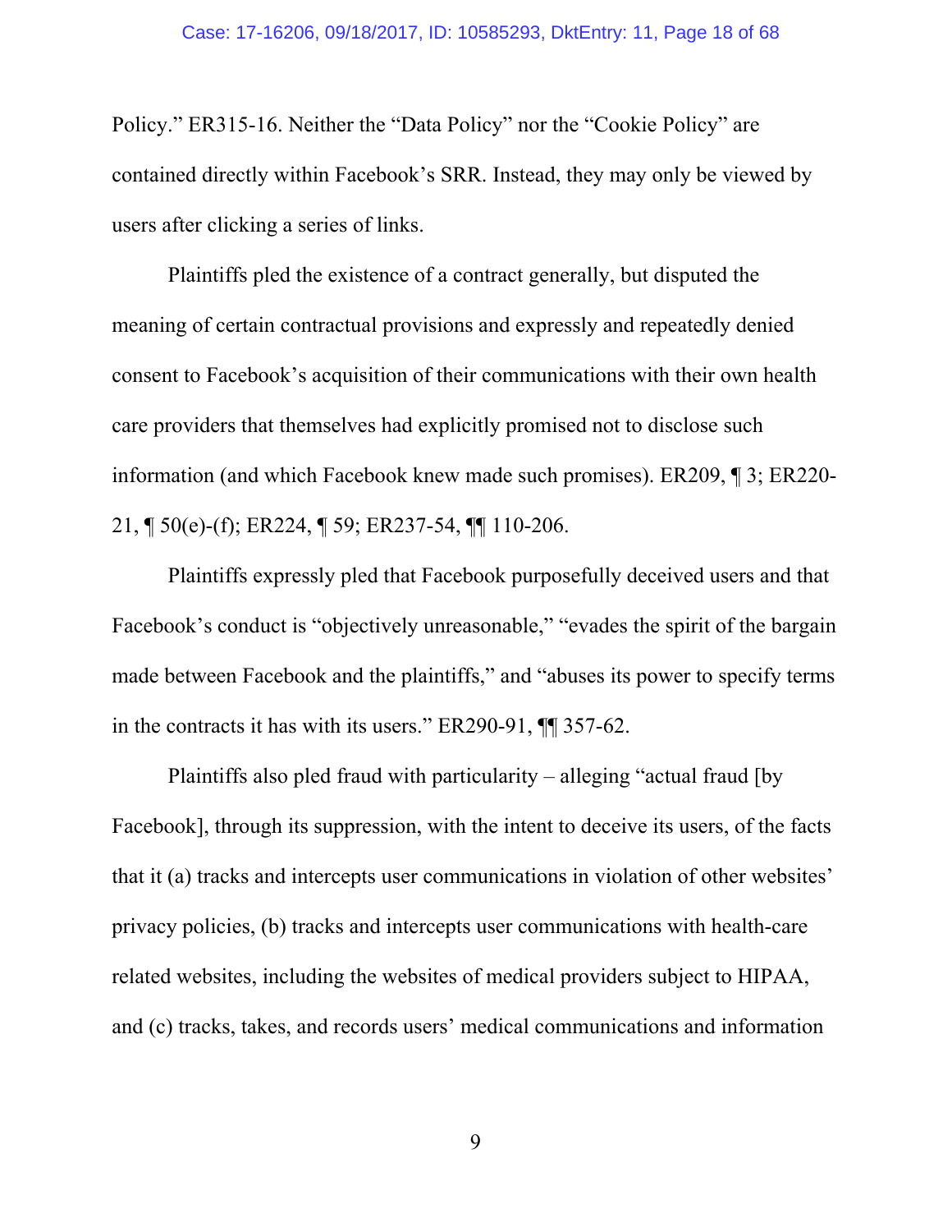Policy." ER315-16. Neither the "Data Policy" nor the "Cookie Policy" are contained directly within Facebook's SRR. Instead, they may only be viewed by users after clicking a series of links.

Plaintiffs pled the existence of a contract generally, but disputed the meaning of certain contractual provisions and expressly and repeatedly denied consent to Facebook's acquisition of their communications with their own health care providers that themselves had explicitly promised not to disclose such information (and which Facebook knew made such promises). ER209, ¶ 3; ER220-21, ¶ 50(e)-(f); ER224, ¶ 59; ER237-54, ¶¶ 110-206.

Plaintiffs expressly pled that Facebook purposefully deceived users and that Facebook's conduct is "objectively unreasonable," "evades the spirit of the bargain made between Facebook and the plaintiffs," and "abuses its power to specify terms in the contracts it has with its users." ER290-91, ¶¶ 357-62.

Plaintiffs also pled fraud with particularity – alleging "actual fraud [by Facebook], through its suppression, with the intent to deceive its users, of the facts that it (a) tracks and intercepts user communications in violation of other websites' privacy policies, (b) tracks and intercepts user communications with health-care related websites, including the websites of medical providers subject to HIPAA, and (c) tracks, takes, and records users' medical communications and information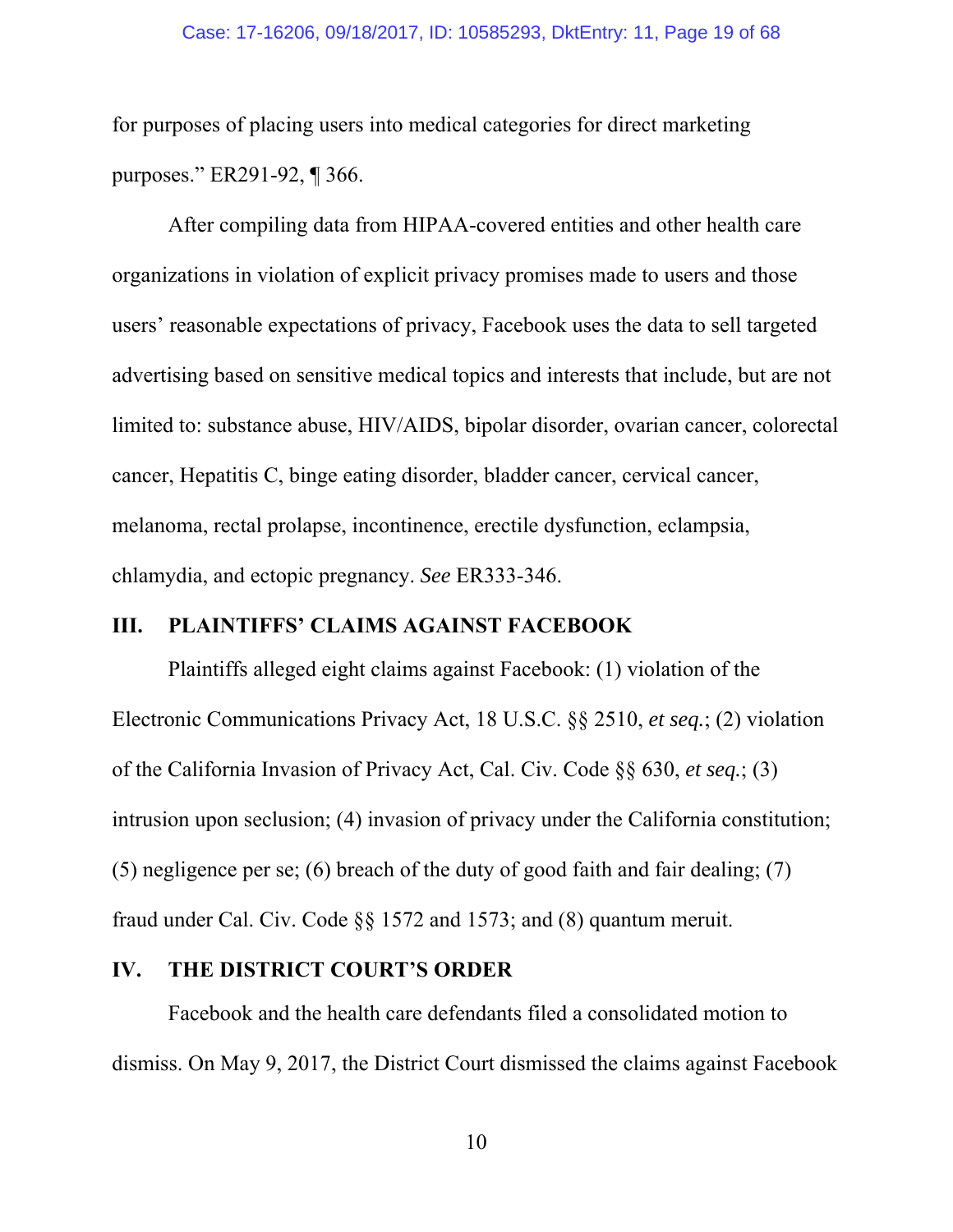for purposes of placing users into medical categories for direct marketing purposes." ER291-92, ¶ 366.

After compiling data from HIPAA-covered entities and other health care organizations in violation of explicit privacy promises made to users and those users' reasonable expectations of privacy, Facebook uses the data to sell targeted advertising based on sensitive medical topics and interests that include, but are not limited to: substance abuse, HIV/AIDS, bipolar disorder, ovarian cancer, colorectal cancer, Hepatitis C, binge eating disorder, bladder cancer, cervical cancer, melanoma, rectal prolapse, incontinence, erectile dysfunction, eclampsia, chlamydia, and ectopic pregnancy. *See* ER333-346.

## III. PLAINTIFFS' CLAIMS AGAINST FACEBOOK

Plaintiffs alleged eight claims against Facebook: (1) violation of the Electronic Communications Privacy Act, 18 U.S.C. §§ 2510, *et seq.*; (2) violation of the California Invasion of Privacy Act, Cal. Civ. Code §§ 630, *et seq.*; (3) intrusion upon seclusion; (4) invasion of privacy under the California constitution; (5) negligence per se; (6) breach of the duty of good faith and fair dealing; (7) fraud under Cal. Civ. Code §§ 1572 and 1573; and (8) quantum meruit.

## IV. THE DISTRICT COURT'S ORDER

Facebook and the health care defendants filed a consolidated motion to dismiss. On May 9, 2017, the District Court dismissed the claims against Facebook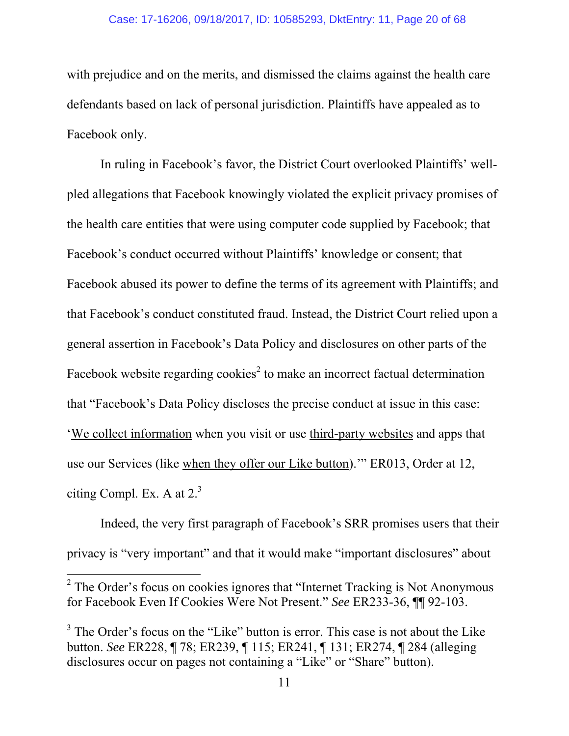with prejudice and on the merits, and dismissed the claims against the health care defendants based on lack of personal jurisdiction. Plaintiffs have appealed as to Facebook only.

In ruling in Facebook's favor, the District Court overlooked Plaintiffs' well-pled allegations that Facebook knowingly violated the explicit privacy promises of the health care entities that were using computer code supplied by Facebook; that Facebook's conduct occurred without Plaintiffs' knowledge or consent; that Facebook abused its power to define the terms of its agreement with Plaintiffs; and that Facebook's conduct constituted fraud. Instead, the District Court relied upon a general assertion in Facebook's Data Policy and disclosures on other parts of the Facebook website regarding cookies[2] to make an incorrect factual determination that "Facebook's Data Policy discloses the precise conduct at issue in this case: '<u>We collect information</u> when you visit or use <u>third-party websites</u> and apps that use our Services (like <u>when they offer our Like button</u>).'" ER013, Order at 12, citing Compl. Ex. A at 2.[3]

Indeed, the very first paragraph of Facebook's SRR promises users that their privacy is "very important" and that it would make "important disclosures" about

---

[2] The Order's focus on cookies ignores that "Internet Tracking is Not Anonymous for Facebook Even If Cookies Were Not Present." *See* ER233-36, ¶¶ 92-103.

[3] The Order's focus on the "Like" button is error. This case is not about the Like button. *See* ER228, ¶ 78; ER239, ¶ 115; ER241, ¶ 131; ER274, ¶ 284 (alleging disclosures occur on pages not containing a "Like" or "Share" button).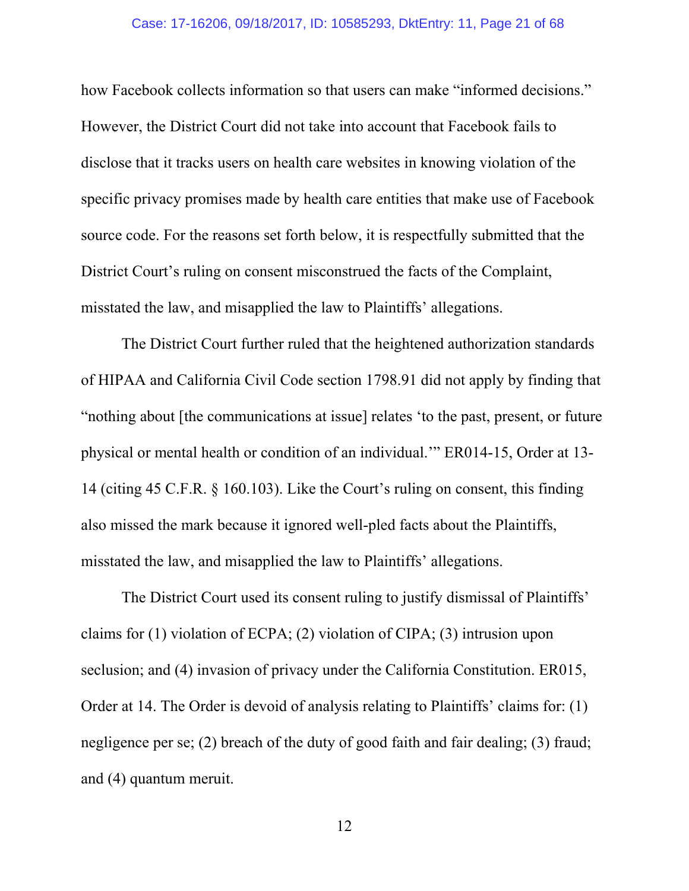how Facebook collects information so that users can make "informed decisions." However, the District Court did not take into account that Facebook fails to disclose that it tracks users on health care websites in knowing violation of the specific privacy promises made by health care entities that make use of Facebook source code. For the reasons set forth below, it is respectfully submitted that the District Court's ruling on consent misconstrued the facts of the Complaint, misstated the law, and misapplied the law to Plaintiffs' allegations.

The District Court further ruled that the heightened authorization standards of HIPAA and California Civil Code section 1798.91 did not apply by finding that "nothing about [the communications at issue] relates 'to the past, present, or future physical or mental health or condition of an individual.'" ER014-15, Order at 13-14 (citing 45 C.F.R. § 160.103). Like the Court's ruling on consent, this finding also missed the mark because it ignored well-pled facts about the Plaintiffs, misstated the law, and misapplied the law to Plaintiffs' allegations.

The District Court used its consent ruling to justify dismissal of Plaintiffs' claims for (1) violation of ECPA; (2) violation of CIPA; (3) intrusion upon seclusion; and (4) invasion of privacy under the California Constitution. ER015, Order at 14. The Order is devoid of analysis relating to Plaintiffs' claims for: (1) negligence per se; (2) breach of the duty of good faith and fair dealing; (3) fraud; and (4) quantum meruit.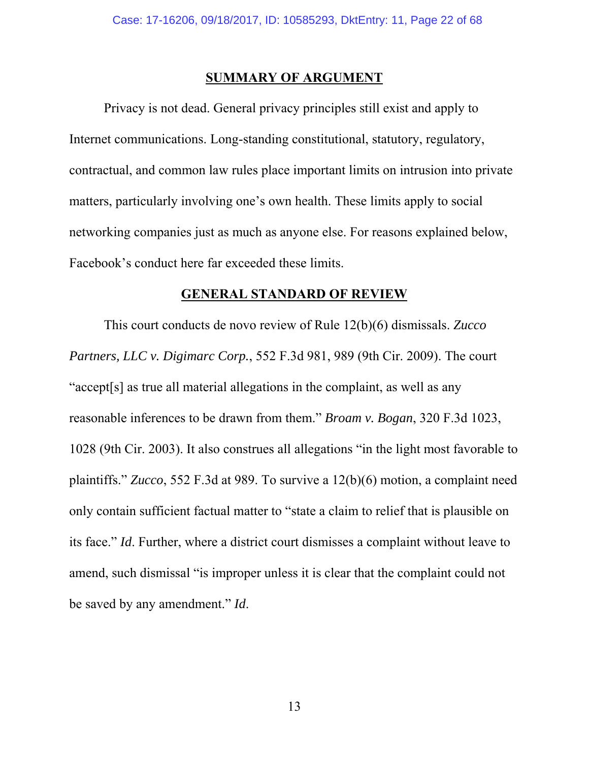## SUMMARY OF ARGUMENT

Privacy is not dead. General privacy principles still exist and apply to Internet communications. Long-standing constitutional, statutory, regulatory, contractual, and common law rules place important limits on intrusion into private matters, particularly involving one's own health. These limits apply to social networking companies just as much as anyone else. For reasons explained below, Facebook's conduct here far exceeded these limits.

## GENERAL STANDARD OF REVIEW

This court conducts de novo review of Rule 12(b)(6) dismissals. *Zucco Partners, LLC v. Digimarc Corp.*, 552 F.3d 981, 989 (9th Cir. 2009). The court "accept[s] as true all material allegations in the complaint, as well as any reasonable inferences to be drawn from them." *Broam v. Bogan*, 320 F.3d 1023, 1028 (9th Cir. 2003). It also construes all allegations "in the light most favorable to plaintiffs." *Zucco*, 552 F.3d at 989. To survive a 12(b)(6) motion, a complaint need only contain sufficient factual matter to "state a claim to relief that is plausible on its face." *Id*. Further, where a district court dismisses a complaint without leave to amend, such dismissal "is improper unless it is clear that the complaint could not be saved by any amendment." *Id*.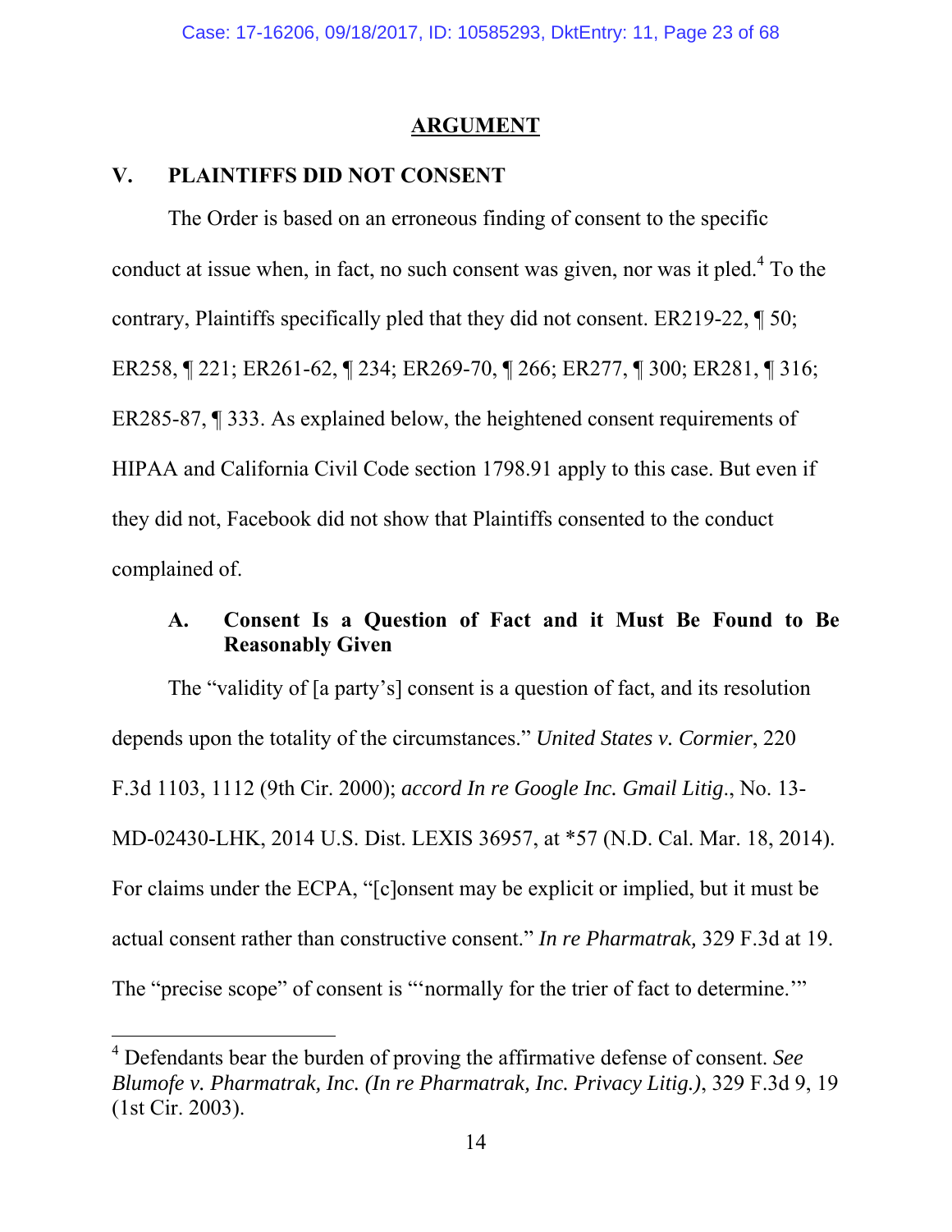## ARGUMENT

## V. PLAINTIFFS DID NOT CONSENT

The Order is based on an erroneous finding of consent to the specific conduct at issue when, in fact, no such consent was given, nor was it pled.[4] To the contrary, Plaintiffs specifically pled that they did not consent. ER219-22, ¶ 50; ER258, ¶ 221; ER261-62, ¶ 234; ER269-70, ¶ 266; ER277, ¶ 300; ER281, ¶ 316; ER285-87, ¶ 333. As explained below, the heightened consent requirements of HIPAA and California Civil Code section 1798.91 apply to this case. But even if they did not, Facebook did not show that Plaintiffs consented to the conduct complained of.

### A. Consent Is a Question of Fact and it Must Be Found to Be Reasonably Given

The "validity of [a party's] consent is a question of fact, and its resolution depends upon the totality of the circumstances." *United States v. Cormier*, 220 F.3d 1103, 1112 (9th Cir. 2000); *accord In re Google Inc. Gmail Litig.*, No. 13-MD-02430-LHK, 2014 U.S. Dist. LEXIS 36957, at *57 (N.D. Cal. Mar. 18, 2014). For claims under the ECPA, "[c]onsent may be explicit or implied, but it must be actual consent rather than constructive consent." *In re Pharmatrak,* 329 F.3d at 19. The "precise scope" of consent is "'normally for the trier of fact to determine.'"

---

[4] Defendants bear the burden of proving the affirmative defense of consent. *See Blumofe v. Pharmatrak, Inc. (In re Pharmatrak, Inc. Privacy Litig.)*, 329 F.3d 9, 19 (1st Cir. 2003).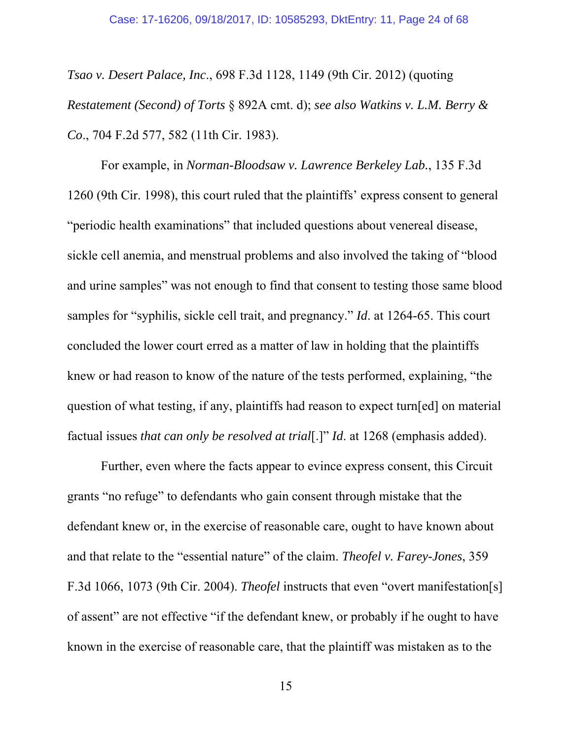*Tsao v. Desert Palace, Inc*., 698 F.3d 1128, 1149 (9th Cir. 2012) (quoting *Restatement (Second) of Torts* § 892A cmt. d); *see also Watkins v. L.M. Berry & Co*., 704 F.2d 577, 582 (11th Cir. 1983).

For example, in *Norman-Bloodsaw v. Lawrence Berkeley Lab.*, 135 F.3d 1260 (9th Cir. 1998), this court ruled that the plaintiffs' express consent to general "periodic health examinations" that included questions about venereal disease, sickle cell anemia, and menstrual problems and also involved the taking of "blood and urine samples" was not enough to find that consent to testing those same blood samples for "syphilis, sickle cell trait, and pregnancy." *Id*. at 1264-65. This court concluded the lower court erred as a matter of law in holding that the plaintiffs knew or had reason to know of the nature of the tests performed, explaining, "the question of what testing, if any, plaintiffs had reason to expect turn[ed] on material factual issues *that can only be resolved at trial*[.]" *Id*. at 1268 (emphasis added).

Further, even where the facts appear to evince express consent, this Circuit grants "no refuge" to defendants who gain consent through mistake that the defendant knew or, in the exercise of reasonable care, ought to have known about and that relate to the "essential nature" of the claim. *Theofel v. Farey-Jones*, 359 F.3d 1066, 1073 (9th Cir. 2004). *Theofel* instructs that even "overt manifestation[s] of assent" are not effective "if the defendant knew, or probably if he ought to have known in the exercise of reasonable care, that the plaintiff was mistaken as to the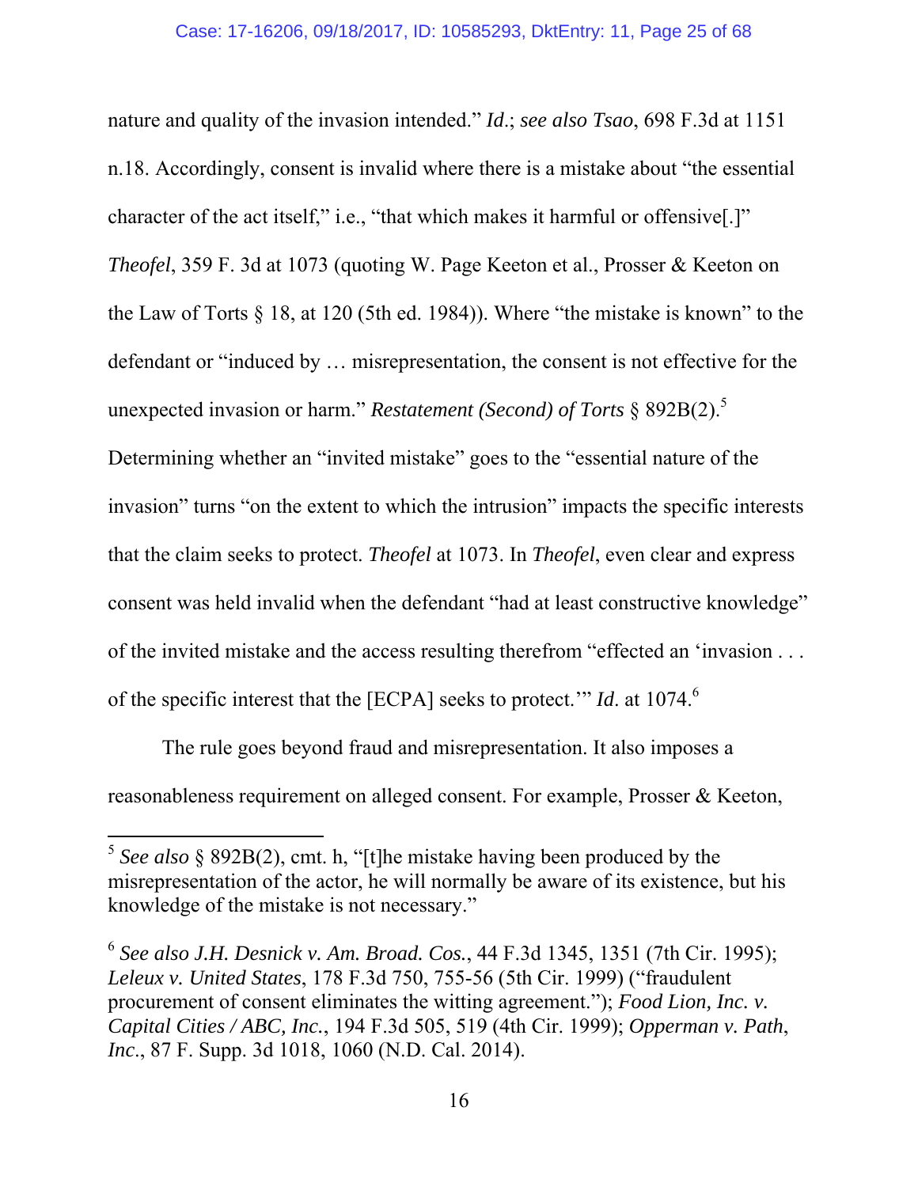nature and quality of the invasion intended." *Id.*; *see also Tsao*, 698 F.3d at 1151 n.18. Accordingly, consent is invalid where there is a mistake about "the essential character of the act itself," i.e., "that which makes it harmful or offensive[.]" *Theofel*, 359 F. 3d at 1073 (quoting W. Page Keeton et al., Prosser & Keeton on the Law of Torts § 18, at 120 (5th ed. 1984)). Where "the mistake is known" to the defendant or "induced by … misrepresentation, the consent is not effective for the unexpected invasion or harm." *Restatement (Second) of Torts* § 892B(2).[5] Determining whether an "invited mistake" goes to the "essential nature of the invasion" turns "on the extent to which the intrusion" impacts the specific interests that the claim seeks to protect. *Theofel* at 1073. In *Theofel*, even clear and express consent was held invalid when the defendant "had at least constructive knowledge" of the invited mistake and the access resulting therefrom "effected an 'invasion . . . of the specific interest that the [ECPA] seeks to protect.'" *Id*. at 1074.[6]

The rule goes beyond fraud and misrepresentation. It also imposes a reasonableness requirement on alleged consent. For example, Prosser & Keeton,

---

[5] *See also* § 892B(2), cmt. h, "[t]he mistake having been produced by the misrepresentation of the actor, he will normally be aware of its existence, but his knowledge of the mistake is not necessary."

[6] *See also J.H. Desnick v. Am. Broad. Cos.*, 44 F.3d 1345, 1351 (7th Cir. 1995); *Leleux v. United States*, 178 F.3d 750, 755-56 (5th Cir. 1999) ("fraudulent procurement of consent eliminates the witting agreement."); *Food Lion, Inc. v. Capital Cities / ABC, Inc.*, 194 F.3d 505, 519 (4th Cir. 1999); *Opperman v. Path, Inc.*, 87 F. Supp. 3d 1018, 1060 (N.D. Cal. 2014).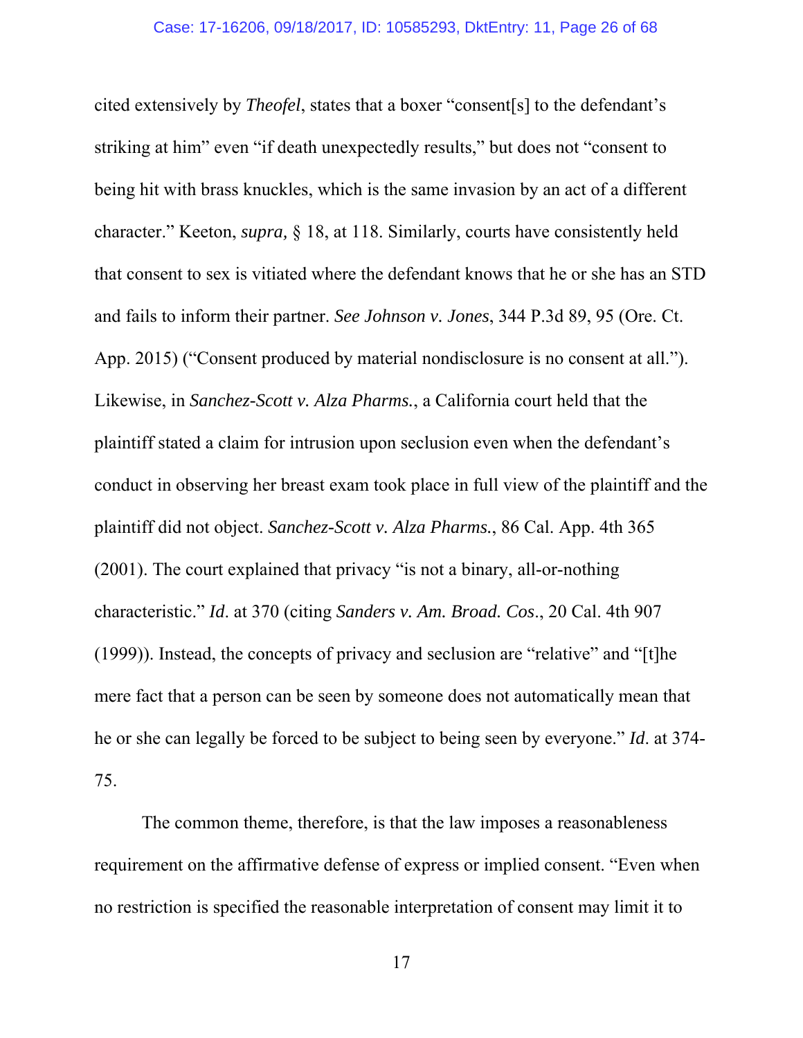cited extensively by *Theofel*, states that a boxer "consent[s] to the defendant's striking at him" even "if death unexpectedly results," but does not "consent to being hit with brass knuckles, which is the same invasion by an act of a different character." Keeton, *supra,* § 18, at 118. Similarly, courts have consistently held that consent to sex is vitiated where the defendant knows that he or she has an STD and fails to inform their partner. *See Johnson v. Jones*, 344 P.3d 89, 95 (Ore. Ct. App. 2015) ("Consent produced by material nondisclosure is no consent at all."). Likewise, in *Sanchez-Scott v. Alza Pharms.*, a California court held that the plaintiff stated a claim for intrusion upon seclusion even when the defendant's conduct in observing her breast exam took place in full view of the plaintiff and the plaintiff did not object. *Sanchez-Scott v. Alza Pharms.*, 86 Cal. App. 4th 365 (2001). The court explained that privacy "is not a binary, all-or-nothing characteristic." *Id*. at 370 (citing *Sanders v. Am. Broad. Cos*., 20 Cal. 4th 907 (1999)). Instead, the concepts of privacy and seclusion are "relative" and "[t]he mere fact that a person can be seen by someone does not automatically mean that he or she can legally be forced to be subject to being seen by everyone." *Id*. at 374-75.

The common theme, therefore, is that the law imposes a reasonableness requirement on the affirmative defense of express or implied consent. "Even when no restriction is specified the reasonable interpretation of consent may limit it to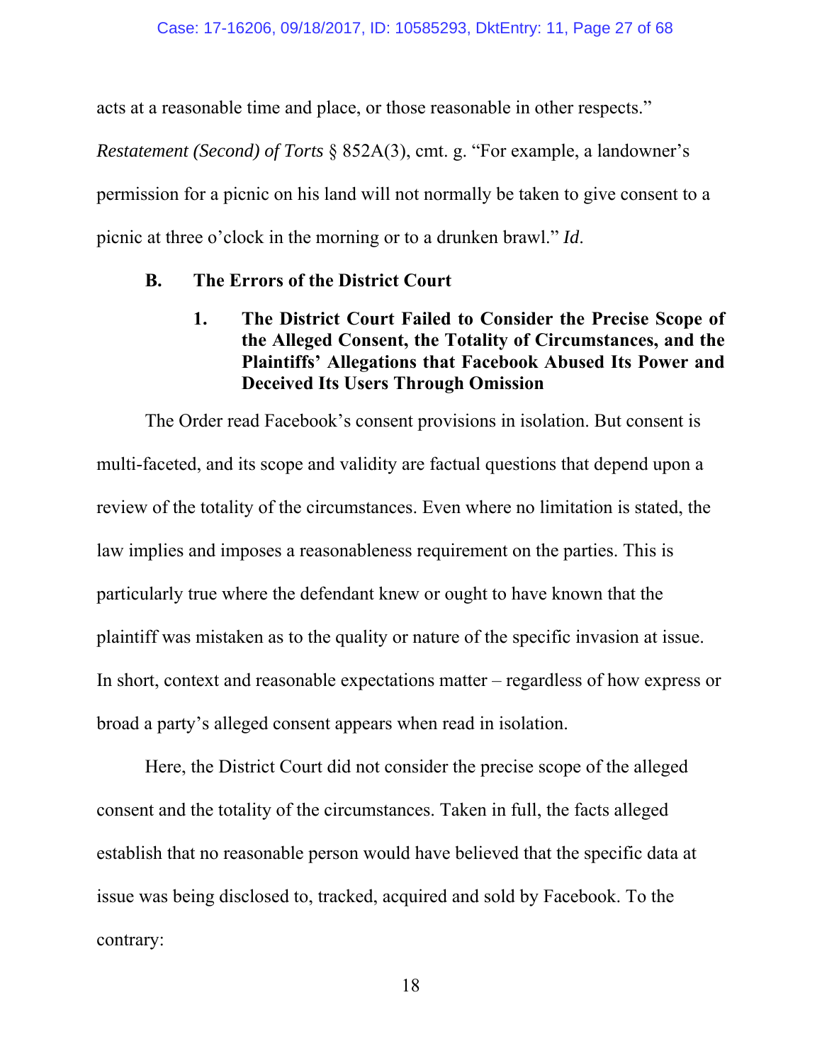acts at a reasonable time and place, or those reasonable in other respects." *Restatement (Second) of Torts* § 852A(3), cmt. g. "For example, a landowner's permission for a picnic on his land will not normally be taken to give consent to a picnic at three o'clock in the morning or to a drunken brawl." *Id*.

### B. The Errors of the District Court

#### 1. The District Court Failed to Consider the Precise Scope of the Alleged Consent, the Totality of Circumstances, and the Plaintiffs' Allegations that Facebook Abused Its Power and Deceived Its Users Through Omission

The Order read Facebook's consent provisions in isolation. But consent is multi-faceted, and its scope and validity are factual questions that depend upon a review of the totality of the circumstances. Even where no limitation is stated, the law implies and imposes a reasonableness requirement on the parties. This is particularly true where the defendant knew or ought to have known that the plaintiff was mistaken as to the quality or nature of the specific invasion at issue. In short, context and reasonable expectations matter – regardless of how express or broad a party's alleged consent appears when read in isolation.

Here, the District Court did not consider the precise scope of the alleged consent and the totality of the circumstances. Taken in full, the facts alleged establish that no reasonable person would have believed that the specific data at issue was being disclosed to, tracked, acquired and sold by Facebook. To the contrary: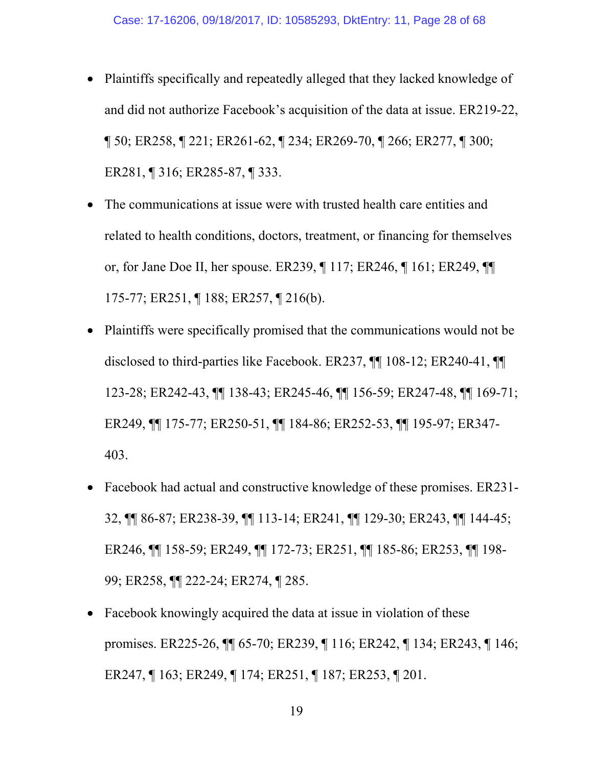- Plaintiffs specifically and repeatedly alleged that they lacked knowledge of and did not authorize Facebook's acquisition of the data at issue. ER219-22, ¶ 50; ER258, ¶ 221; ER261-62, ¶ 234; ER269-70, ¶ 266; ER277, ¶ 300; ER281, ¶ 316; ER285-87, ¶ 333.
- The communications at issue were with trusted health care entities and related to health conditions, doctors, treatment, or financing for themselves or, for Jane Doe II, her spouse. ER239, ¶ 117; ER246, ¶ 161; ER249, ¶¶ 175-77; ER251, ¶ 188; ER257, ¶ 216(b).
- Plaintiffs were specifically promised that the communications would not be disclosed to third-parties like Facebook. ER237, ¶¶ 108-12; ER240-41, ¶¶ 123-28; ER242-43, ¶¶ 138-43; ER245-46, ¶¶ 156-59; ER247-48, ¶¶ 169-71; ER249, ¶¶ 175-77; ER250-51, ¶¶ 184-86; ER252-53, ¶¶ 195-97; ER347-403.
- Facebook had actual and constructive knowledge of these promises. ER231-32, ¶¶ 86-87; ER238-39, ¶¶ 113-14; ER241, ¶¶ 129-30; ER243, ¶¶ 144-45; ER246, ¶¶ 158-59; ER249, ¶¶ 172-73; ER251, ¶¶ 185-86; ER253, ¶¶ 198-99; ER258, ¶¶ 222-24; ER274, ¶ 285.
- Facebook knowingly acquired the data at issue in violation of these promises. ER225-26, ¶¶ 65-70; ER239, ¶ 116; ER242, ¶ 134; ER243, ¶ 146; ER247, ¶ 163; ER249, ¶ 174; ER251, ¶ 187; ER253, ¶ 201.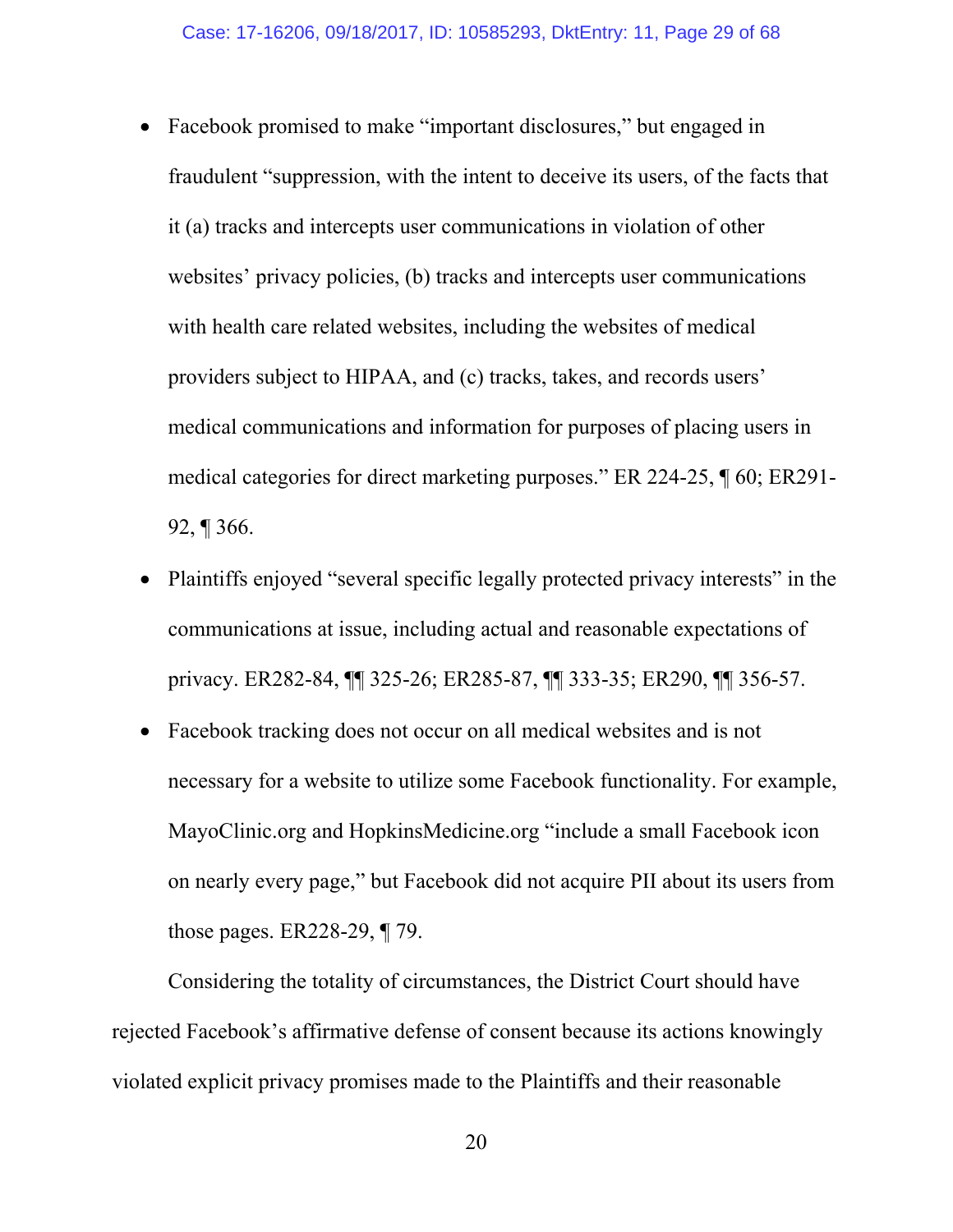- Facebook promised to make "important disclosures," but engaged in fraudulent "suppression, with the intent to deceive its users, of the facts that it (a) tracks and intercepts user communications in violation of other websites' privacy policies, (b) tracks and intercepts user communications with health care related websites, including the websites of medical providers subject to HIPAA, and (c) tracks, takes, and records users' medical communications and information for purposes of placing users in medical categories for direct marketing purposes." ER 224-25, ¶ 60; ER291-92, ¶ 366.
- Plaintiffs enjoyed "several specific legally protected privacy interests" in the communications at issue, including actual and reasonable expectations of privacy. ER282-84, ¶¶ 325-26; ER285-87, ¶¶ 333-35; ER290, ¶¶ 356-57.
- Facebook tracking does not occur on all medical websites and is not necessary for a website to utilize some Facebook functionality. For example, MayoClinic.org and HopkinsMedicine.org "include a small Facebook icon on nearly every page," but Facebook did not acquire PII about its users from those pages. ER228-29, ¶ 79.

Considering the totality of circumstances, the District Court should have rejected Facebook's affirmative defense of consent because its actions knowingly violated explicit privacy promises made to the Plaintiffs and their reasonable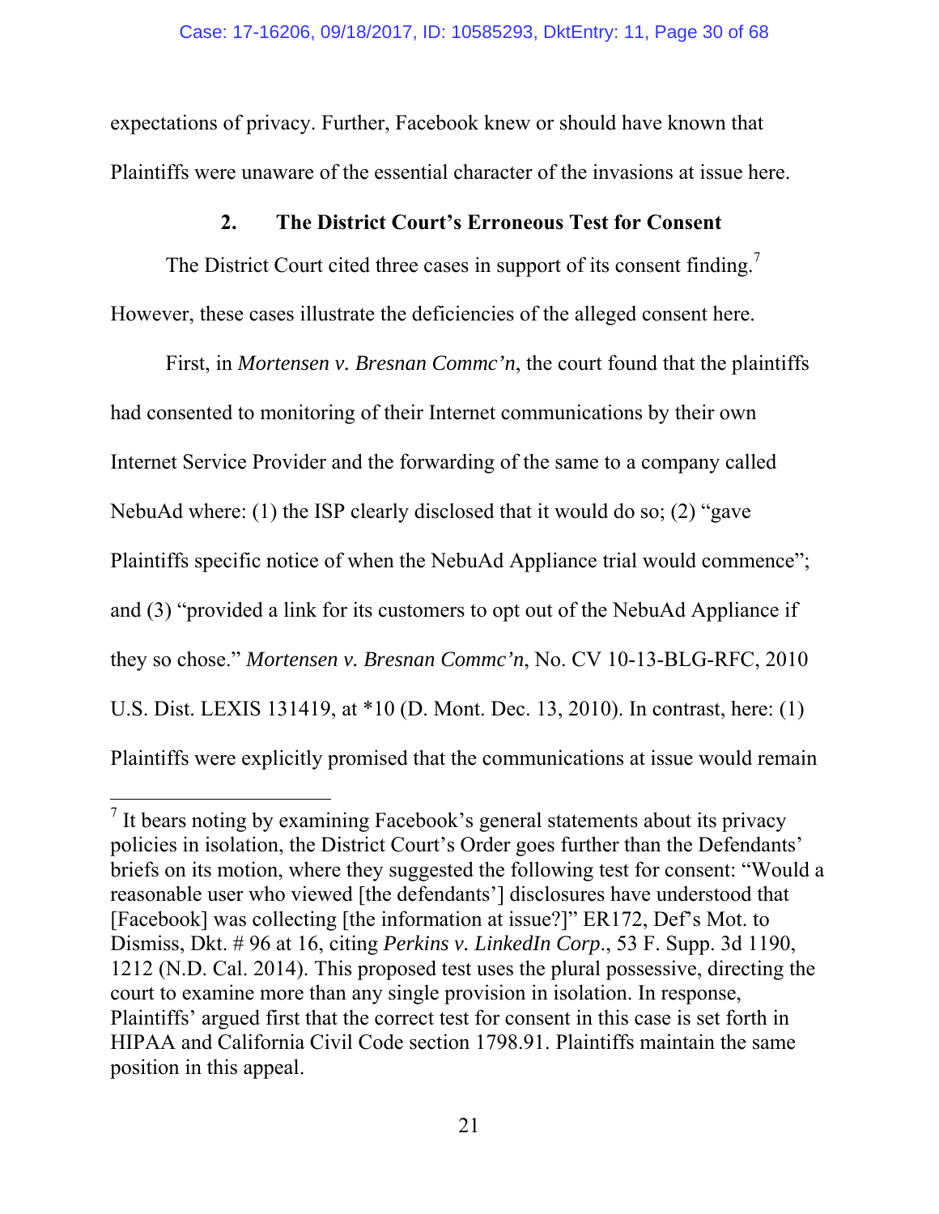expectations of privacy. Further, Facebook knew or should have known that Plaintiffs were unaware of the essential character of the invasions at issue here.

### 2. The District Court's Erroneous Test for Consent

The District Court cited three cases in support of its consent finding.[7] However, these cases illustrate the deficiencies of the alleged consent here.

First, in *Mortensen v. Bresnan Commc'n*, the court found that the plaintiffs had consented to monitoring of their Internet communications by their own Internet Service Provider and the forwarding of the same to a company called NebuAd where: (1) the ISP clearly disclosed that it would do so; (2) "gave Plaintiffs specific notice of when the NebuAd Appliance trial would commence"; and (3) "provided a link for its customers to opt out of the NebuAd Appliance if they so chose." *Mortensen v. Bresnan Commc'n*, No. CV 10-13-BLG-RFC, 2010 U.S. Dist. LEXIS 131419, at *10 (D. Mont. Dec. 13, 2010). In contrast, here: (1) Plaintiffs were explicitly promised that the communications at issue would remain

---

[7] It bears noting by examining Facebook's general statements about its privacy policies in isolation, the District Court's Order goes further than the Defendants' briefs on its motion, where they suggested the following test for consent: "Would a reasonable user who viewed [the defendants'] disclosures have understood that [Facebook] was collecting [the information at issue?]" ER172, Def's Mot. to Dismiss, Dkt. # 96 at 16, citing *Perkins v. LinkedIn Corp*., 53 F. Supp. 3d 1190, 1212 (N.D. Cal. 2014). This proposed test uses the plural possessive, directing the court to examine more than any single provision in isolation. In response, Plaintiffs' argued first that the correct test for consent in this case is set forth in HIPAA and California Civil Code section 1798.91. Plaintiffs maintain the same position in this appeal.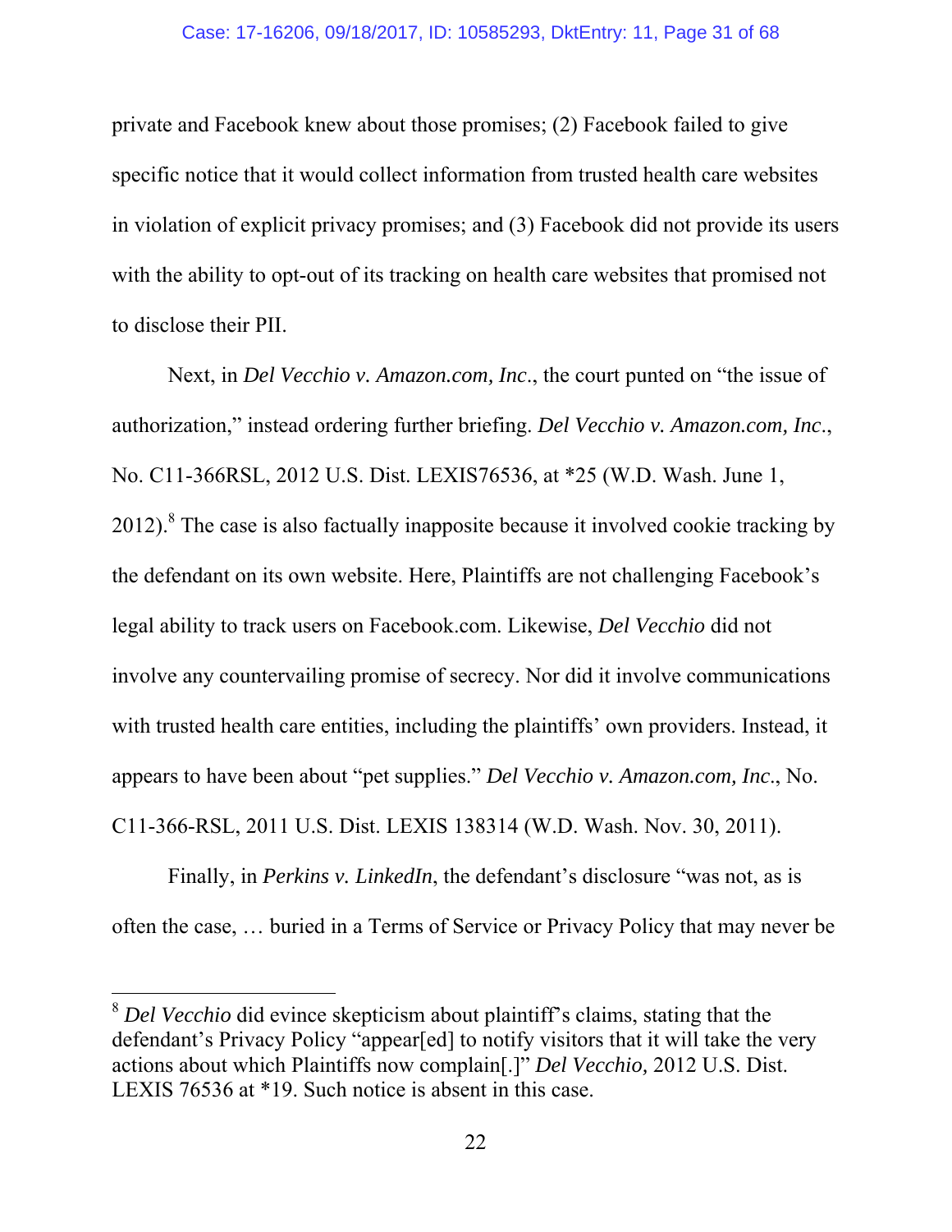private and Facebook knew about those promises; (2) Facebook failed to give specific notice that it would collect information from trusted health care websites in violation of explicit privacy promises; and (3) Facebook did not provide its users with the ability to opt-out of its tracking on health care websites that promised not to disclose their PII.

Next, in *Del Vecchio v. Amazon.com, Inc*., the court punted on "the issue of authorization," instead ordering further briefing. *Del Vecchio v. Amazon.com, Inc*., No. C11-366RSL, 2012 U.S. Dist. LEXIS76536, at *25 (W.D. Wash. June 1, 2012).[8] The case is also factually inapposite because it involved cookie tracking by the defendant on its own website. Here, Plaintiffs are not challenging Facebook's legal ability to track users on Facebook.com. Likewise, *Del Vecchio* did not involve any countervailing promise of secrecy. Nor did it involve communications with trusted health care entities, including the plaintiffs' own providers. Instead, it appears to have been about "pet supplies." *Del Vecchio v. Amazon.com, Inc*., No. C11-366-RSL, 2011 U.S. Dist. LEXIS 138314 (W.D. Wash. Nov. 30, 2011).

Finally, in *Perkins v. LinkedIn*, the defendant's disclosure "was not, as is often the case, … buried in a Terms of Service or Privacy Policy that may never be

---

[8] *Del Vecchio* did evince skepticism about plaintiff's claims, stating that the defendant's Privacy Policy "appear[ed] to notify visitors that it will take the very actions about which Plaintiffs now complain[.]" *Del Vecchio,* 2012 U.S. Dist. LEXIS 76536 at *19. Such notice is absent in this case.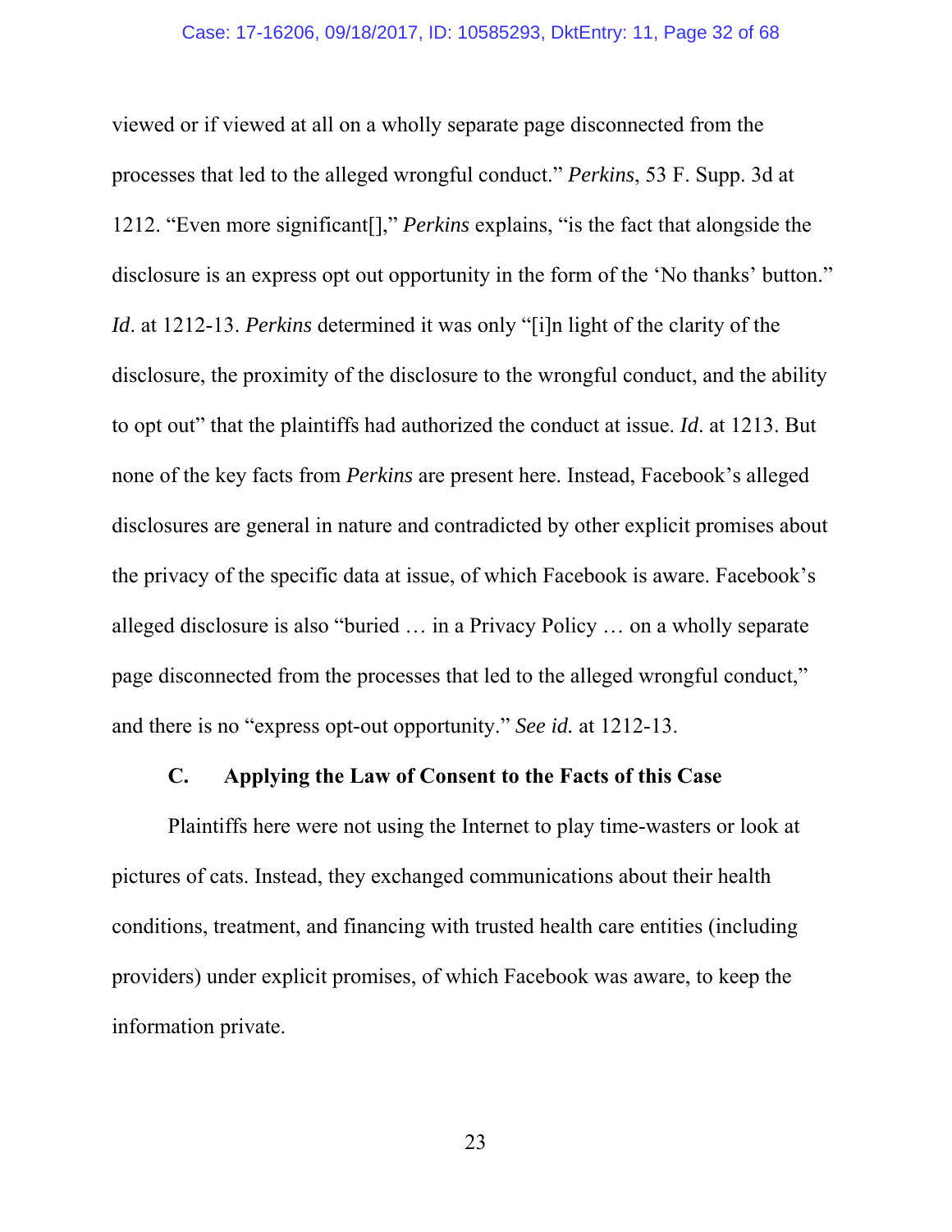viewed or if viewed at all on a wholly separate page disconnected from the processes that led to the alleged wrongful conduct." *Perkins*, 53 F. Supp. 3d at 1212. "Even more significant[]," *Perkins* explains, "is the fact that alongside the disclosure is an express opt out opportunity in the form of the 'No thanks' button." *Id*. at 1212-13. *Perkins* determined it was only "[i]n light of the clarity of the disclosure, the proximity of the disclosure to the wrongful conduct, and the ability to opt out" that the plaintiffs had authorized the conduct at issue. *Id*. at 1213. But none of the key facts from *Perkins* are present here. Instead, Facebook's alleged disclosures are general in nature and contradicted by other explicit promises about the privacy of the specific data at issue, of which Facebook is aware. Facebook's alleged disclosure is also "buried … in a Privacy Policy … on a wholly separate page disconnected from the processes that led to the alleged wrongful conduct," and there is no "express opt-out opportunity." *See id.* at 1212-13.

### C. Applying the Law of Consent to the Facts of this Case

Plaintiffs here were not using the Internet to play time-wasters or look at pictures of cats. Instead, they exchanged communications about their health conditions, treatment, and financing with trusted health care entities (including providers) under explicit promises, of which Facebook was aware, to keep the information private.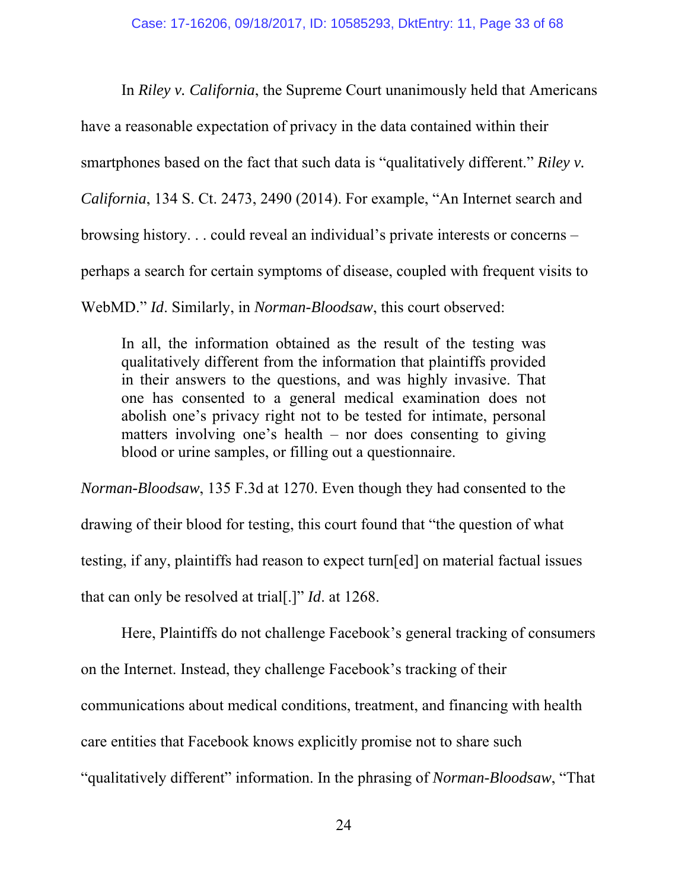In *Riley v. California*, the Supreme Court unanimously held that Americans have a reasonable expectation of privacy in the data contained within their smartphones based on the fact that such data is "qualitatively different." *Riley v. California*, 134 S. Ct. 2473, 2490 (2014). For example, "An Internet search and browsing history. . . could reveal an individual's private interests or concerns – perhaps a search for certain symptoms of disease, coupled with frequent visits to WebMD." *Id*. Similarly, in *Norman-Bloodsaw*, this court observed:

> In all, the information obtained as the result of the testing was qualitatively different from the information that plaintiffs provided in their answers to the questions, and was highly invasive. That one has consented to a general medical examination does not abolish one's privacy right not to be tested for intimate, personal matters involving one's health – nor does consenting to giving blood or urine samples, or filling out a questionnaire.

*Norman-Bloodsaw*, 135 F.3d at 1270. Even though they had consented to the drawing of their blood for testing, this court found that "the question of what testing, if any, plaintiffs had reason to expect turn[ed] on material factual issues that can only be resolved at trial[.]" *Id*. at 1268.

Here, Plaintiffs do not challenge Facebook's general tracking of consumers on the Internet. Instead, they challenge Facebook's tracking of their communications about medical conditions, treatment, and financing with health care entities that Facebook knows explicitly promise not to share such "qualitatively different" information. In the phrasing of *Norman-Bloodsaw*, "That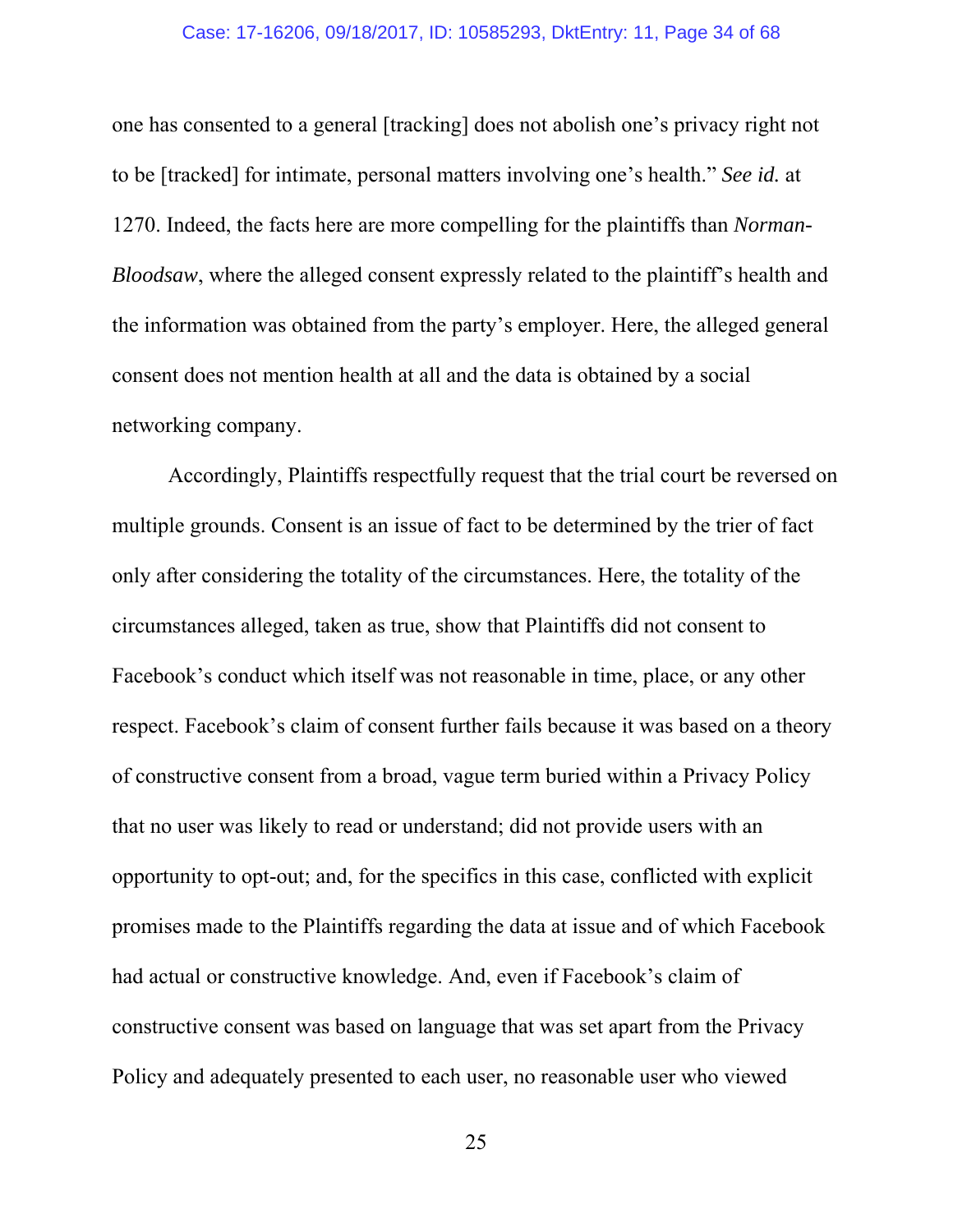one has consented to a general [tracking] does not abolish one's privacy right not to be [tracked] for intimate, personal matters involving one's health." *See id.* at 1270. Indeed, the facts here are more compelling for the plaintiffs than *Norman-Bloodsaw*, where the alleged consent expressly related to the plaintiff's health and the information was obtained from the party's employer. Here, the alleged general consent does not mention health at all and the data is obtained by a social networking company.

Accordingly, Plaintiffs respectfully request that the trial court be reversed on multiple grounds. Consent is an issue of fact to be determined by the trier of fact only after considering the totality of the circumstances. Here, the totality of the circumstances alleged, taken as true, show that Plaintiffs did not consent to Facebook's conduct which itself was not reasonable in time, place, or any other respect. Facebook's claim of consent further fails because it was based on a theory of constructive consent from a broad, vague term buried within a Privacy Policy that no user was likely to read or understand; did not provide users with an opportunity to opt-out; and, for the specifics in this case, conflicted with explicit promises made to the Plaintiffs regarding the data at issue and of which Facebook had actual or constructive knowledge. And, even if Facebook's claim of constructive consent was based on language that was set apart from the Privacy Policy and adequately presented to each user, no reasonable user who viewed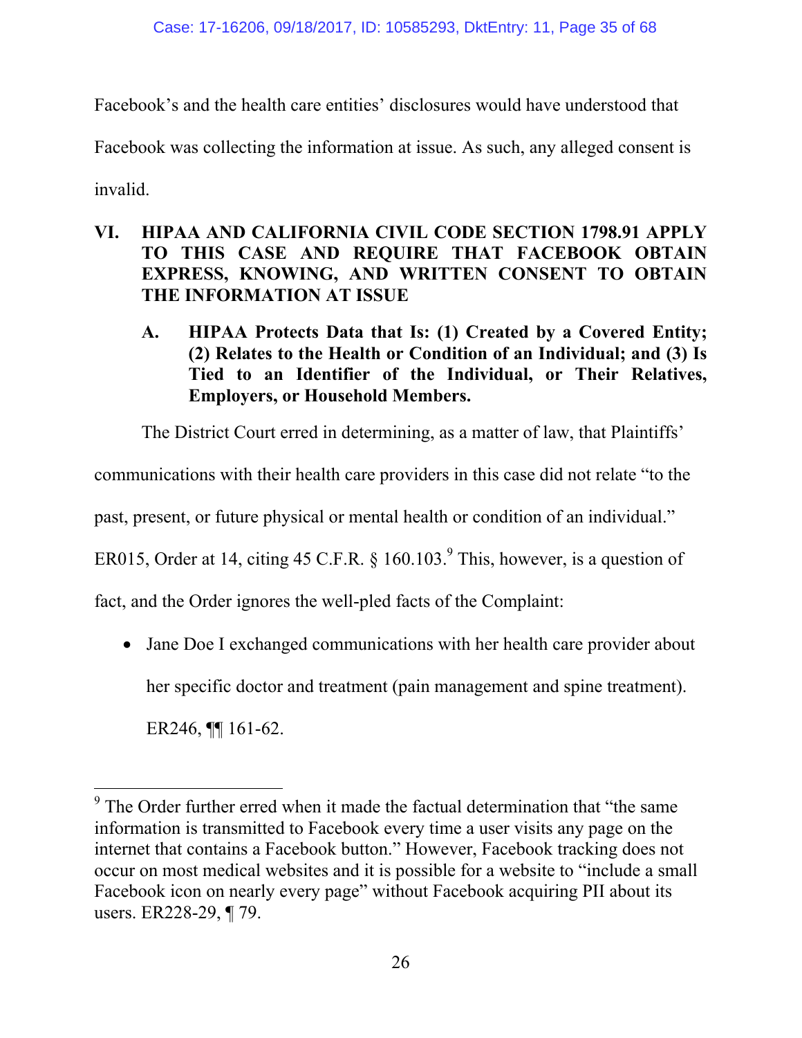Facebook's and the health care entities' disclosures would have understood that Facebook was collecting the information at issue. As such, any alleged consent is invalid.

## VI. HIPAA AND CALIFORNIA CIVIL CODE SECTION 1798.91 APPLY TO THIS CASE AND REQUIRE THAT FACEBOOK OBTAIN EXPRESS, KNOWING, AND WRITTEN CONSENT TO OBTAIN THE INFORMATION AT ISSUE

### A. HIPAA Protects Data that Is: (1) Created by a Covered Entity; (2) Relates to the Health or Condition of an Individual; and (3) Is Tied to an Identifier of the Individual, or Their Relatives, Employers, or Household Members.

The District Court erred in determining, as a matter of law, that Plaintiffs' communications with their health care providers in this case did not relate "to the past, present, or future physical or mental health or condition of an individual." ER015, Order at 14, citing 45 C.F.R. § 160.103.[9] This, however, is a question of fact, and the Order ignores the well-pled facts of the Complaint:

- Jane Doe I exchanged communications with her health care provider about her specific doctor and treatment (pain management and spine treatment). ER246, ¶¶ 161-62.

---

[9] The Order further erred when it made the factual determination that "the same information is transmitted to Facebook every time a user visits any page on the internet that contains a Facebook button." However, Facebook tracking does not occur on most medical websites and it is possible for a website to "include a small Facebook icon on nearly every page" without Facebook acquiring PII about its users. ER228-29, ¶ 79.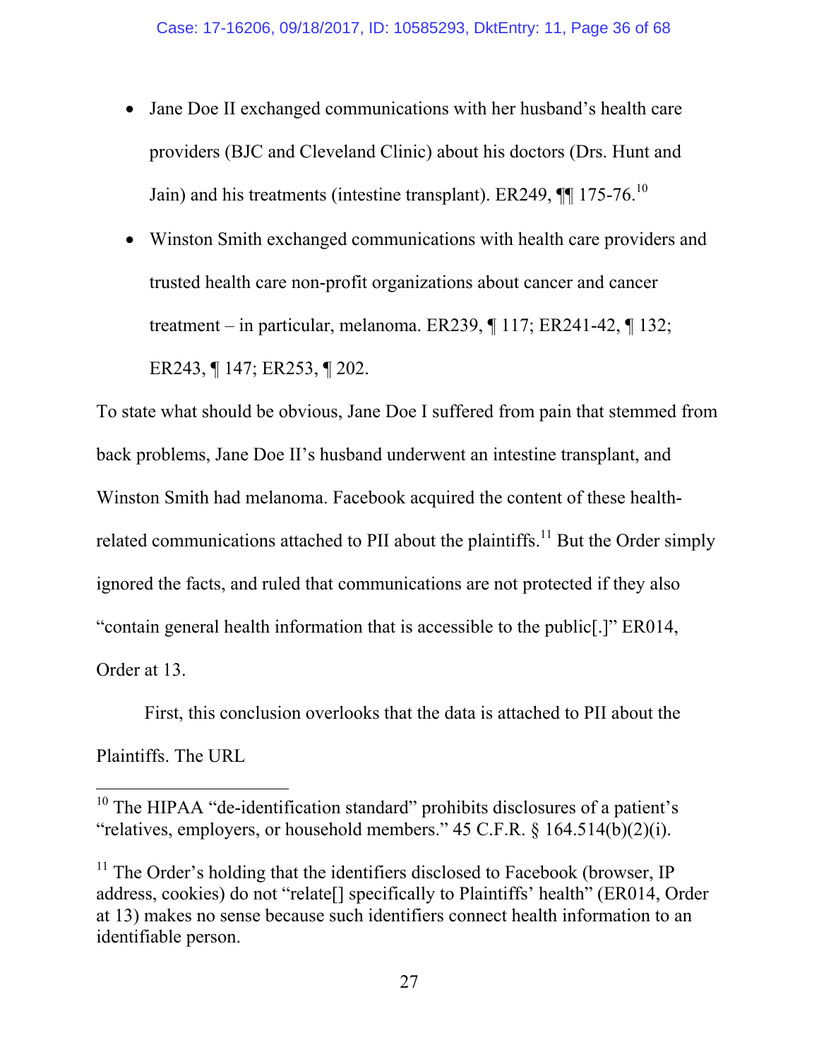- Jane Doe II exchanged communications with her husband's health care providers (BJC and Cleveland Clinic) about his doctors (Drs. Hunt and Jain) and his treatments (intestine transplant). ER249, ¶¶ 175-76.[10]
- Winston Smith exchanged communications with health care providers and trusted health care non-profit organizations about cancer and cancer treatment – in particular, melanoma. ER239, ¶ 117; ER241-42, ¶ 132; ER243, ¶ 147; ER253, ¶ 202.

To state what should be obvious, Jane Doe I suffered from pain that stemmed from back problems, Jane Doe II's husband underwent an intestine transplant, and Winston Smith had melanoma. Facebook acquired the content of these health-related communications attached to PII about the plaintiffs.[11] But the Order simply ignored the facts, and ruled that communications are not protected if they also "contain general health information that is accessible to the public[.]" ER014, Order at 13.

First, this conclusion overlooks that the data is attached to PII about the Plaintiffs. The URL

---

[10] The HIPAA "de-identification standard" prohibits disclosures of a patient's "relatives, employers, or household members." 45 C.F.R. § 164.514(b)(2)(i).

[11] The Order's holding that the identifiers disclosed to Facebook (browser, IP address, cookies) do not "relate[] specifically to Plaintiffs' health" (ER014, Order at 13) makes no sense because such identifiers connect health information to an identifiable person.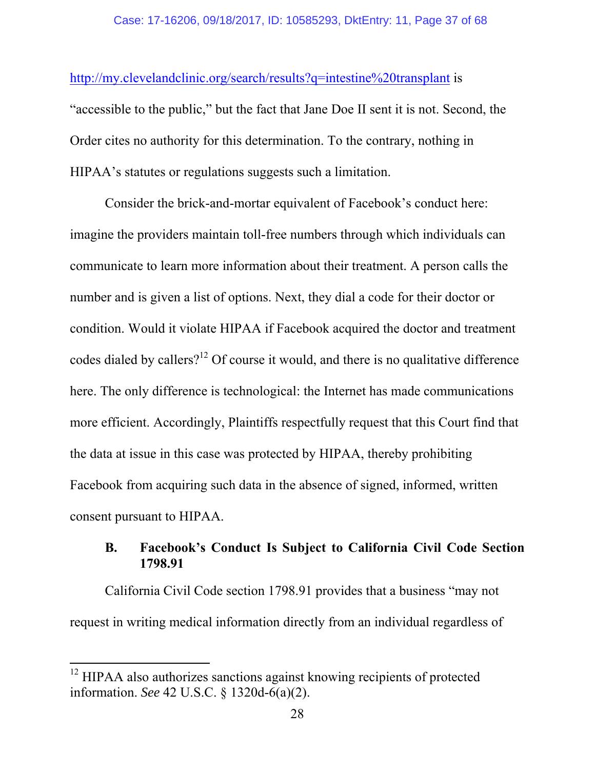http://my.clevelandclinic.org/search/results?q=intestine%20transplant is "accessible to the public," but the fact that Jane Doe II sent it is not. Second, the Order cites no authority for this determination. To the contrary, nothing in HIPAA's statutes or regulations suggests such a limitation.

Consider the brick-and-mortar equivalent of Facebook's conduct here: imagine the providers maintain toll-free numbers through which individuals can communicate to learn more information about their treatment. A person calls the number and is given a list of options. Next, they dial a code for their doctor or condition. Would it violate HIPAA if Facebook acquired the doctor and treatment codes dialed by callers?[12] Of course it would, and there is no qualitative difference here. The only difference is technological: the Internet has made communications more efficient. Accordingly, Plaintiffs respectfully request that this Court find that the data at issue in this case was protected by HIPAA, thereby prohibiting Facebook from acquiring such data in the absence of signed, informed, written consent pursuant to HIPAA.

### B. Facebook's Conduct Is Subject to California Civil Code Section 1798.91

California Civil Code section 1798.91 provides that a business "may not request in writing medical information directly from an individual regardless of

[12] HIPAA also authorizes sanctions against knowing recipients of protected information. *See* 42 U.S.C. § 1320d-6(a)(2).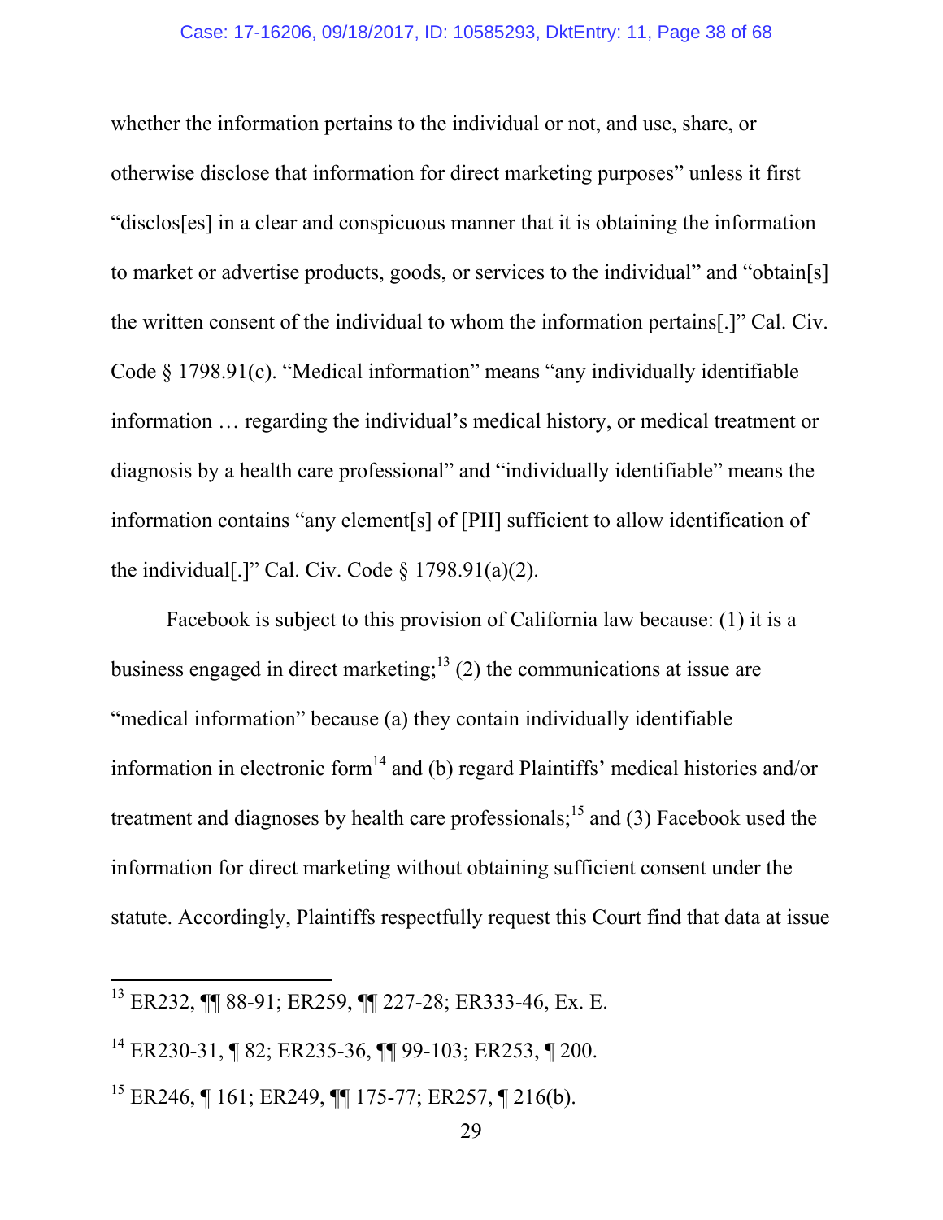whether the information pertains to the individual or not, and use, share, or otherwise disclose that information for direct marketing purposes" unless it first "disclos[es] in a clear and conspicuous manner that it is obtaining the information to market or advertise products, goods, or services to the individual" and "obtain[s] the written consent of the individual to whom the information pertains[.]" Cal. Civ. Code § 1798.91(c). "Medical information" means "any individually identifiable information … regarding the individual's medical history, or medical treatment or diagnosis by a health care professional" and "individually identifiable" means the information contains "any element[s] of [PII] sufficient to allow identification of the individual[.]" Cal. Civ. Code § 1798.91(a)(2).

Facebook is subject to this provision of California law because: (1) it is a business engaged in direct marketing;[13] (2) the communications at issue are "medical information" because (a) they contain individually identifiable information in electronic form[14] and (b) regard Plaintiffs' medical histories and/or treatment and diagnoses by health care professionals;[15] and (3) Facebook used the information for direct marketing without obtaining sufficient consent under the statute. Accordingly, Plaintiffs respectfully request this Court find that data at issue

---

[13] ER232, ¶¶ 88-91; ER259, ¶¶ 227-28; ER333-46, Ex. E.

[14] ER230-31, ¶ 82; ER235-36, ¶¶ 99-103; ER253, ¶ 200.

[15] ER246, ¶ 161; ER249, ¶¶ 175-77; ER257, ¶ 216(b).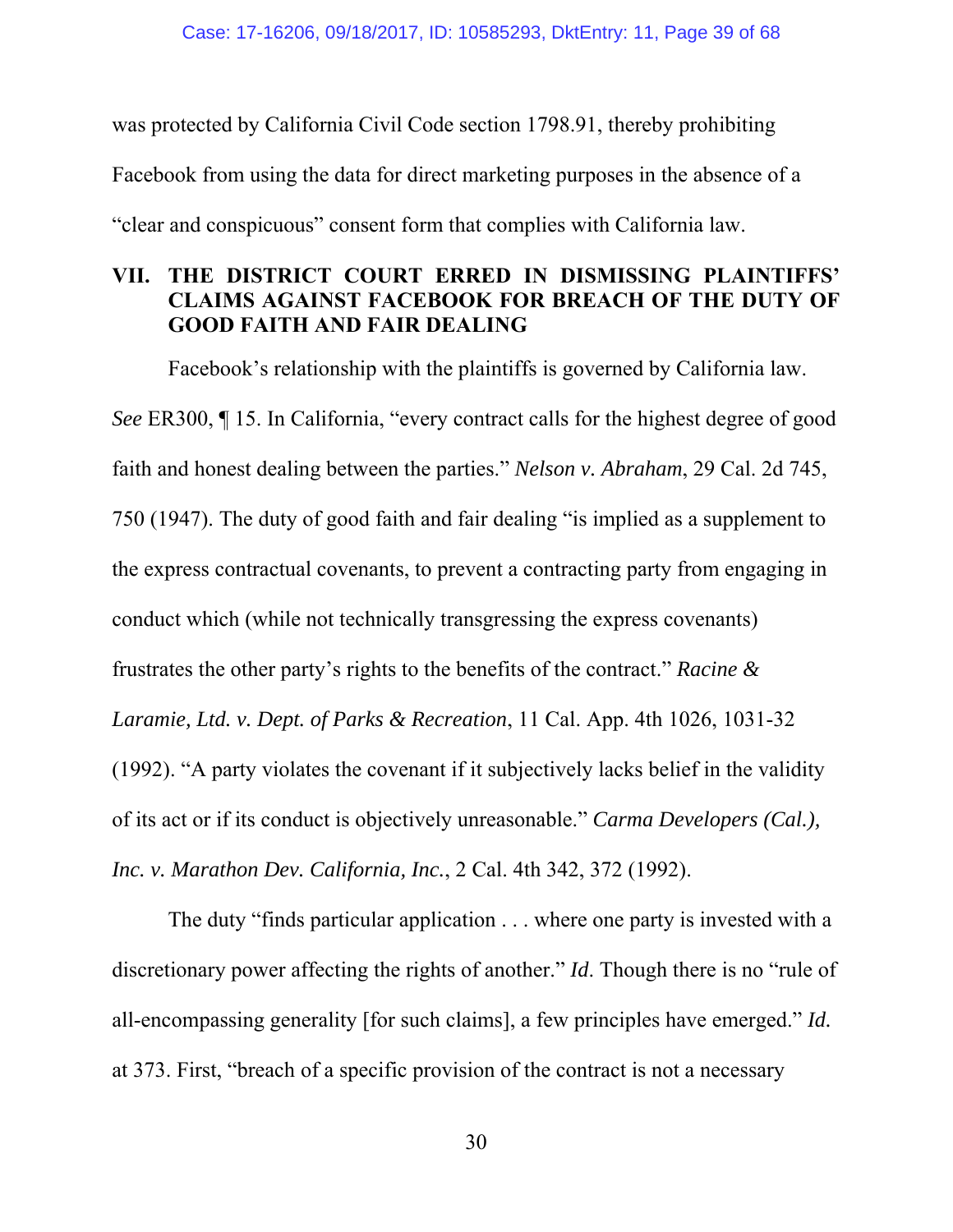was protected by California Civil Code section 1798.91, thereby prohibiting Facebook from using the data for direct marketing purposes in the absence of a "clear and conspicuous" consent form that complies with California law.

## VII. THE DISTRICT COURT ERRED IN DISMISSING PLAINTIFFS' CLAIMS AGAINST FACEBOOK FOR BREACH OF THE DUTY OF GOOD FAITH AND FAIR DEALING

Facebook's relationship with the plaintiffs is governed by California law. *See* ER300, ¶ 15. In California, "every contract calls for the highest degree of good faith and honest dealing between the parties." *Nelson v. Abraham*, 29 Cal. 2d 745, 750 (1947). The duty of good faith and fair dealing "is implied as a supplement to the express contractual covenants, to prevent a contracting party from engaging in conduct which (while not technically transgressing the express covenants) frustrates the other party's rights to the benefits of the contract." *Racine & Laramie, Ltd. v. Dept. of Parks & Recreation*, 11 Cal. App. 4th 1026, 1031-32 (1992). "A party violates the covenant if it subjectively lacks belief in the validity of its act or if its conduct is objectively unreasonable." *Carma Developers (Cal.), Inc. v. Marathon Dev. California, Inc.*, 2 Cal. 4th 342, 372 (1992).

The duty "finds particular application . . . where one party is invested with a discretionary power affecting the rights of another." *Id.* Though there is no "rule of all-encompassing generality [for such claims], a few principles have emerged." *Id.* at 373. First, "breach of a specific provision of the contract is not a necessary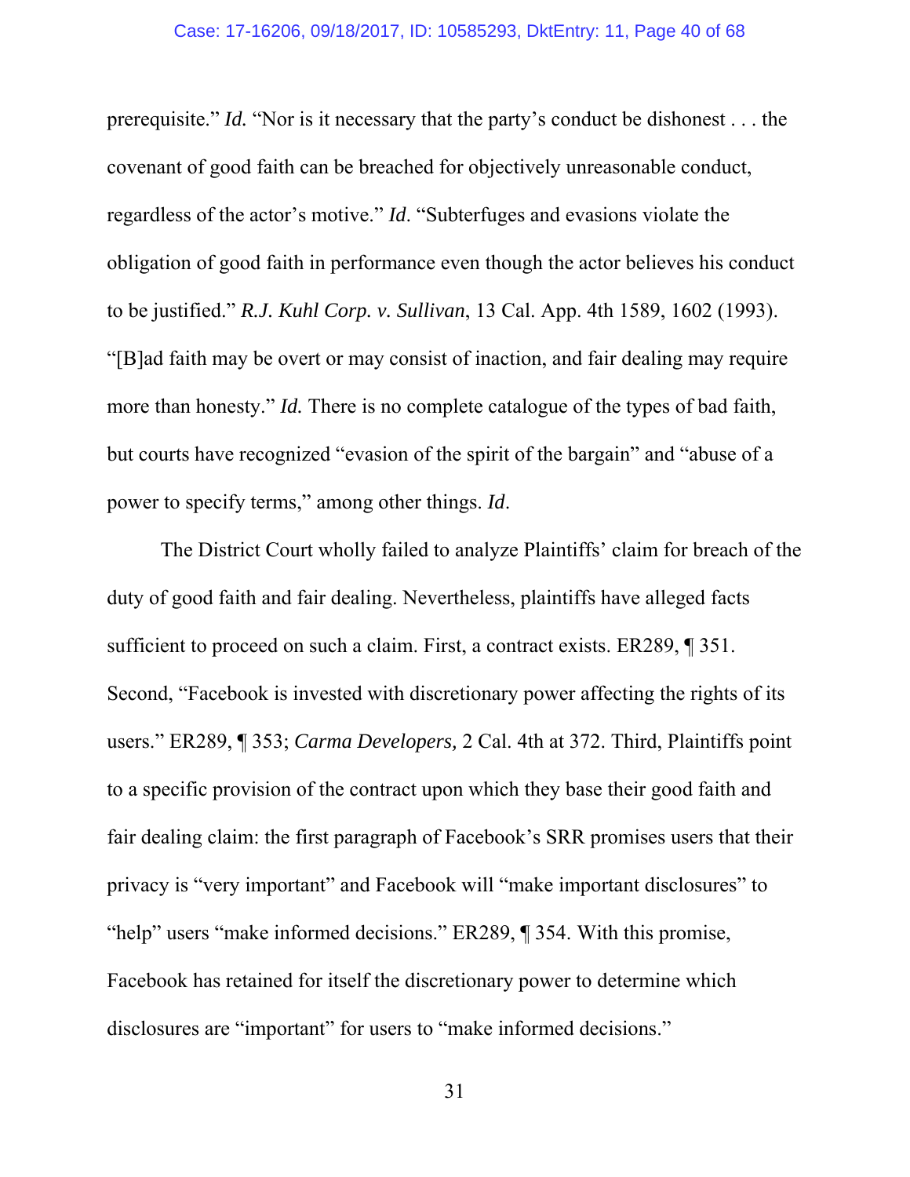prerequisite." *Id.* "Nor is it necessary that the party's conduct be dishonest . . . the covenant of good faith can be breached for objectively unreasonable conduct, regardless of the actor's motive." *Id*. "Subterfuges and evasions violate the obligation of good faith in performance even though the actor believes his conduct to be justified." *R.J. Kuhl Corp. v. Sullivan*, 13 Cal. App. 4th 1589, 1602 (1993). "[B]ad faith may be overt or may consist of inaction, and fair dealing may require more than honesty." *Id.* There is no complete catalogue of the types of bad faith, but courts have recognized "evasion of the spirit of the bargain" and "abuse of a power to specify terms," among other things. *Id*.

The District Court wholly failed to analyze Plaintiffs' claim for breach of the duty of good faith and fair dealing. Nevertheless, plaintiffs have alleged facts sufficient to proceed on such a claim. First, a contract exists. ER289, ¶ 351. Second, "Facebook is invested with discretionary power affecting the rights of its users." ER289, ¶ 353; *Carma Developers,* 2 Cal. 4th at 372. Third, Plaintiffs point to a specific provision of the contract upon which they base their good faith and fair dealing claim: the first paragraph of Facebook's SRR promises users that their privacy is "very important" and Facebook will "make important disclosures" to "help" users "make informed decisions." ER289, ¶ 354. With this promise, Facebook has retained for itself the discretionary power to determine which disclosures are "important" for users to "make informed decisions."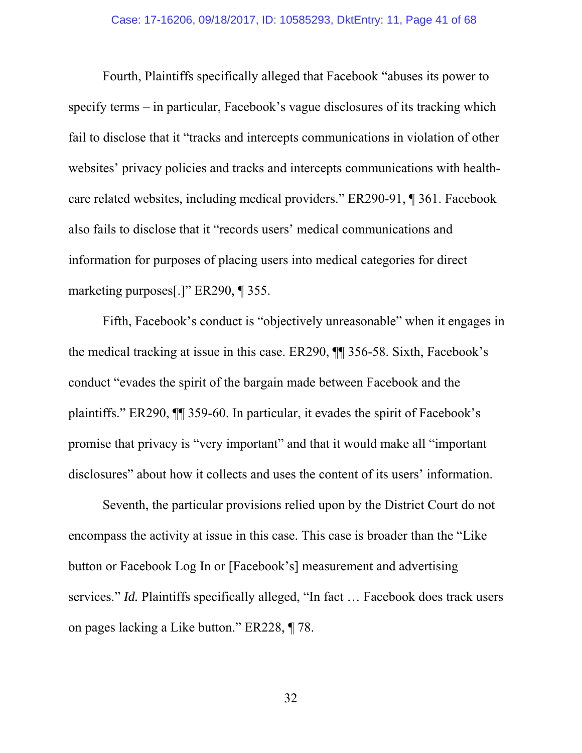Fourth, Plaintiffs specifically alleged that Facebook "abuses its power to specify terms – in particular, Facebook's vague disclosures of its tracking which fail to disclose that it "tracks and intercepts communications in violation of other websites' privacy policies and tracks and intercepts communications with health-care related websites, including medical providers." ER290-91, ¶ 361. Facebook also fails to disclose that it "records users' medical communications and information for purposes of placing users into medical categories for direct marketing purposes[.]" ER290, ¶ 355.

Fifth, Facebook's conduct is "objectively unreasonable" when it engages in the medical tracking at issue in this case. ER290, ¶¶ 356-58. Sixth, Facebook's conduct "evades the spirit of the bargain made between Facebook and the plaintiffs." ER290, ¶¶ 359-60. In particular, it evades the spirit of Facebook's promise that privacy is "very important" and that it would make all "important disclosures" about how it collects and uses the content of its users' information.

Seventh, the particular provisions relied upon by the District Court do not encompass the activity at issue in this case. This case is broader than the "Like button or Facebook Log In or [Facebook's] measurement and advertising services." *Id.* Plaintiffs specifically alleged, "In fact … Facebook does track users on pages lacking a Like button." ER228, ¶ 78.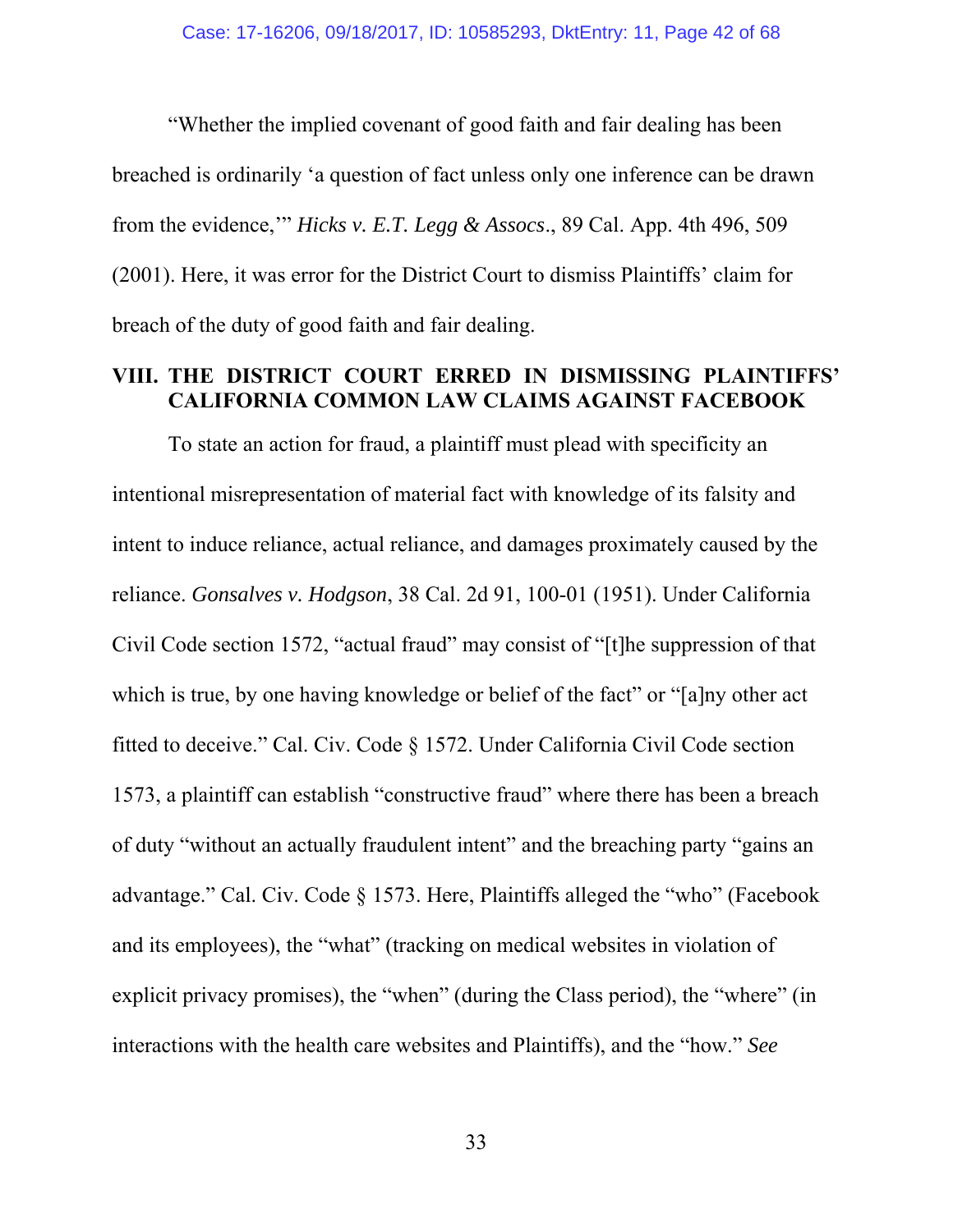"Whether the implied covenant of good faith and fair dealing has been breached is ordinarily 'a question of fact unless only one inference can be drawn from the evidence,'" *Hicks v. E.T. Legg & Assocs*., 89 Cal. App. 4th 496, 509 (2001). Here, it was error for the District Court to dismiss Plaintiffs' claim for breach of the duty of good faith and fair dealing.

## VIII. THE DISTRICT COURT ERRED IN DISMISSING PLAINTIFFS' CALIFORNIA COMMON LAW CLAIMS AGAINST FACEBOOK

To state an action for fraud, a plaintiff must plead with specificity an intentional misrepresentation of material fact with knowledge of its falsity and intent to induce reliance, actual reliance, and damages proximately caused by the reliance. *Gonsalves v. Hodgson*, 38 Cal. 2d 91, 100-01 (1951). Under California Civil Code section 1572, "actual fraud" may consist of "[t]he suppression of that which is true, by one having knowledge or belief of the fact" or "[a]ny other act fitted to deceive." Cal. Civ. Code § 1572. Under California Civil Code section 1573, a plaintiff can establish "constructive fraud" where there has been a breach of duty "without an actually fraudulent intent" and the breaching party "gains an advantage." Cal. Civ. Code § 1573. Here, Plaintiffs alleged the "who" (Facebook and its employees), the "what" (tracking on medical websites in violation of explicit privacy promises), the "when" (during the Class period), the "where" (in interactions with the health care websites and Plaintiffs), and the "how." *See*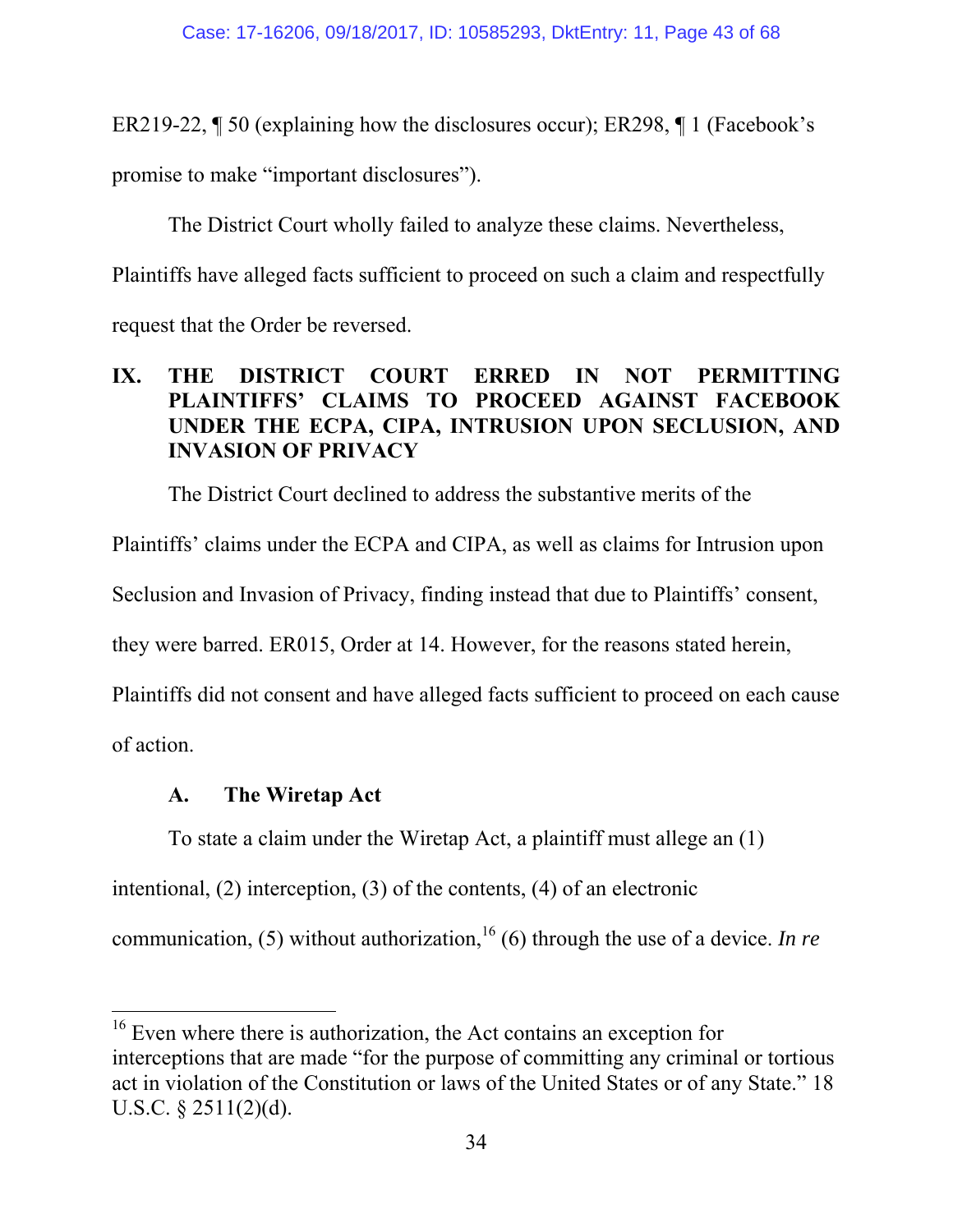ER219-22, ¶ 50 (explaining how the disclosures occur); ER298, ¶ 1 (Facebook's promise to make "important disclosures").

The District Court wholly failed to analyze these claims. Nevertheless, Plaintiffs have alleged facts sufficient to proceed on such a claim and respectfully request that the Order be reversed.

## IX. THE DISTRICT COURT ERRED IN NOT PERMITTING PLAINTIFFS' CLAIMS TO PROCEED AGAINST FACEBOOK UNDER THE ECPA, CIPA, INTRUSION UPON SECLUSION, AND INVASION OF PRIVACY

The District Court declined to address the substantive merits of the Plaintiffs' claims under the ECPA and CIPA, as well as claims for Intrusion upon Seclusion and Invasion of Privacy, finding instead that due to Plaintiffs' consent, they were barred. ER015, Order at 14. However, for the reasons stated herein, Plaintiffs did not consent and have alleged facts sufficient to proceed on each cause of action.

### A. The Wiretap Act

To state a claim under the Wiretap Act, a plaintiff must allege an (1) intentional, (2) interception, (3) of the contents, (4) of an electronic communication, (5) without authorization,[16] (6) through the use of a device. *In re*

---

[16] Even where there is authorization, the Act contains an exception for interceptions that are made "for the purpose of committing any criminal or tortious act in violation of the Constitution or laws of the United States or of any State." 18 U.S.C. § 2511(2)(d).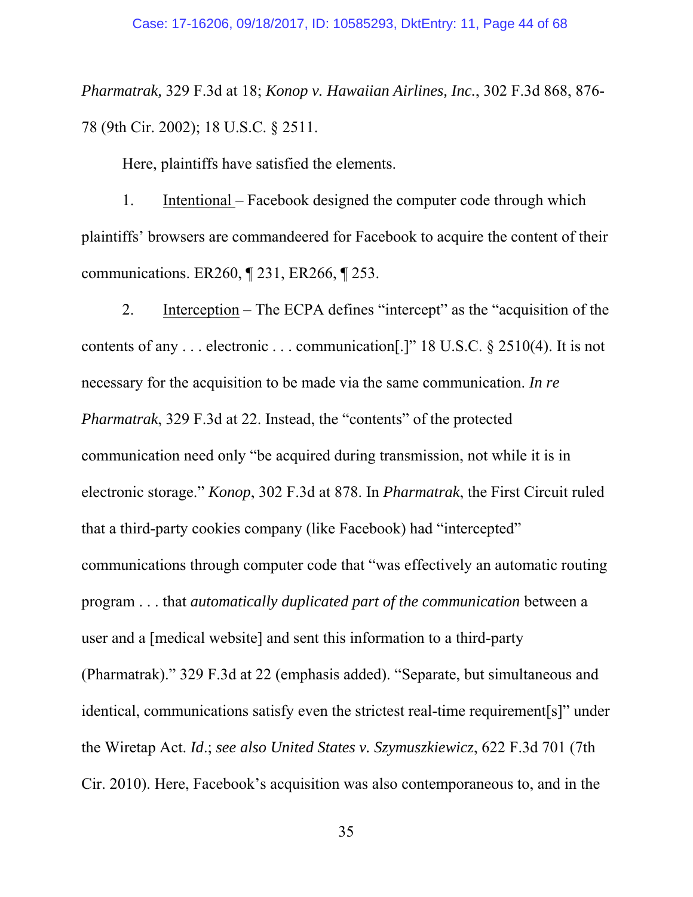*Pharmatrak,* 329 F.3d at 18; *Konop v. Hawaiian Airlines, Inc.*, 302 F.3d 868, 876-78 (9th Cir. 2002); 18 U.S.C. § 2511.

Here, plaintiffs have satisfied the elements.

1. Intentional – Facebook designed the computer code through which plaintiffs' browsers are commandeered for Facebook to acquire the content of their communications. ER260, ¶ 231, ER266, ¶ 253.

2. Interception – The ECPA defines "intercept" as the "acquisition of the contents of any . . . electronic . . . communication[.]" 18 U.S.C. § 2510(4). It is not necessary for the acquisition to be made via the same communication. *In re Pharmatrak*, 329 F.3d at 22. Instead, the "contents" of the protected communication need only "be acquired during transmission, not while it is in electronic storage." *Konop*, 302 F.3d at 878. In *Pharmatrak*, the First Circuit ruled that a third-party cookies company (like Facebook) had "intercepted" communications through computer code that "was effectively an automatic routing program . . . that *automatically duplicated part of the communication* between a user and a [medical website] and sent this information to a third-party (Pharmatrak)." 329 F.3d at 22 (emphasis added). "Separate, but simultaneous and identical, communications satisfy even the strictest real-time requirement[s]" under the Wiretap Act. *Id*.; *see also United States v. Szymuszkiewicz*, 622 F.3d 701 (7th Cir. 2010). Here, Facebook's acquisition was also contemporaneous to, and in the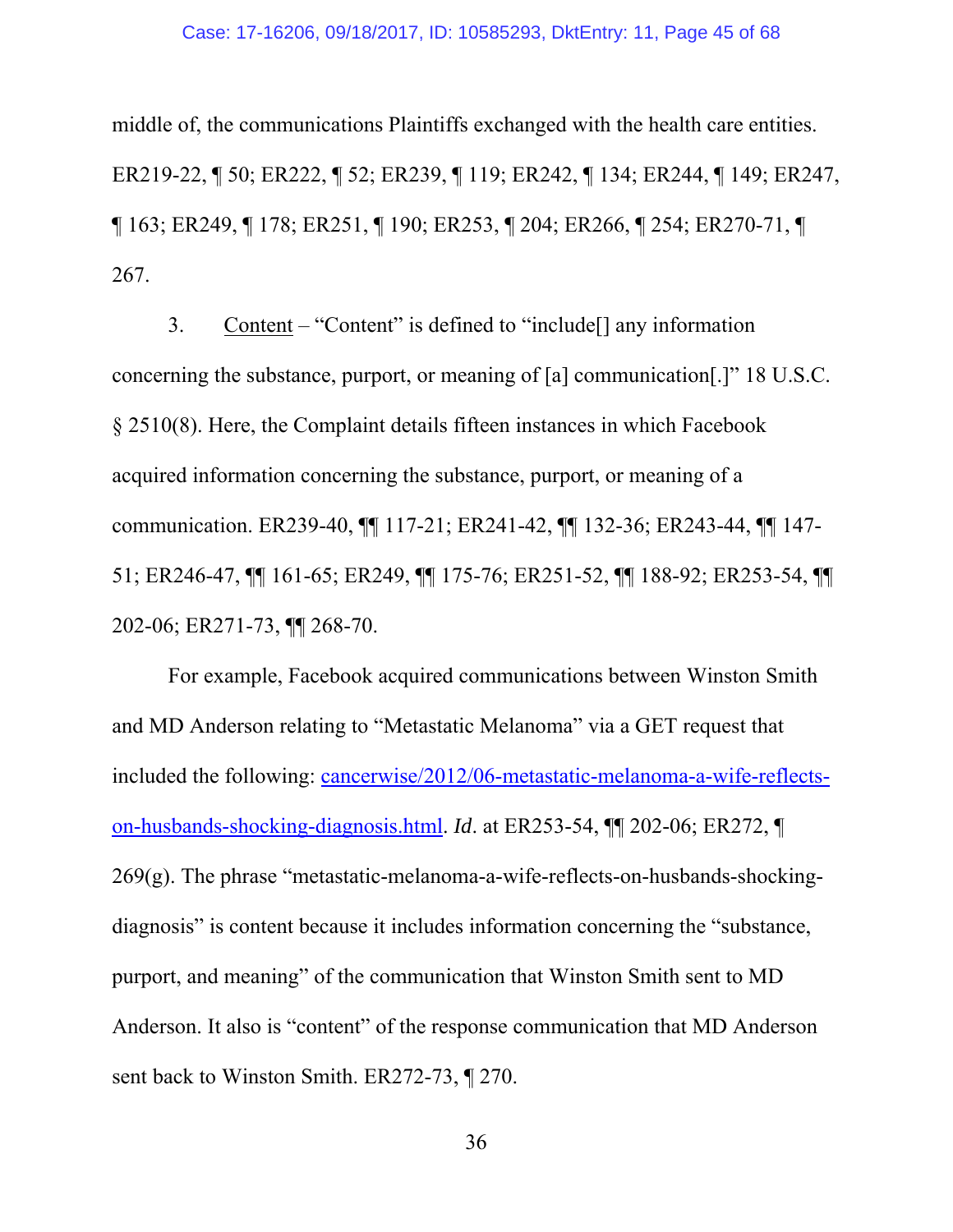middle of, the communications Plaintiffs exchanged with the health care entities. ER219-22, ¶ 50; ER222, ¶ 52; ER239, ¶ 119; ER242, ¶ 134; ER244, ¶ 149; ER247, ¶ 163; ER249, ¶ 178; ER251, ¶ 190; ER253, ¶ 204; ER266, ¶ 254; ER270-71, ¶ 267.

3. Content – "Content" is defined to "include[] any information concerning the substance, purport, or meaning of [a] communication[.]" 18 U.S.C. § 2510(8). Here, the Complaint details fifteen instances in which Facebook acquired information concerning the substance, purport, or meaning of a communication. ER239-40, ¶¶ 117-21; ER241-42, ¶¶ 132-36; ER243-44, ¶¶ 147-51; ER246-47, ¶¶ 161-65; ER249, ¶¶ 175-76; ER251-52, ¶¶ 188-92; ER253-54, ¶¶ 202-06; ER271-73, ¶¶ 268-70.

For example, Facebook acquired communications between Winston Smith and MD Anderson relating to "Metastatic Melanoma" via a GET request that included the following: cancerwise/2012/06-metastatic-melanoma-a-wife-reflects-on-husbands-shocking-diagnosis.html. *Id*. at ER253-54, ¶¶ 202-06; ER272, ¶ 269(g). The phrase "metastatic-melanoma-a-wife-reflects-on-husbands-shocking-diagnosis" is content because it includes information concerning the "substance, purport, and meaning" of the communication that Winston Smith sent to MD Anderson. It also is "content" of the response communication that MD Anderson sent back to Winston Smith. ER272-73, ¶ 270.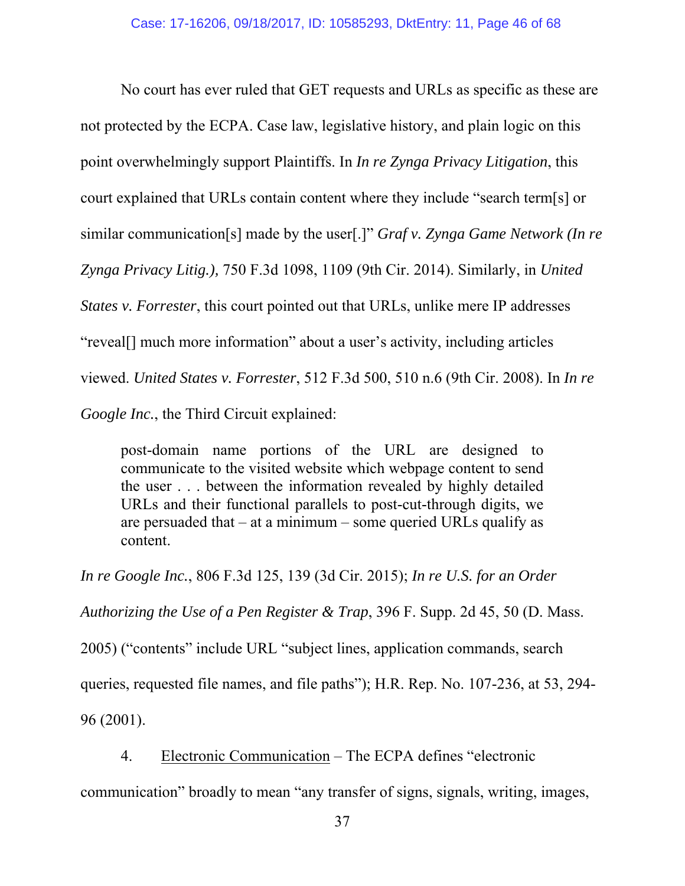No court has ever ruled that GET requests and URLs as specific as these are not protected by the ECPA. Case law, legislative history, and plain logic on this point overwhelmingly support Plaintiffs. In *In re Zynga Privacy Litigation*, this court explained that URLs contain content where they include "search term[s] or similar communication[s] made by the user[.]" *Graf v. Zynga Game Network (In re Zynga Privacy Litig.),* 750 F.3d 1098, 1109 (9th Cir. 2014). Similarly, in *United States v. Forrester*, this court pointed out that URLs, unlike mere IP addresses "reveal[] much more information" about a user's activity, including articles viewed. *United States v. Forrester*, 512 F.3d 500, 510 n.6 (9th Cir. 2008). In *In re Google Inc.*, the Third Circuit explained:

> post-domain name portions of the URL are designed to communicate to the visited website which webpage content to send the user . . . between the information revealed by highly detailed URLs and their functional parallels to post-cut-through digits, we are persuaded that – at a minimum – some queried URLs qualify as content.

*In re Google Inc.*, 806 F.3d 125, 139 (3d Cir. 2015); *In re U.S. for an Order Authorizing the Use of a Pen Register & Trap*, 396 F. Supp. 2d 45, 50 (D. Mass. 2005) ("contents" include URL "subject lines, application commands, search queries, requested file names, and file paths"); H.R. Rep. No. 107-236, at 53, 294-96 (2001).

4. <u>Electronic Communication</u> – The ECPA defines "electronic communication" broadly to mean "any transfer of signs, signals, writing, images,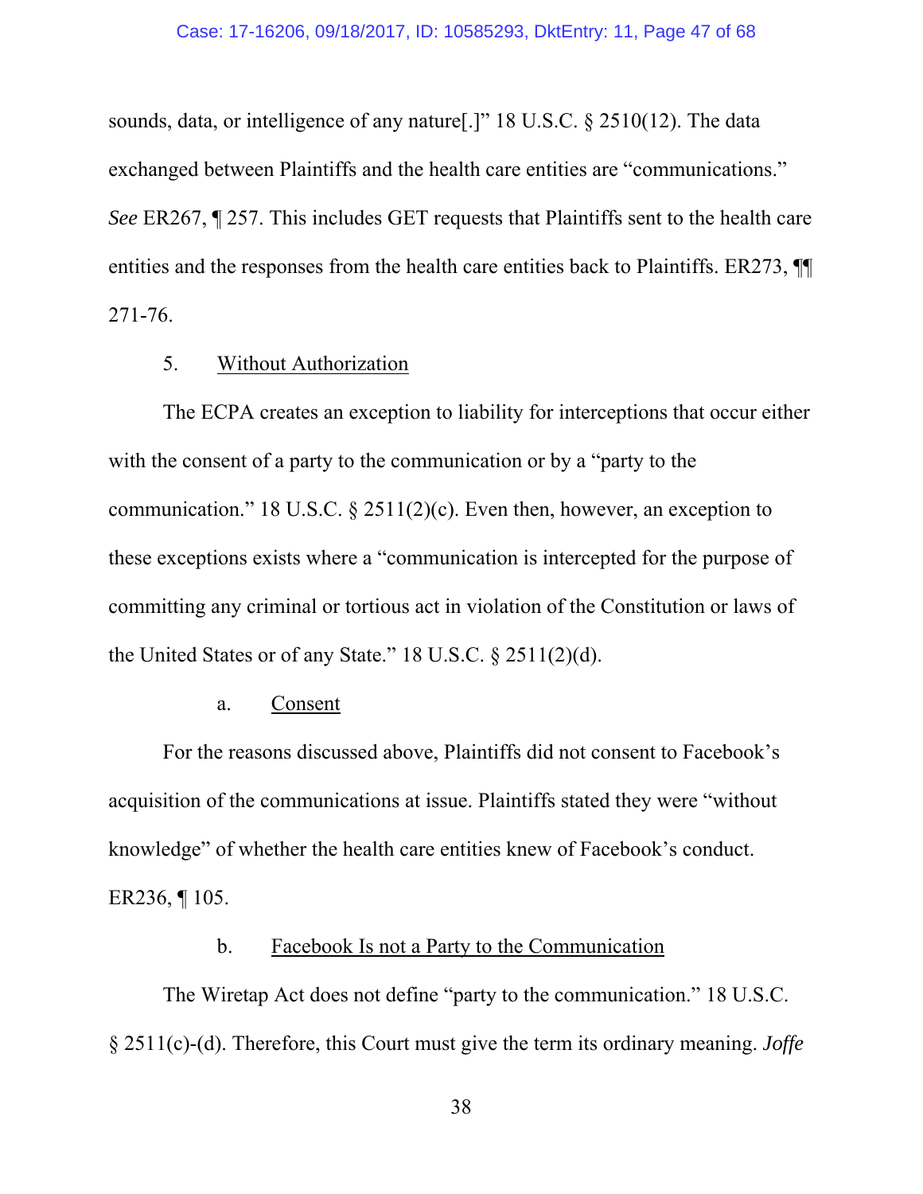sounds, data, or intelligence of any nature[.]" 18 U.S.C. § 2510(12). The data exchanged between Plaintiffs and the health care entities are "communications." *See* ER267, ¶ 257. This includes GET requests that Plaintiffs sent to the health care entities and the responses from the health care entities back to Plaintiffs. ER273, ¶¶ 271-76.

5. Without Authorization

The ECPA creates an exception to liability for interceptions that occur either with the consent of a party to the communication or by a "party to the communication." 18 U.S.C. § 2511(2)(c). Even then, however, an exception to these exceptions exists where a "communication is intercepted for the purpose of committing any criminal or tortious act in violation of the Constitution or laws of the United States or of any State." 18 U.S.C. § 2511(2)(d).

a. Consent

For the reasons discussed above, Plaintiffs did not consent to Facebook's acquisition of the communications at issue. Plaintiffs stated they were "without knowledge" of whether the health care entities knew of Facebook's conduct. ER236, ¶ 105.

b. Facebook Is not a Party to the Communication

The Wiretap Act does not define "party to the communication." 18 U.S.C. § 2511(c)-(d). Therefore, this Court must give the term its ordinary meaning. *Joffe*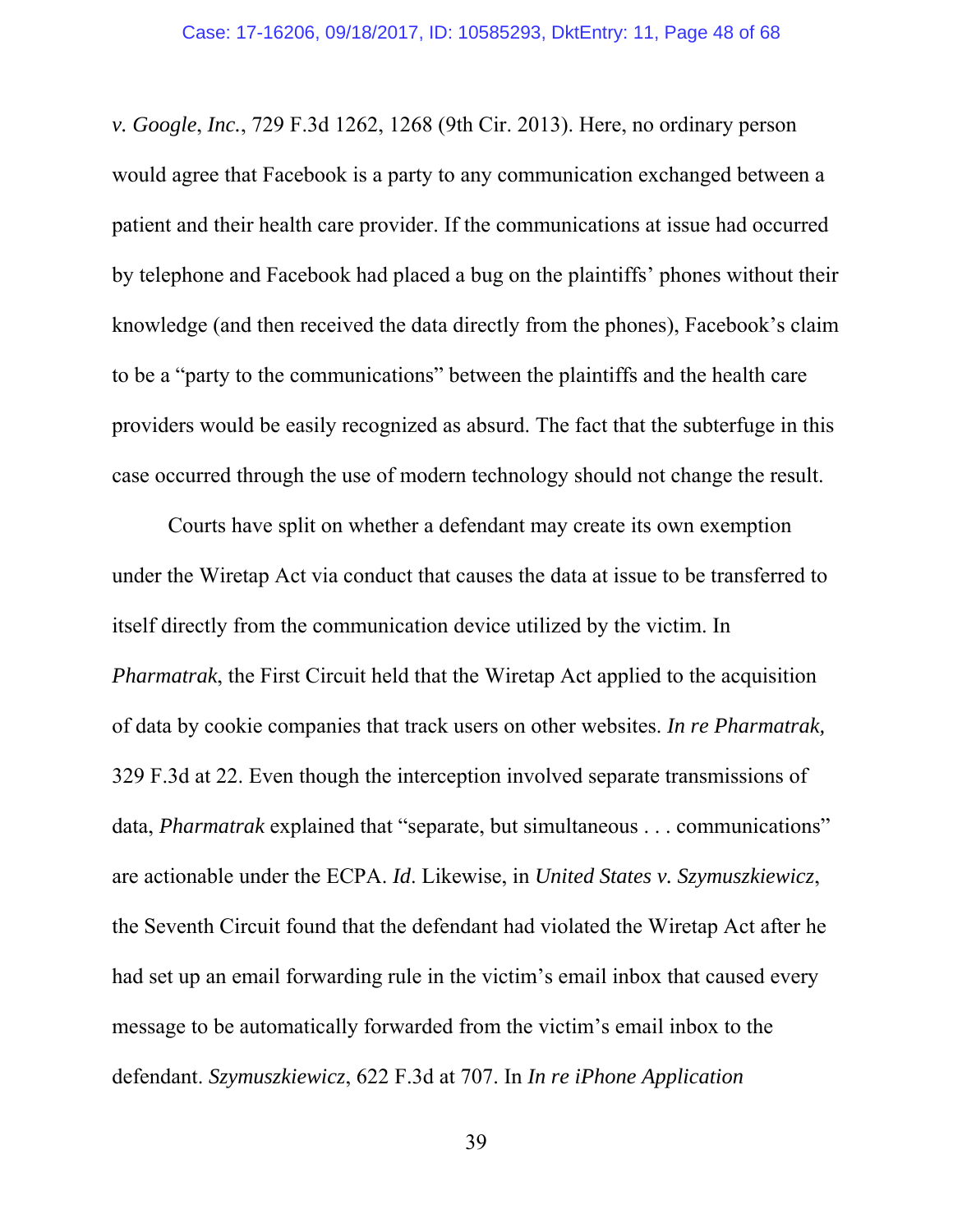*v. Google*, *Inc.*, 729 F.3d 1262, 1268 (9th Cir. 2013). Here, no ordinary person would agree that Facebook is a party to any communication exchanged between a patient and their health care provider. If the communications at issue had occurred by telephone and Facebook had placed a bug on the plaintiffs' phones without their knowledge (and then received the data directly from the phones), Facebook's claim to be a "party to the communications" between the plaintiffs and the health care providers would be easily recognized as absurd. The fact that the subterfuge in this case occurred through the use of modern technology should not change the result.

Courts have split on whether a defendant may create its own exemption under the Wiretap Act via conduct that causes the data at issue to be transferred to itself directly from the communication device utilized by the victim. In *Pharmatrak*, the First Circuit held that the Wiretap Act applied to the acquisition of data by cookie companies that track users on other websites. *In re Pharmatrak,* 329 F.3d at 22. Even though the interception involved separate transmissions of data, *Pharmatrak* explained that "separate, but simultaneous . . . communications" are actionable under the ECPA. *Id*. Likewise, in *United States v. Szymuszkiewicz*, the Seventh Circuit found that the defendant had violated the Wiretap Act after he had set up an email forwarding rule in the victim's email inbox that caused every message to be automatically forwarded from the victim's email inbox to the defendant. *Szymuszkiewicz*, 622 F.3d at 707. In *In re iPhone Application*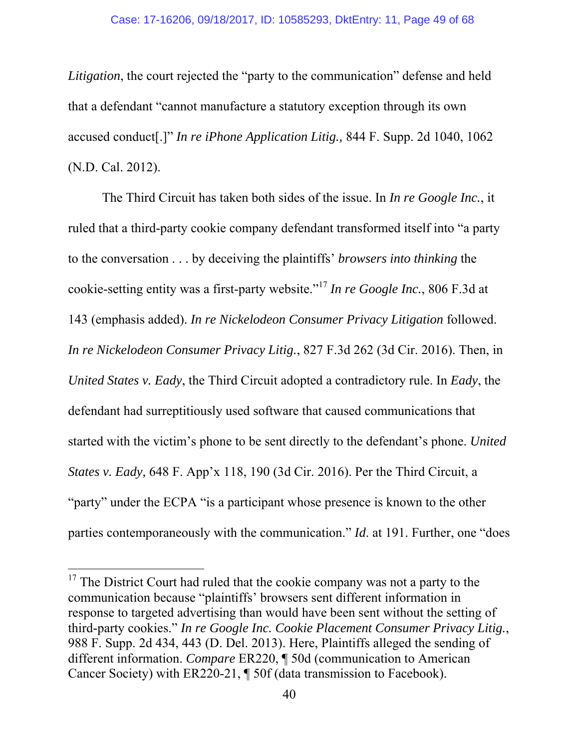*Litigation*, the court rejected the "party to the communication" defense and held that a defendant "cannot manufacture a statutory exception through its own accused conduct[.]" *In re iPhone Application Litig.,* 844 F. Supp. 2d 1040, 1062 (N.D. Cal. 2012).

The Third Circuit has taken both sides of the issue. In *In re Google Inc.*, it ruled that a third-party cookie company defendant transformed itself into "a party to the conversation . . . by deceiving the plaintiffs' *browsers into thinking* the cookie-setting entity was a first-party website."[17] *In re Google Inc.*, 806 F.3d at 143 (emphasis added). *In re Nickelodeon Consumer Privacy Litigation* followed. *In re Nickelodeon Consumer Privacy Litig.*, 827 F.3d 262 (3d Cir. 2016). Then, in *United States v. Eady*, the Third Circuit adopted a contradictory rule. In *Eady*, the defendant had surreptitiously used software that caused communications that started with the victim's phone to be sent directly to the defendant's phone. *United States v. Eady,* 648 F. App'x 118, 190 (3d Cir. 2016). Per the Third Circuit, a "party" under the ECPA "is a participant whose presence is known to the other parties contemporaneously with the communication." *Id*. at 191. Further, one "does

---

[17] The District Court had ruled that the cookie company was not a party to the communication because "plaintiffs' browsers sent different information in response to targeted advertising than would have been sent without the setting of third-party cookies." *In re Google Inc. Cookie Placement Consumer Privacy Litig.*, 988 F. Supp. 2d 434, 443 (D. Del. 2013). Here, Plaintiffs alleged the sending of different information. *Compare* ER220, ¶ 50d (communication to American Cancer Society) with ER220-21, ¶ 50f (data transmission to Facebook).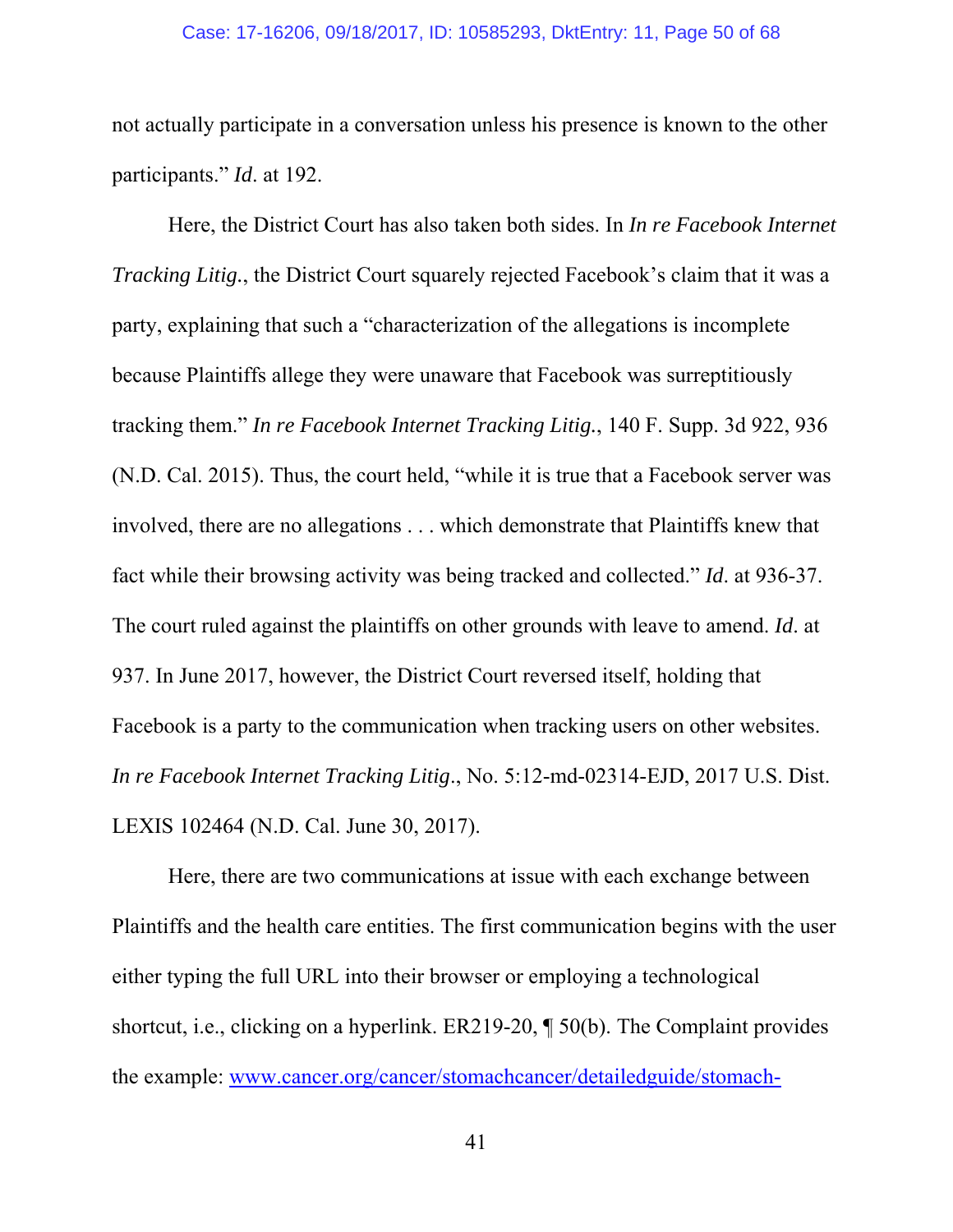not actually participate in a conversation unless his presence is known to the other participants." *Id*. at 192.

Here, the District Court has also taken both sides. In *In re Facebook Internet Tracking Litig.*, the District Court squarely rejected Facebook's claim that it was a party, explaining that such a "characterization of the allegations is incomplete because Plaintiffs allege they were unaware that Facebook was surreptitiously tracking them." *In re Facebook Internet Tracking Litig.*, 140 F. Supp. 3d 922, 936 (N.D. Cal. 2015). Thus, the court held, "while it is true that a Facebook server was involved, there are no allegations . . . which demonstrate that Plaintiffs knew that fact while their browsing activity was being tracked and collected." *Id*. at 936-37. The court ruled against the plaintiffs on other grounds with leave to amend. *Id*. at 937. In June 2017, however, the District Court reversed itself, holding that Facebook is a party to the communication when tracking users on other websites. *In re Facebook Internet Tracking Litig*., No. 5:12-md-02314-EJD, 2017 U.S. Dist. LEXIS 102464 (N.D. Cal. June 30, 2017).

Here, there are two communications at issue with each exchange between Plaintiffs and the health care entities. The first communication begins with the user either typing the full URL into their browser or employing a technological shortcut, i.e., clicking on a hyperlink. ER219-20, ¶ 50(b). The Complaint provides the example: www.cancer.org/cancer/stomachcancer/detailedguide/stomach-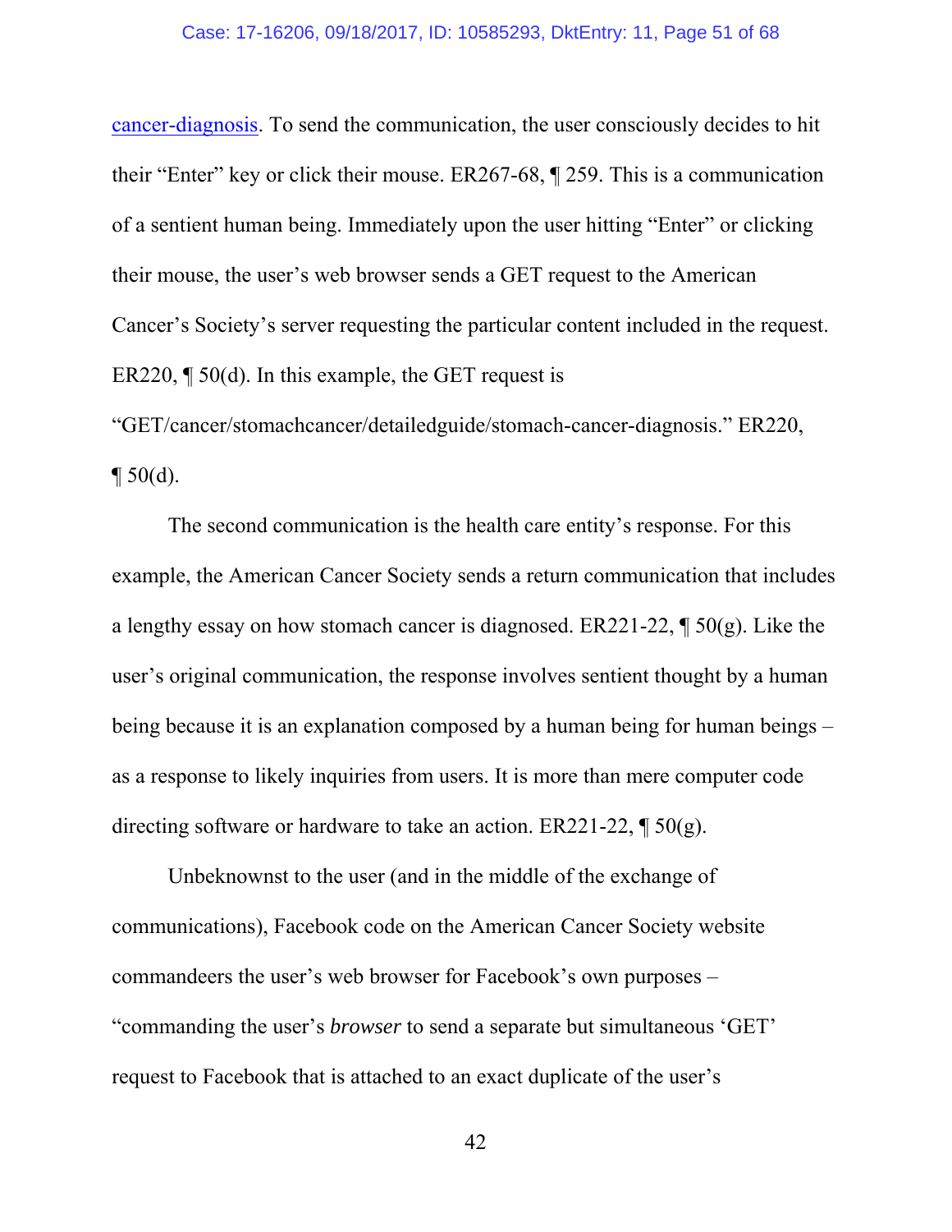cancer-diagnosis. To send the communication, the user consciously decides to hit their "Enter" key or click their mouse. ER267-68, ¶ 259. This is a communication of a sentient human being. Immediately upon the user hitting "Enter" or clicking their mouse, the user's web browser sends a GET request to the American Cancer's Society's server requesting the particular content included in the request. ER220, ¶ 50(d). In this example, the GET request is "GET/cancer/stomachcancer/detailedguide/stomach-cancer-diagnosis." ER220, ¶ 50(d).

The second communication is the health care entity's response. For this example, the American Cancer Society sends a return communication that includes a lengthy essay on how stomach cancer is diagnosed. ER221-22, ¶ 50(g). Like the user's original communication, the response involves sentient thought by a human being because it is an explanation composed by a human being for human beings – as a response to likely inquiries from users. It is more than mere computer code directing software or hardware to take an action. ER221-22, ¶ 50(g).

Unbeknownst to the user (and in the middle of the exchange of communications), Facebook code on the American Cancer Society website commandeers the user's web browser for Facebook's own purposes – "commanding the user's *browser* to send a separate but simultaneous 'GET' request to Facebook that is attached to an exact duplicate of the user's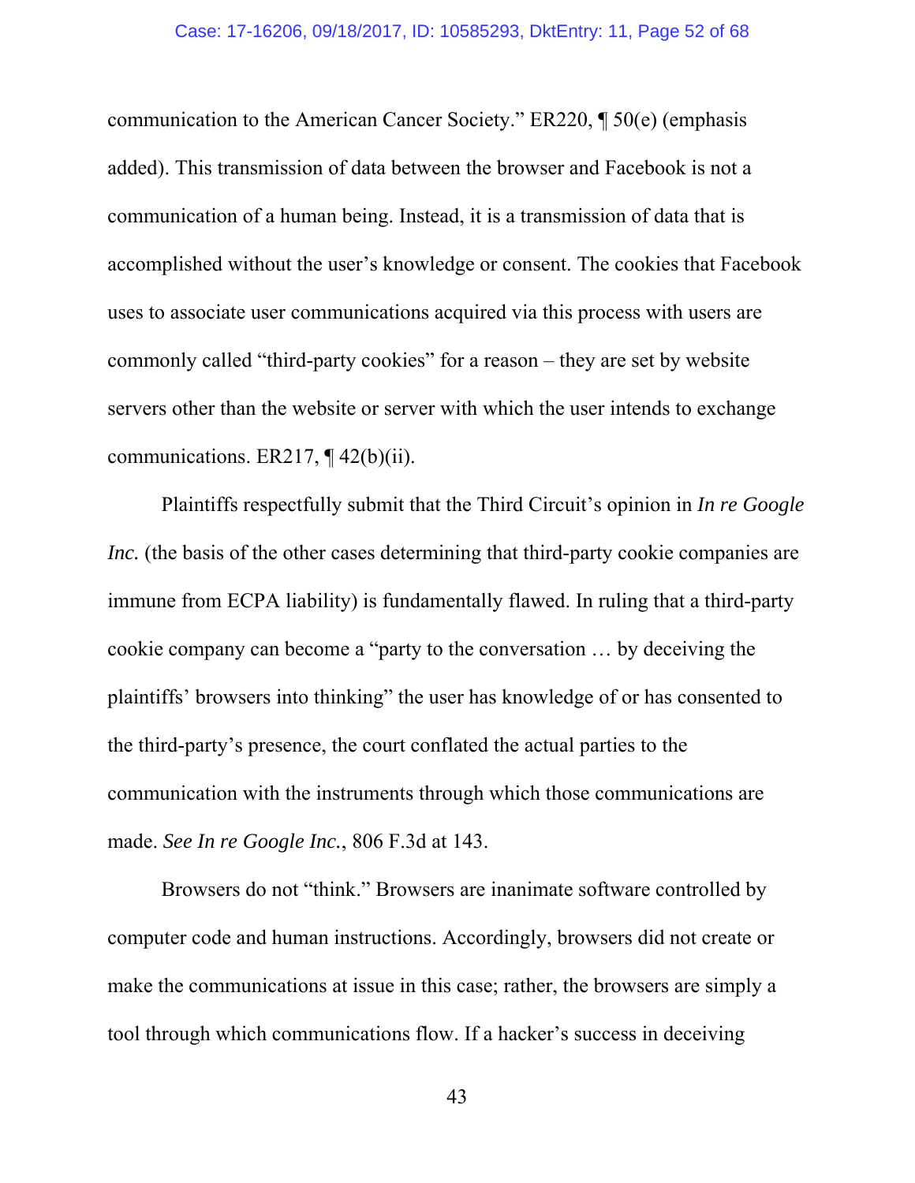communication to the American Cancer Society." ER220, ¶ 50(e) (emphasis added). This transmission of data between the browser and Facebook is not a communication of a human being. Instead, it is a transmission of data that is accomplished without the user's knowledge or consent. The cookies that Facebook uses to associate user communications acquired via this process with users are commonly called "third-party cookies" for a reason – they are set by website servers other than the website or server with which the user intends to exchange communications. ER217, ¶ 42(b)(ii).

Plaintiffs respectfully submit that the Third Circuit's opinion in *In re Google Inc.* (the basis of the other cases determining that third-party cookie companies are immune from ECPA liability) is fundamentally flawed. In ruling that a third-party cookie company can become a "party to the conversation … by deceiving the plaintiffs' browsers into thinking" the user has knowledge of or has consented to the third-party's presence, the court conflated the actual parties to the communication with the instruments through which those communications are made. *See In re Google Inc.*, 806 F.3d at 143.

Browsers do not "think." Browsers are inanimate software controlled by computer code and human instructions. Accordingly, browsers did not create or make the communications at issue in this case; rather, the browsers are simply a tool through which communications flow. If a hacker's success in deceiving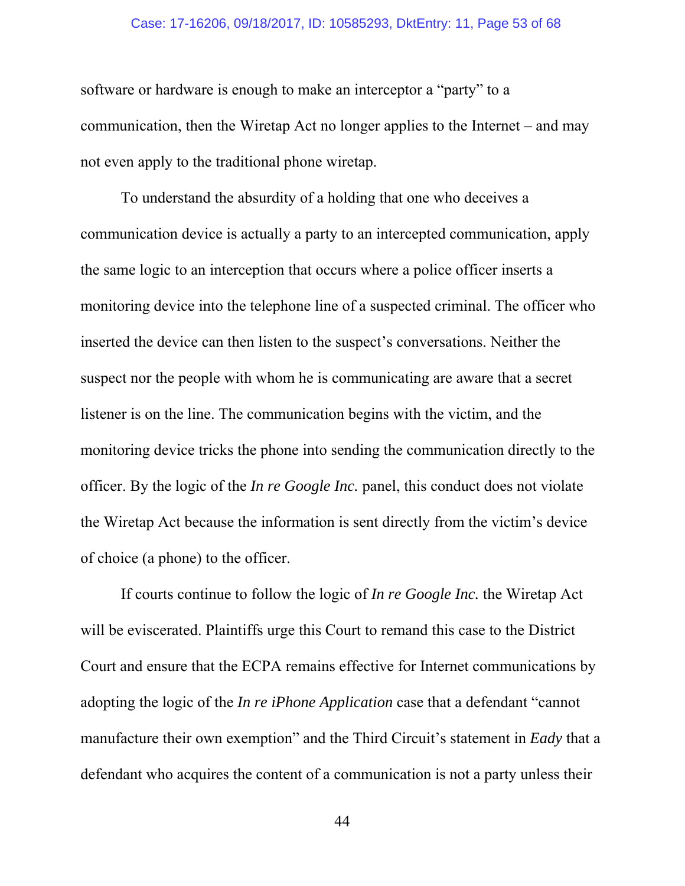software or hardware is enough to make an interceptor a "party" to a communication, then the Wiretap Act no longer applies to the Internet – and may not even apply to the traditional phone wiretap.

To understand the absurdity of a holding that one who deceives a communication device is actually a party to an intercepted communication, apply the same logic to an interception that occurs where a police officer inserts a monitoring device into the telephone line of a suspected criminal. The officer who inserted the device can then listen to the suspect's conversations. Neither the suspect nor the people with whom he is communicating are aware that a secret listener is on the line. The communication begins with the victim, and the monitoring device tricks the phone into sending the communication directly to the officer. By the logic of the *In re Google Inc.* panel, this conduct does not violate the Wiretap Act because the information is sent directly from the victim's device of choice (a phone) to the officer.

If courts continue to follow the logic of *In re Google Inc.* the Wiretap Act will be eviscerated. Plaintiffs urge this Court to remand this case to the District Court and ensure that the ECPA remains effective for Internet communications by adopting the logic of the *In re iPhone Application* case that a defendant "cannot manufacture their own exemption" and the Third Circuit's statement in *Eady* that a defendant who acquires the content of a communication is not a party unless their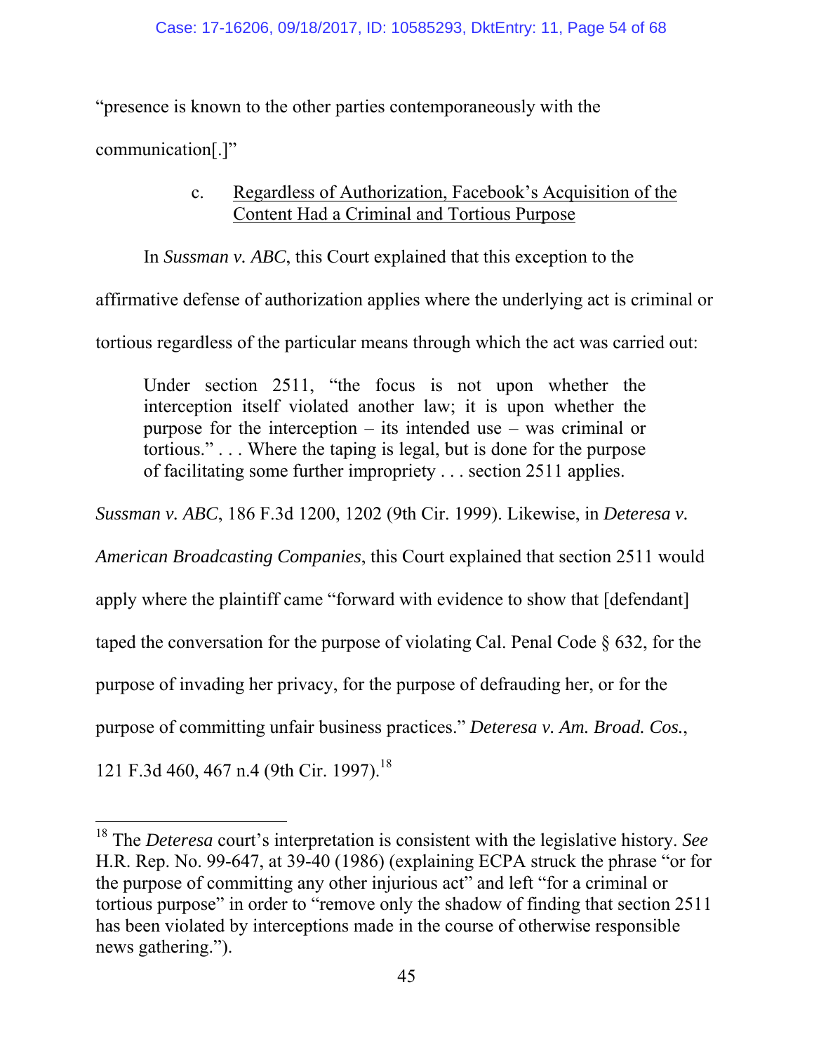"presence is known to the other parties contemporaneously with the communication[.]"

#### c. Regardless of Authorization, Facebook's Acquisition of the Content Had a Criminal and Tortious Purpose

In *Sussman v. ABC*, this Court explained that this exception to the affirmative defense of authorization applies where the underlying act is criminal or tortious regardless of the particular means through which the act was carried out:

> Under section 2511, "the focus is not upon whether the interception itself violated another law; it is upon whether the purpose for the interception – its intended use – was criminal or tortious." . . . Where the taping is legal, but is done for the purpose of facilitating some further impropriety . . . section 2511 applies.

*Sussman v. ABC*, 186 F.3d 1200, 1202 (9th Cir. 1999). Likewise, in *Deteresa v. American Broadcasting Companies*, this Court explained that section 2511 would apply where the plaintiff came "forward with evidence to show that [defendant] taped the conversation for the purpose of violating Cal. Penal Code § 632, for the purpose of invading her privacy, for the purpose of defrauding her, or for the purpose of committing unfair business practices." *Deteresa v. Am. Broad. Cos.*, 121 F.3d 460, 467 n.4 (9th Cir. 1997).[18]

---

[18] The *Deteresa* court's interpretation is consistent with the legislative history. *See* H.R. Rep. No. 99-647, at 39-40 (1986) (explaining ECPA struck the phrase "or for the purpose of committing any other injurious act" and left "for a criminal or tortious purpose" in order to "remove only the shadow of finding that section 2511 has been violated by interceptions made in the course of otherwise responsible news gathering.").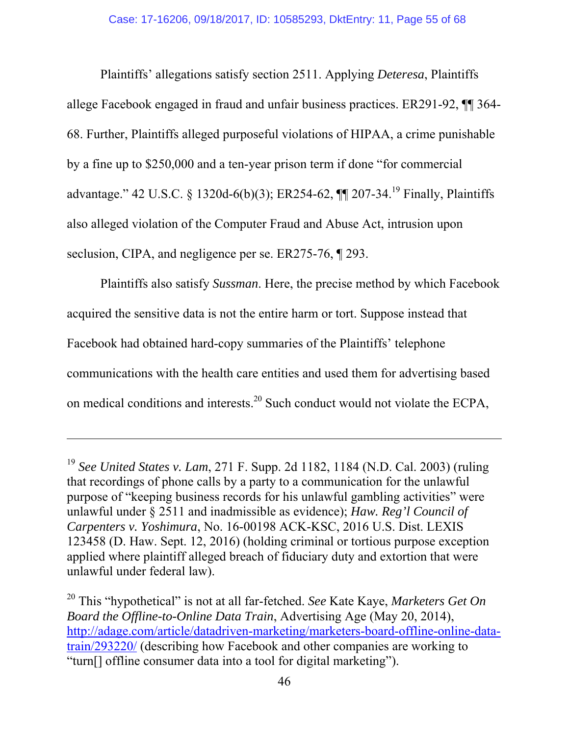Plaintiffs' allegations satisfy section 2511. Applying *Deteresa*, Plaintiffs allege Facebook engaged in fraud and unfair business practices. ER291-92, ¶¶ 364-68. Further, Plaintiffs alleged purposeful violations of HIPAA, a crime punishable by a fine up to $250,000 and a ten-year prison term if done "for commercial advantage." 42 U.S.C. § 1320d-6(b)(3); ER254-62, ¶¶ 207-34.[19] Finally, Plaintiffs also alleged violation of the Computer Fraud and Abuse Act, intrusion upon seclusion, CIPA, and negligence per se. ER275-76, ¶ 293.

Plaintiffs also satisfy *Sussman*. Here, the precise method by which Facebook acquired the sensitive data is not the entire harm or tort. Suppose instead that Facebook had obtained hard-copy summaries of the Plaintiffs' telephone communications with the health care entities and used them for advertising based on medical conditions and interests.[20] Such conduct would not violate the ECPA,

---

[19] *See United States v. Lam*, 271 F. Supp. 2d 1182, 1184 (N.D. Cal. 2003) (ruling that recordings of phone calls by a party to a communication for the unlawful purpose of "keeping business records for his unlawful gambling activities" were unlawful under § 2511 and inadmissible as evidence); *Haw. Reg'l Council of Carpenters v. Yoshimura*, No. 16-00198 ACK-KSC, 2016 U.S. Dist. LEXIS 123458 (D. Haw. Sept. 12, 2016) (holding criminal or tortious purpose exception applied where plaintiff alleged breach of fiduciary duty and extortion that were unlawful under federal law).

[20] This "hypothetical" is not at all far-fetched. *See* Kate Kaye, *Marketers Get On Board the Offline-to-Online Data Train*, Advertising Age (May 20, 2014), http://adage.com/article/datadriven-marketing/marketers-board-offline-online-data-train/293220/ (describing how Facebook and other companies are working to "turn[] offline consumer data into a tool for digital marketing").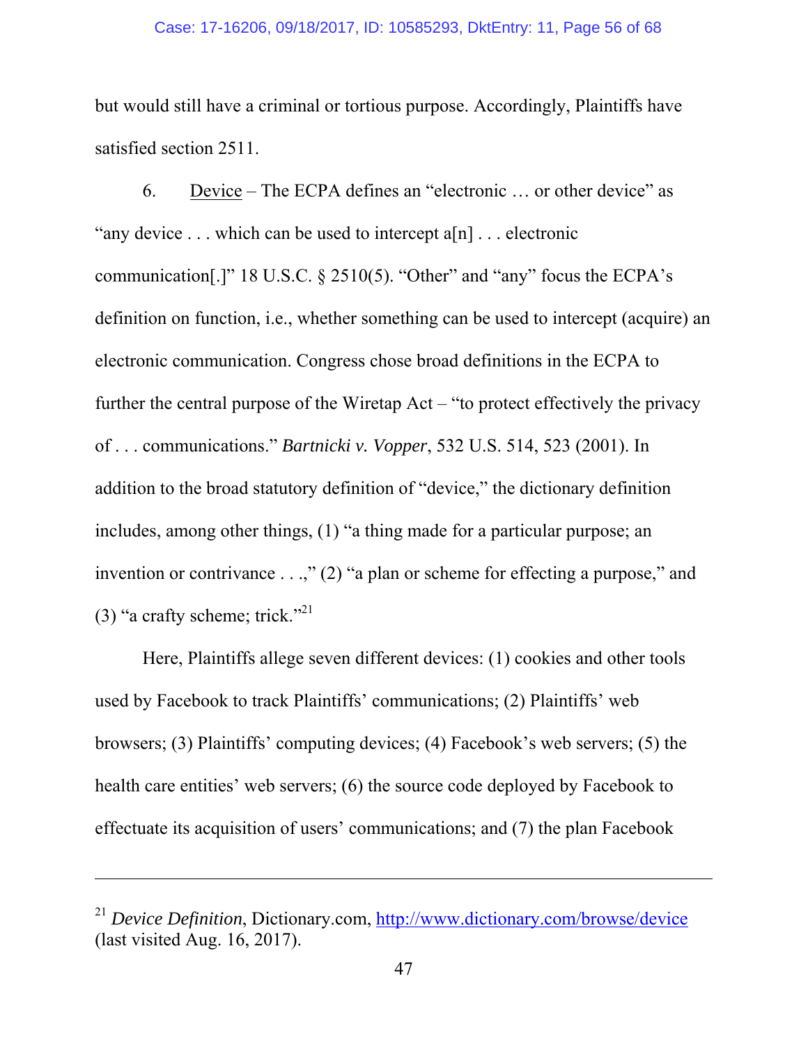but would still have a criminal or tortious purpose. Accordingly, Plaintiffs have satisfied section 2511.

6. Device – The ECPA defines an "electronic … or other device" as "any device . . . which can be used to intercept a[n] . . . electronic communication[.]" 18 U.S.C. § 2510(5). "Other" and "any" focus the ECPA's definition on function, i.e., whether something can be used to intercept (acquire) an electronic communication. Congress chose broad definitions in the ECPA to further the central purpose of the Wiretap Act – "to protect effectively the privacy of . . . communications." *Bartnicki v. Vopper*, 532 U.S. 514, 523 (2001). In addition to the broad statutory definition of "device," the dictionary definition includes, among other things, (1) "a thing made for a particular purpose; an invention or contrivance . . .," (2) "a plan or scheme for effecting a purpose," and (3) "a crafty scheme; trick."[21]

Here, Plaintiffs allege seven different devices: (1) cookies and other tools used by Facebook to track Plaintiffs' communications; (2) Plaintiffs' web browsers; (3) Plaintiffs' computing devices; (4) Facebook's web servers; (5) the health care entities' web servers; (6) the source code deployed by Facebook to effectuate its acquisition of users' communications; and (7) the plan Facebook

---

[21] *Device Definition*, Dictionary.com, http://www.dictionary.com/browse/device (last visited Aug. 16, 2017).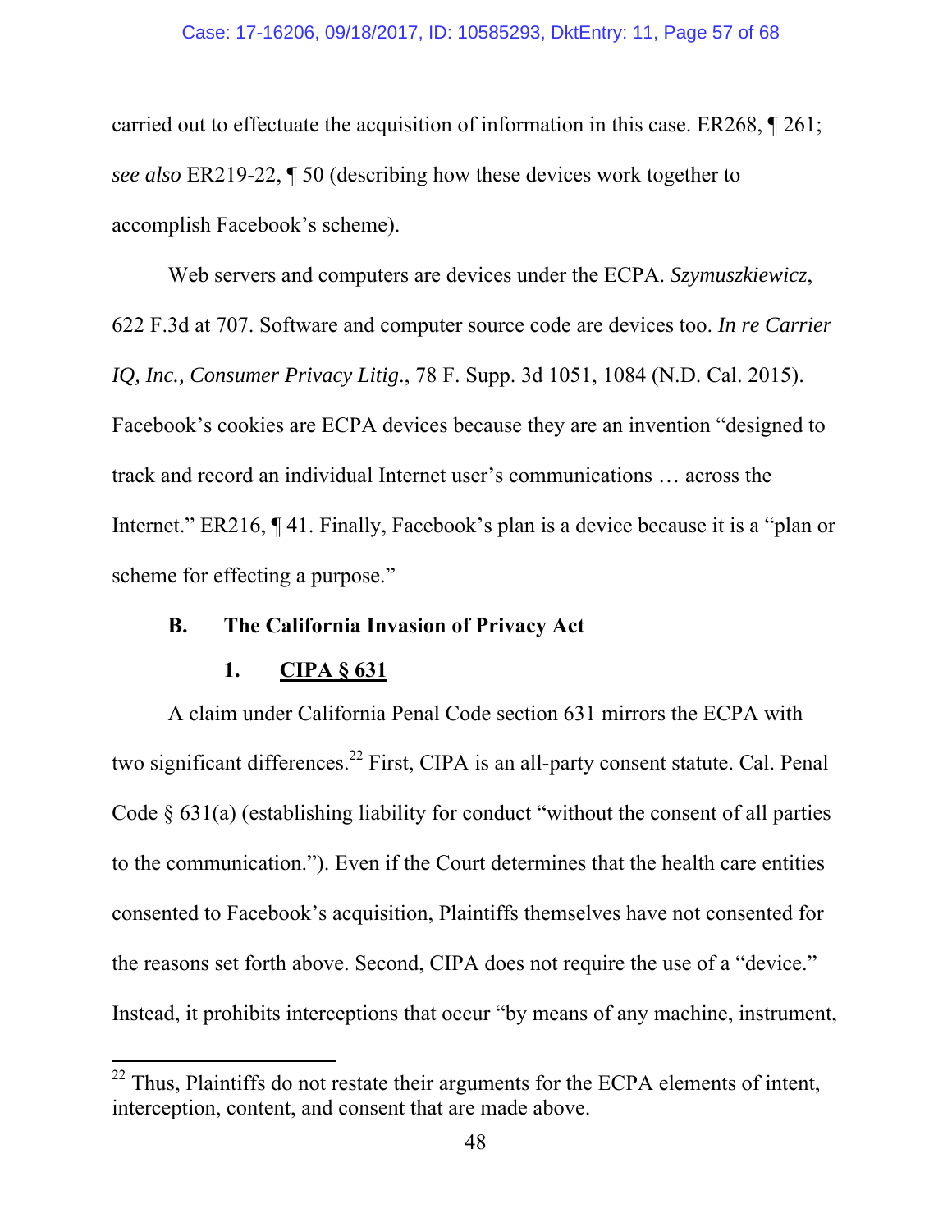carried out to effectuate the acquisition of information in this case. ER268, ¶ 261; *see also* ER219-22, ¶ 50 (describing how these devices work together to accomplish Facebook's scheme).

Web servers and computers are devices under the ECPA. *Szymuszkiewicz*, 622 F.3d at 707. Software and computer source code are devices too. *In re Carrier IQ, Inc., Consumer Privacy Litig*., 78 F. Supp. 3d 1051, 1084 (N.D. Cal. 2015). Facebook's cookies are ECPA devices because they are an invention "designed to track and record an individual Internet user's communications … across the Internet." ER216, ¶ 41. Finally, Facebook's plan is a device because it is a "plan or scheme for effecting a purpose."

### B. The California Invasion of Privacy Act

#### 1. CIPA § 631

A claim under California Penal Code section 631 mirrors the ECPA with two significant differences.[22] First, CIPA is an all-party consent statute. Cal. Penal Code § 631(a) (establishing liability for conduct "without the consent of all parties to the communication."). Even if the Court determines that the health care entities consented to Facebook's acquisition, Plaintiffs themselves have not consented for the reasons set forth above. Second, CIPA does not require the use of a "device." Instead, it prohibits interceptions that occur "by means of any machine, instrument,

---

[22] Thus, Plaintiffs do not restate their arguments for the ECPA elements of intent, interception, content, and consent that are made above.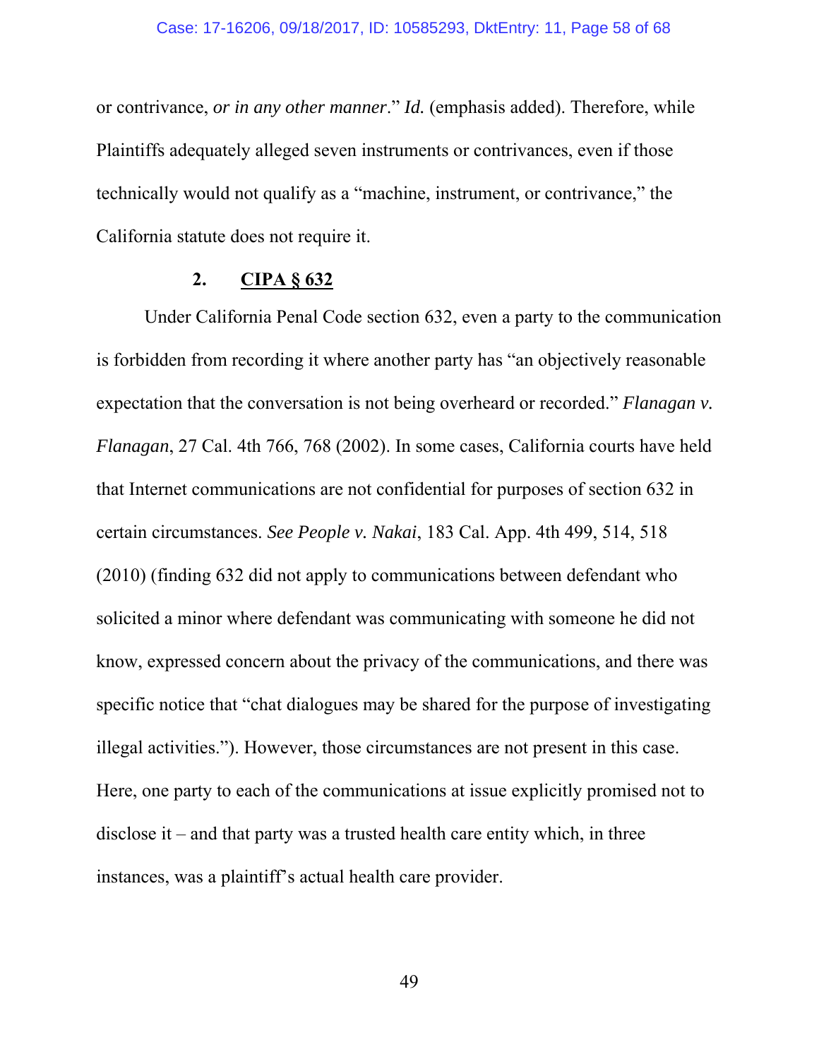or contrivance, *or in any other manner*." *Id.* (emphasis added). Therefore, while Plaintiffs adequately alleged seven instruments or contrivances, even if those technically would not qualify as a "machine, instrument, or contrivance," the California statute does not require it.

### 2. <u>CIPA § 632</u>

Under California Penal Code section 632, even a party to the communication is forbidden from recording it where another party has "an objectively reasonable expectation that the conversation is not being overheard or recorded." *Flanagan v. Flanagan*, 27 Cal. 4th 766, 768 (2002). In some cases, California courts have held that Internet communications are not confidential for purposes of section 632 in certain circumstances. *See People v. Nakai*, 183 Cal. App. 4th 499, 514, 518 (2010) (finding 632 did not apply to communications between defendant who solicited a minor where defendant was communicating with someone he did not know, expressed concern about the privacy of the communications, and there was specific notice that "chat dialogues may be shared for the purpose of investigating illegal activities."). However, those circumstances are not present in this case. Here, one party to each of the communications at issue explicitly promised not to disclose it – and that party was a trusted health care entity which, in three instances, was a plaintiff's actual health care provider.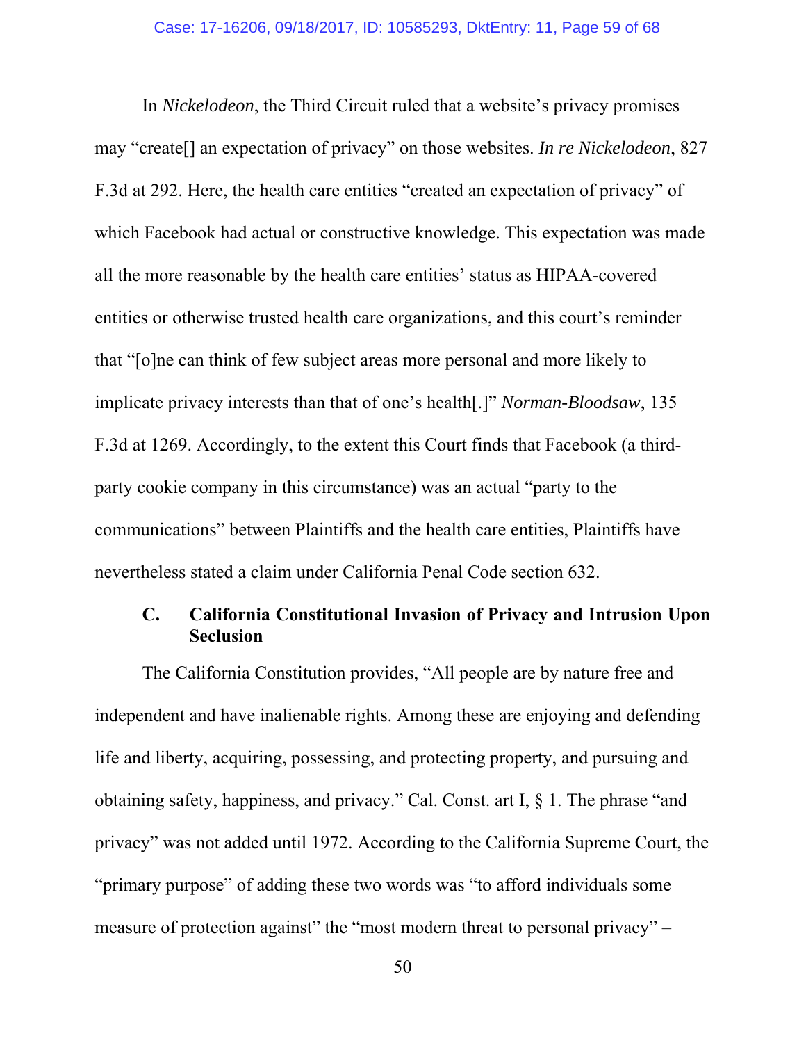In *Nickelodeon*, the Third Circuit ruled that a website's privacy promises may "create[] an expectation of privacy" on those websites. *In re Nickelodeon*, 827 F.3d at 292. Here, the health care entities "created an expectation of privacy" of which Facebook had actual or constructive knowledge. This expectation was made all the more reasonable by the health care entities' status as HIPAA-covered entities or otherwise trusted health care organizations, and this court's reminder that "[o]ne can think of few subject areas more personal and more likely to implicate privacy interests than that of one's health[.]" *Norman-Bloodsaw*, 135 F.3d at 1269. Accordingly, to the extent this Court finds that Facebook (a third-party cookie company in this circumstance) was an actual "party to the communications" between Plaintiffs and the health care entities, Plaintiffs have nevertheless stated a claim under California Penal Code section 632.

### C. California Constitutional Invasion of Privacy and Intrusion Upon Seclusion

The California Constitution provides, "All people are by nature free and independent and have inalienable rights. Among these are enjoying and defending life and liberty, acquiring, possessing, and protecting property, and pursuing and obtaining safety, happiness, and privacy." Cal. Const. art I, § 1. The phrase "and privacy" was not added until 1972. According to the California Supreme Court, the "primary purpose" of adding these two words was "to afford individuals some measure of protection against" the "most modern threat to personal privacy" –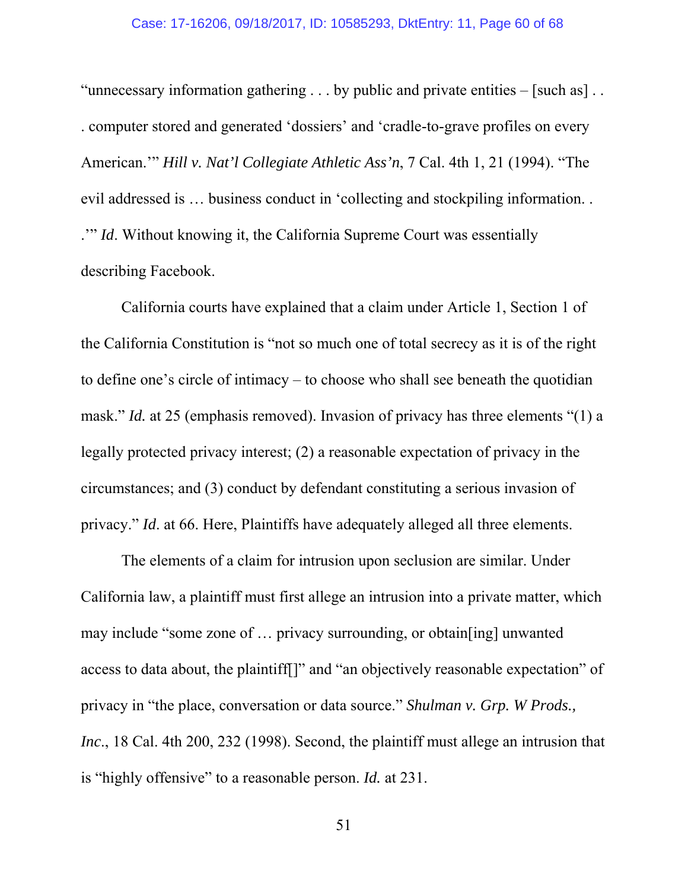"unnecessary information gathering . . . by public and private entities – [such as] . . . computer stored and generated 'dossiers' and 'cradle-to-grave profiles on every American.'" *Hill v. Nat'l Collegiate Athletic Ass'n*, 7 Cal. 4th 1, 21 (1994). "The evil addressed is … business conduct in 'collecting and stockpiling information. . .'" *Id*. Without knowing it, the California Supreme Court was essentially describing Facebook.

California courts have explained that a claim under Article 1, Section 1 of the California Constitution is "not so much one of total secrecy as it is of the right to define one's circle of intimacy – to choose who shall see beneath the quotidian mask." *Id.* at 25 (emphasis removed). Invasion of privacy has three elements "(1) a legally protected privacy interest; (2) a reasonable expectation of privacy in the circumstances; and (3) conduct by defendant constituting a serious invasion of privacy." *Id*. at 66. Here, Plaintiffs have adequately alleged all three elements.

The elements of a claim for intrusion upon seclusion are similar. Under California law, a plaintiff must first allege an intrusion into a private matter, which may include "some zone of … privacy surrounding, or obtain[ing] unwanted access to data about, the plaintiff[]" and "an objectively reasonable expectation" of privacy in "the place, conversation or data source." *Shulman v. Grp. W Prods., Inc.*, 18 Cal. 4th 200, 232 (1998). Second, the plaintiff must allege an intrusion that is "highly offensive" to a reasonable person. *Id.* at 231.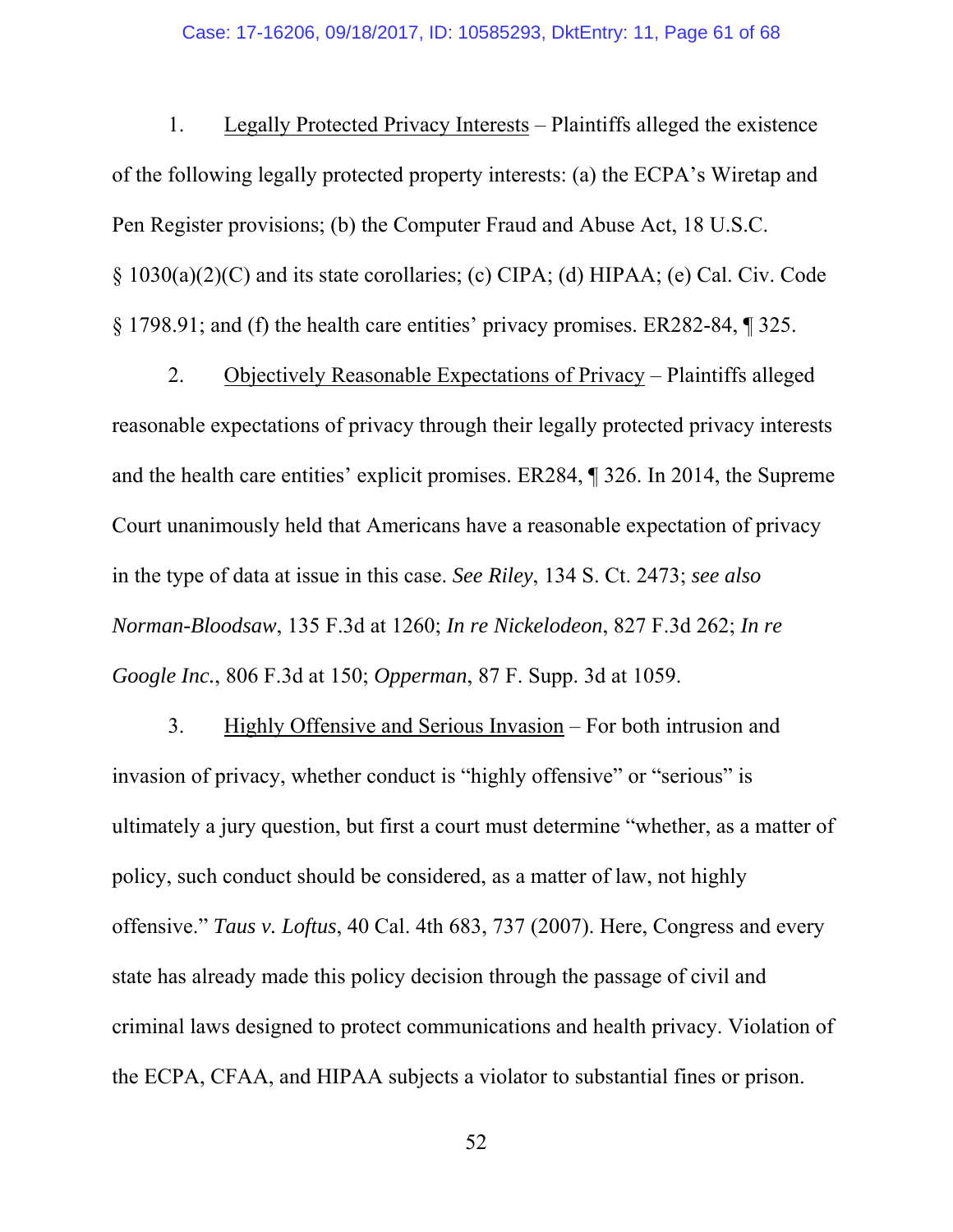1. <u>Legally Protected Privacy Interests</u> – Plaintiffs alleged the existence of the following legally protected property interests: (a) the ECPA's Wiretap and Pen Register provisions; (b) the Computer Fraud and Abuse Act, 18 U.S.C. § 1030(a)(2)(C) and its state corollaries; (c) CIPA; (d) HIPAA; (e) Cal. Civ. Code § 1798.91; and (f) the health care entities' privacy promises. ER282-84, ¶ 325.

2. <u>Objectively Reasonable Expectations of Privacy</u> – Plaintiffs alleged reasonable expectations of privacy through their legally protected privacy interests and the health care entities' explicit promises. ER284, ¶ 326. In 2014, the Supreme Court unanimously held that Americans have a reasonable expectation of privacy in the type of data at issue in this case. *See Riley*, 134 S. Ct. 2473; *see also Norman-Bloodsaw*, 135 F.3d at 1260; *In re Nickelodeon*, 827 F.3d 262; *In re Google Inc.*, 806 F.3d at 150; *Opperman*, 87 F. Supp. 3d at 1059.

3. <u>Highly Offensive and Serious Invasion</u> – For both intrusion and invasion of privacy, whether conduct is "highly offensive" or "serious" is ultimately a jury question, but first a court must determine "whether, as a matter of policy, such conduct should be considered, as a matter of law, not highly offensive." *Taus v. Loftus*, 40 Cal. 4th 683, 737 (2007). Here, Congress and every state has already made this policy decision through the passage of civil and criminal laws designed to protect communications and health privacy. Violation of the ECPA, CFAA, and HIPAA subjects a violator to substantial fines or prison.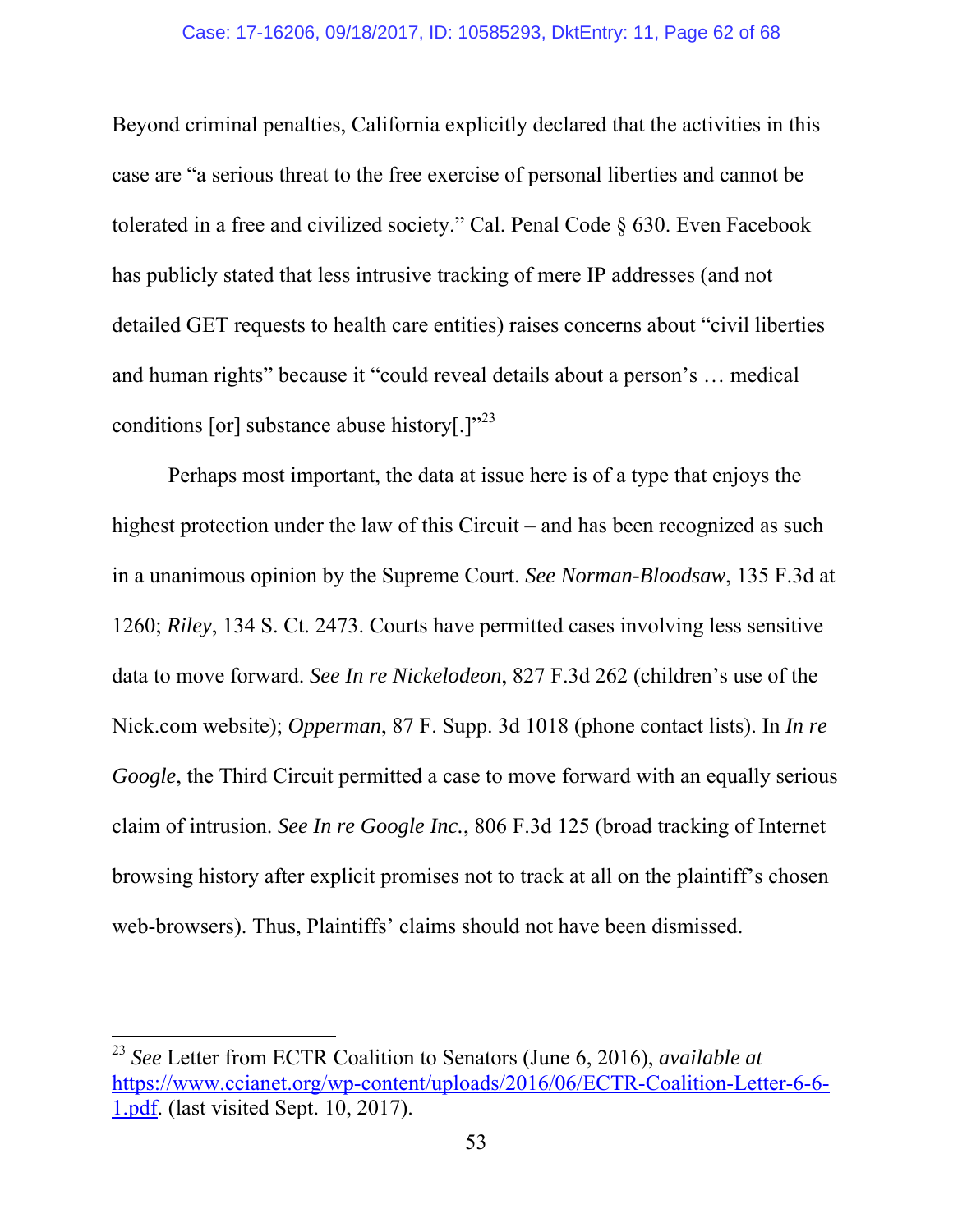Beyond criminal penalties, California explicitly declared that the activities in this case are "a serious threat to the free exercise of personal liberties and cannot be tolerated in a free and civilized society." Cal. Penal Code § 630. Even Facebook has publicly stated that less intrusive tracking of mere IP addresses (and not detailed GET requests to health care entities) raises concerns about "civil liberties and human rights" because it "could reveal details about a person's … medical conditions [or] substance abuse history[.]"[23]

Perhaps most important, the data at issue here is of a type that enjoys the highest protection under the law of this Circuit – and has been recognized as such in a unanimous opinion by the Supreme Court. *See Norman-Bloodsaw*, 135 F.3d at 1260; *Riley*, 134 S. Ct. 2473. Courts have permitted cases involving less sensitive data to move forward. *See In re Nickelodeon*, 827 F.3d 262 (children's use of the Nick.com website); *Opperman*, 87 F. Supp. 3d 1018 (phone contact lists). In *In re Google*, the Third Circuit permitted a case to move forward with an equally serious claim of intrusion. *See In re Google Inc.*, 806 F.3d 125 (broad tracking of Internet browsing history after explicit promises not to track at all on the plaintiff's chosen web-browsers). Thus, Plaintiffs' claims should not have been dismissed.

---

[23] *See* Letter from ECTR Coalition to Senators (June 6, 2016), *available at* https://www.ccianet.org/wp-content/uploads/2016/06/ECTR-Coalition-Letter-6-6-1.pdf. (last visited Sept. 10, 2017).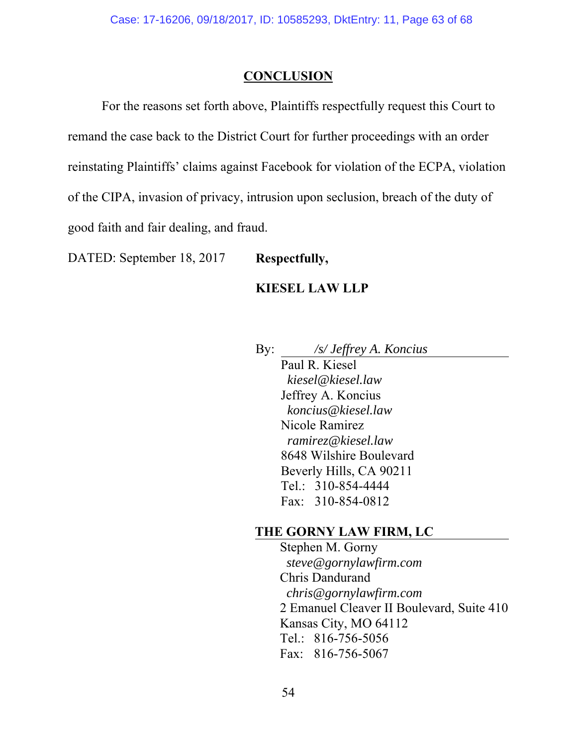## CONCLUSION

For the reasons set forth above, Plaintiffs respectfully request this Court to remand the case back to the District Court for further proceedings with an order reinstating Plaintiffs' claims against Facebook for violation of the ECPA, violation of the CIPA, invasion of privacy, intrusion upon seclusion, breach of the duty of good faith and fair dealing, and fraud.

DATED: September 18, 2017

**Respectfully,**

**KIESEL LAW LLP**

By: */s/ Jeffrey A. Koncius*

Paul R. Kiesel
*kiesel@kiesel.law*
Jeffrey A. Koncius
*koncius@kiesel.law*
Nicole Ramirez
*ramirez@kiesel.law*
8648 Wilshire Boulevard
Beverly Hills, CA 90211
Tel.: 310-854-4444
Fax: 310-854-0812

**THE GORNY LAW FIRM, LC**

Stephen M. Gorny
*steve@gornylawfirm.com*
Chris Dandurand
*chris@gornylawfirm.com*
2 Emanuel Cleaver II Boulevard, Suite 410
Kansas City, MO 64112
Tel.: 816-756-5056
Fax: 816-756-5067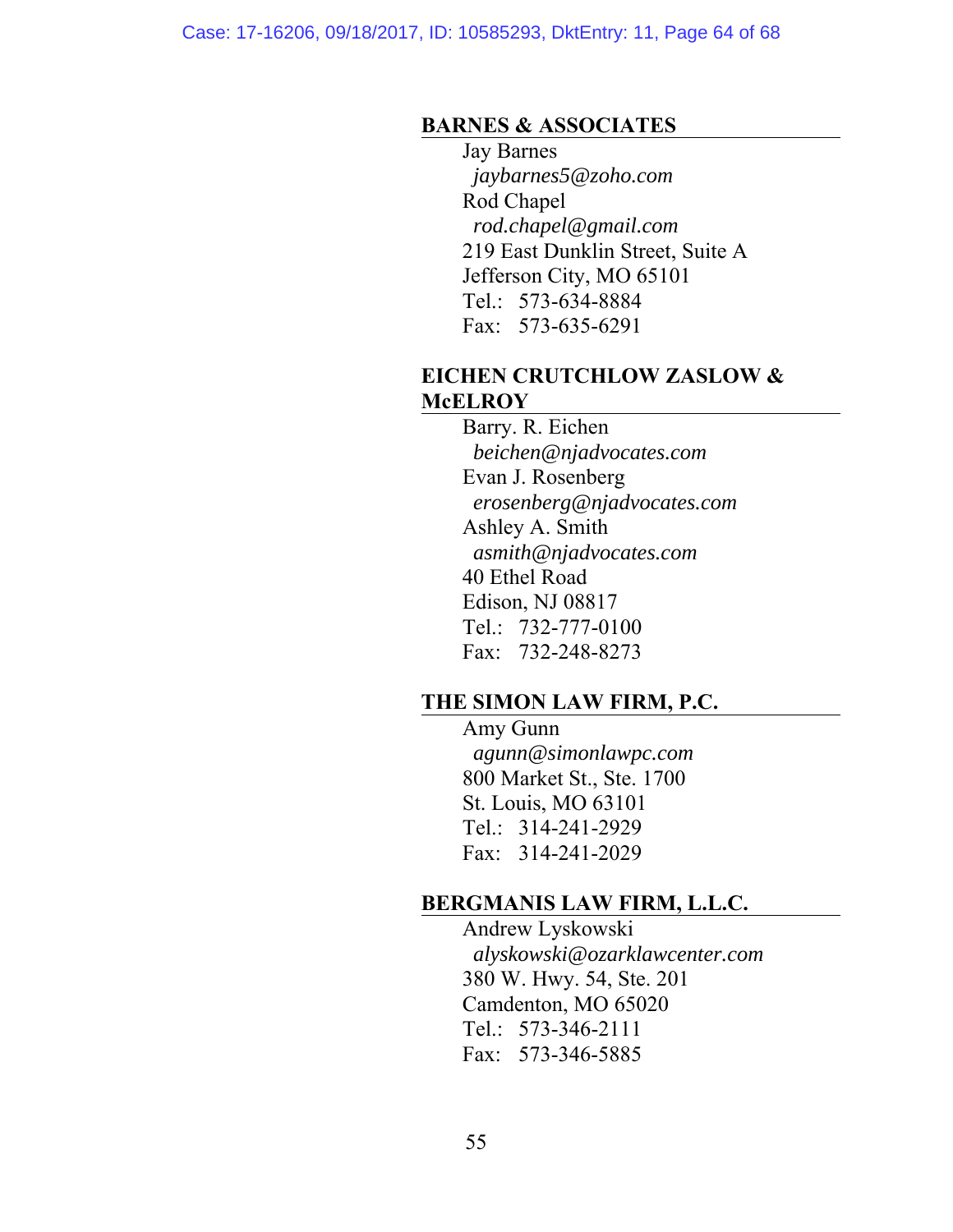**BARNES & ASSOCIATES**

Jay Barnes
*jaybarnes5@zoho.com*
Rod Chapel
*rod.chapel@gmail.com*
219 East Dunklin Street, Suite A
Jefferson City, MO 65101
Tel.: 573-634-8884
Fax: 573-635-6291

**EICHEN CRUTCHLOW ZASLOW & McELROY**

Barry. R. Eichen
*beichen@njadvocates.com*
Evan J. Rosenberg
*erosenberg@njadvocates.com*
Ashley A. Smith
*asmith@njadvocates.com*
40 Ethel Road
Edison, NJ 08817
Tel.: 732-777-0100
Fax: 732-248-8273

**THE SIMON LAW FIRM, P.C.**

Amy Gunn
*agunn@simonlawpc.com*
800 Market St., Ste. 1700
St. Louis, MO 63101
Tel.: 314-241-2929
Fax: 314-241-2029

**BERGMANIS LAW FIRM, L.L.C.**

Andrew Lyskowski
*alyskowski@ozarklawcenter.com*
380 W. Hwy. 54, Ste. 201
Camdenton, MO 65020
Tel.: 573-346-2111
Fax: 573-346-5885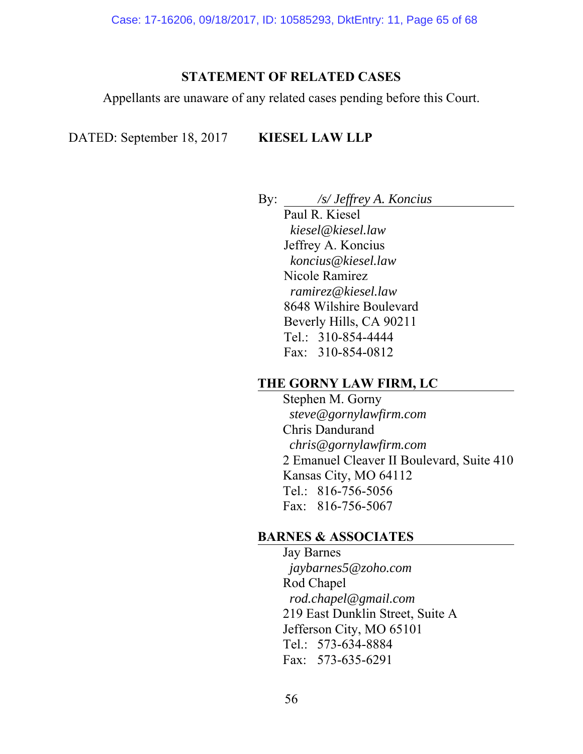## STATEMENT OF RELATED CASES

Appellants are unaware of any related cases pending before this Court.

DATED: September 18, 2017 **KIESEL LAW LLP**

By: */s/ Jeffrey A. Koncius*

Paul R. Kiesel
*kiesel@kiesel.law*
Jeffrey A. Koncius
*koncius@kiesel.law*
Nicole Ramirez
*ramirez@kiesel.law*
8648 Wilshire Boulevard
Beverly Hills, CA 90211
Tel.: 310-854-4444
Fax: 310-854-0812

**THE GORNY LAW FIRM, LC**

Stephen M. Gorny
*steve@gornylawfirm.com*
Chris Dandurand
*chris@gornylawfirm.com*
2 Emanuel Cleaver II Boulevard, Suite 410
Kansas City, MO 64112
Tel.: 816-756-5056
Fax: 816-756-5067

**BARNES & ASSOCIATES**

Jay Barnes
*jaybarnes5@zoho.com*
Rod Chapel
*rod.chapel@gmail.com*
219 East Dunklin Street, Suite A
Jefferson City, MO 65101
Tel.: 573-634-8884
Fax: 573-635-6291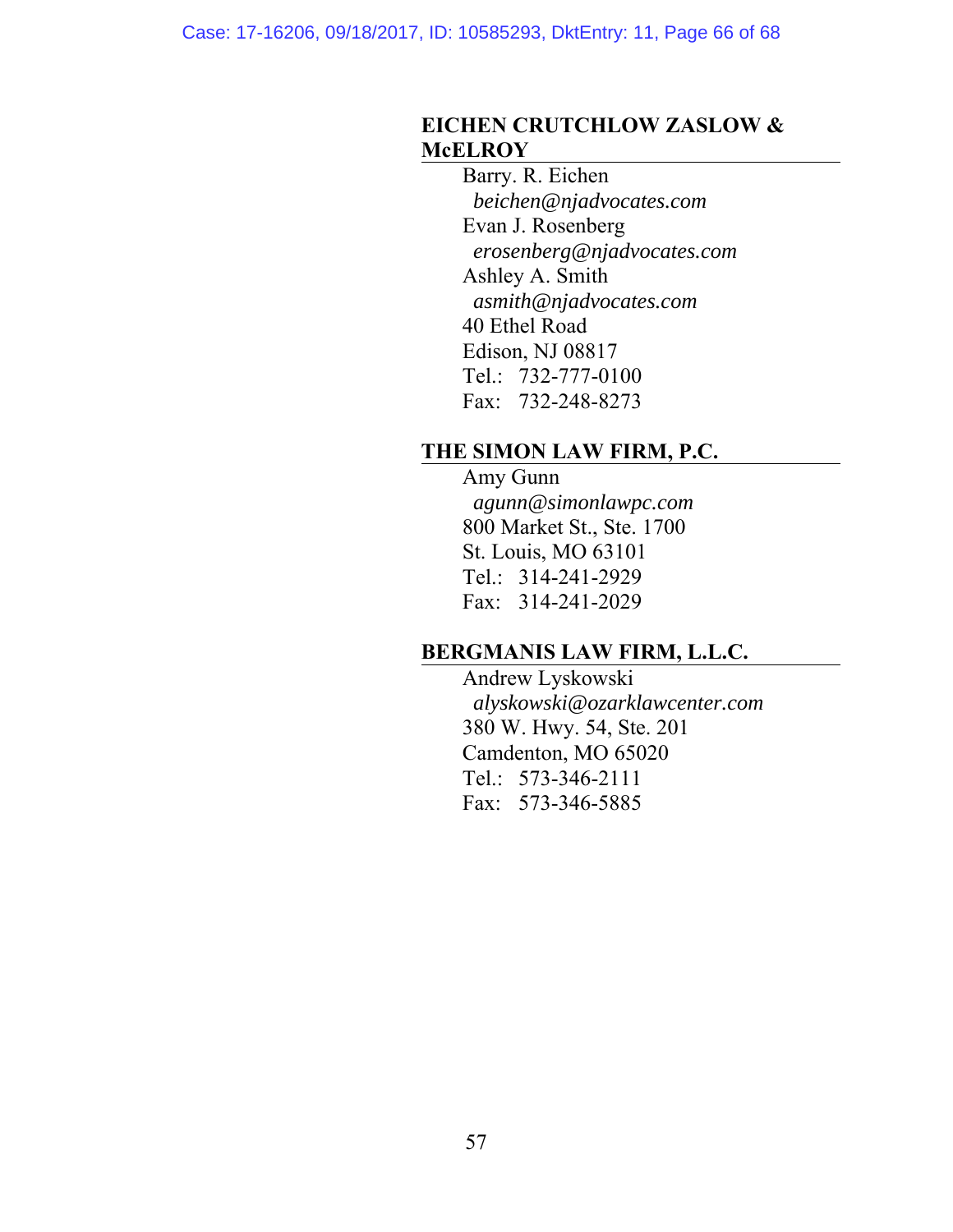**EICHEN CRUTCHLOW ZASLOW & McELROY**

Barry. R. Eichen
*beichen@njadvocates.com*
Evan J. Rosenberg
*erosenberg@njadvocates.com*
Ashley A. Smith
*asmith@njadvocates.com*
40 Ethel Road
Edison, NJ 08817
Tel.: 732-777-0100
Fax: 732-248-8273

**THE SIMON LAW FIRM, P.C.**

Amy Gunn
*agunn@simonlawpc.com*
800 Market St., Ste. 1700
St. Louis, MO 63101
Tel.: 314-241-2929
Fax: 314-241-2029

**BERGMANIS LAW FIRM, L.L.C.**

Andrew Lyskowski
*alyskowski@ozarklawcenter.com*
380 W. Hwy. 54, Ste. 201
Camdenton, MO 65020
Tel.: 573-346-2111
Fax: 573-346-5885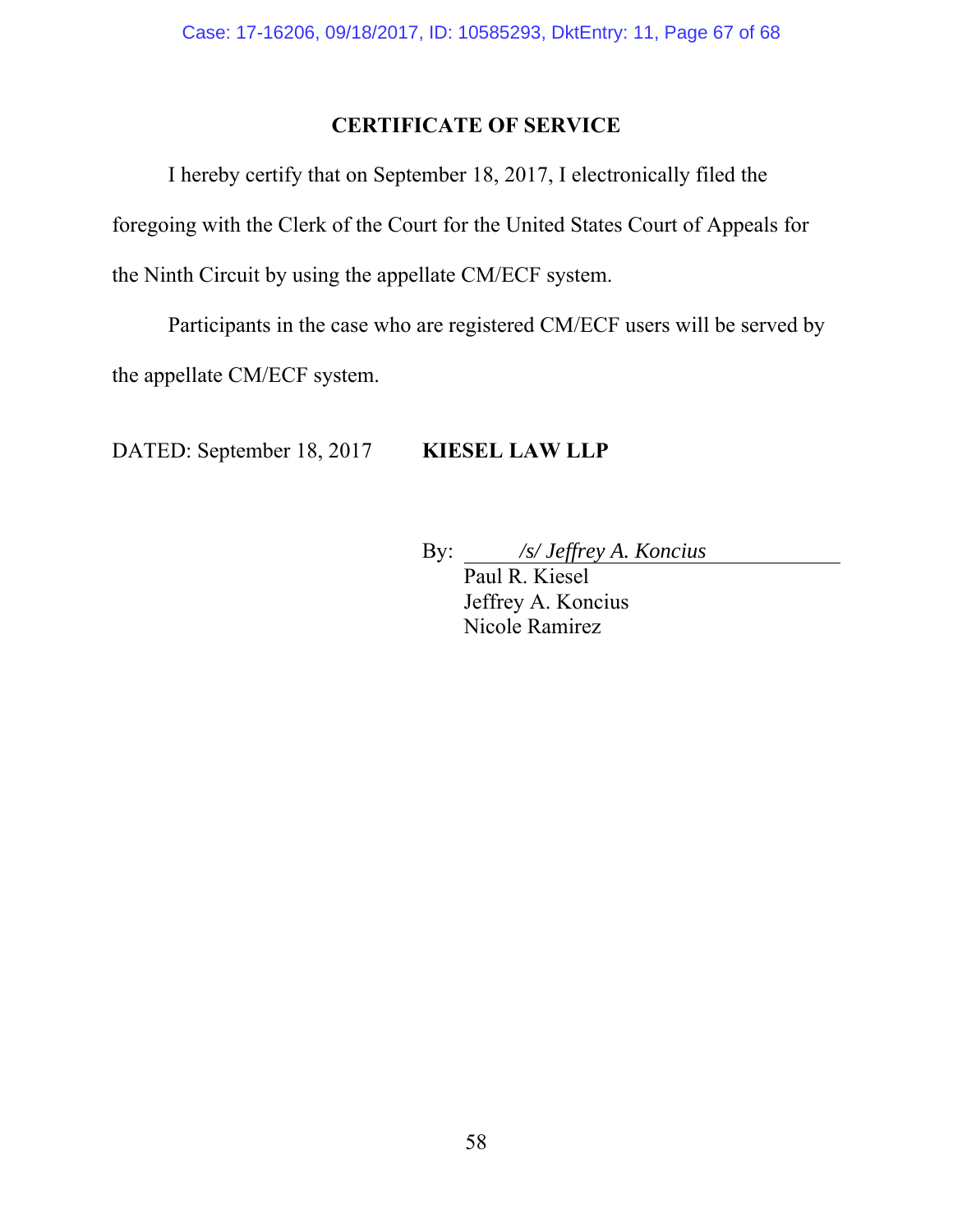## CERTIFICATE OF SERVICE

I hereby certify that on September 18, 2017, I electronically filed the foregoing with the Clerk of the Court for the United States Court of Appeals for the Ninth Circuit by using the appellate CM/ECF system.

Participants in the case who are registered CM/ECF users will be served by the appellate CM/ECF system.

DATED: September 18, 2017 **KIESEL LAW LLP**

By: *\/s\/ Jeffrey A. Koncius*
Paul R. Kiesel
Jeffrey A. Koncius
Nicole Ramirez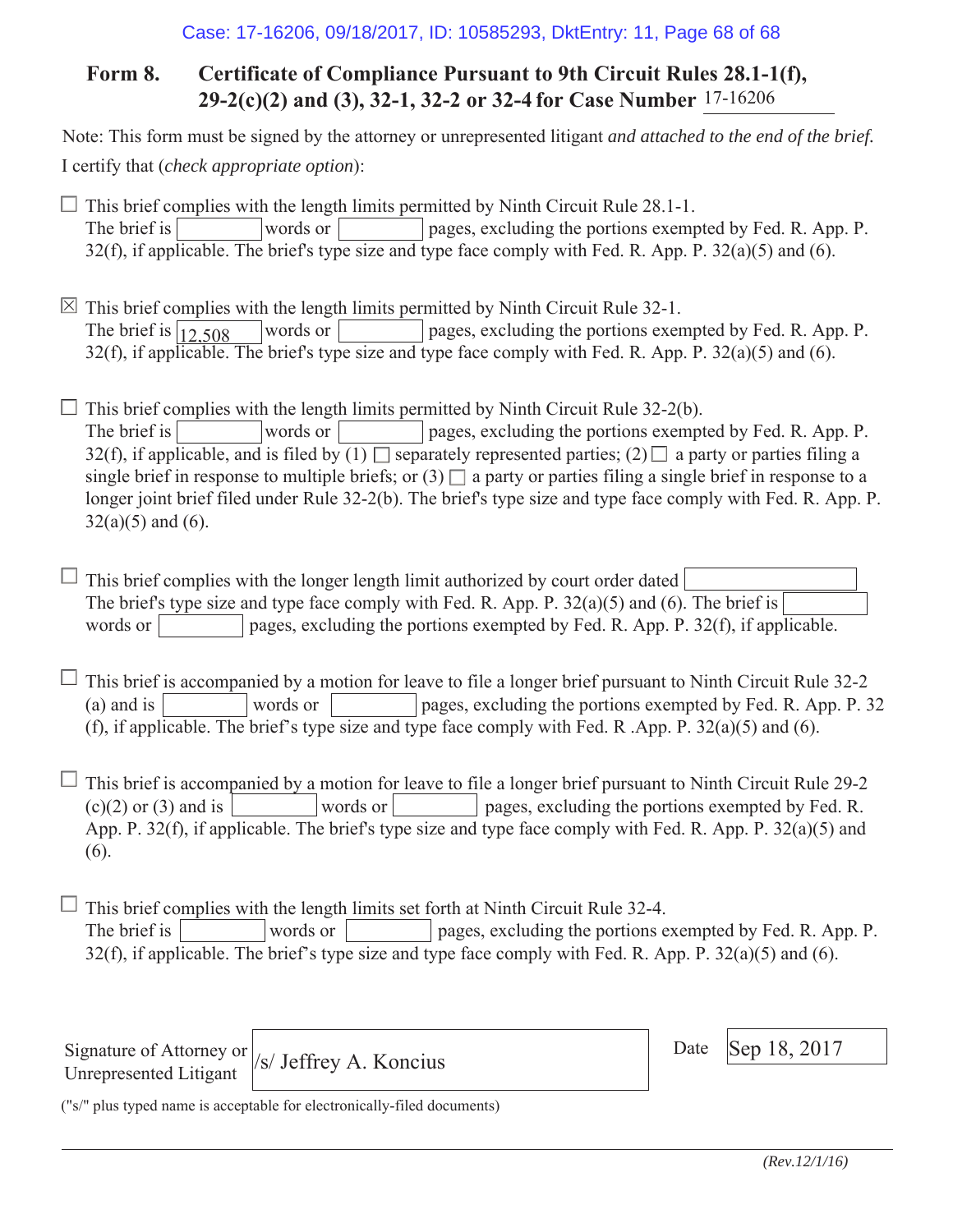## Form 8. Certificate of Compliance Pursuant to 9th Circuit Rules 28.1-1(f), 29-2(c)(2) and (3), 32-1, 32-2 or 32-4 for Case Number 17-16206

Note: This form must be signed by the attorney or unrepresented litigant *and attached to the end of the brief.*

I certify that (*check appropriate option*):

☐ This brief complies with the length limits permitted by Ninth Circuit Rule 28.1-1.
The brief is \_\_\_\_\_ words or \_\_\_\_\_ pages, excluding the portions exempted by Fed. R. App. P. 32(f), if applicable. The brief's type size and type face comply with Fed. R. App. P. 32(a)(5) and (6).

☒ This brief complies with the length limits permitted by Ninth Circuit Rule 32-1.
The brief is 12,508 words or \_\_\_\_\_ pages, excluding the portions exempted by Fed. R. App. P. 32(f), if applicable. The brief's type size and type face comply with Fed. R. App. P. 32(a)(5) and (6).

☐ This brief complies with the length limits permitted by Ninth Circuit Rule 32-2(b).
The brief is \_\_\_\_\_ words or \_\_\_\_\_ pages, excluding the portions exempted by Fed. R. App. P. 32(f), if applicable, and is filed by (1) ☐ separately represented parties; (2) ☐ a party or parties filing a single brief in response to multiple briefs; or (3) ☐ a party or parties filing a single brief in response to a longer joint brief filed under Rule 32-2(b). The brief's type size and type face comply with Fed. R. App. P. 32(a)(5) and (6).

☐ This brief complies with the longer length limit authorized by court order dated \_\_\_\_\_
The brief's type size and type face comply with Fed. R. App. P. 32(a)(5) and (6). The brief is \_\_\_\_\_ words or \_\_\_\_\_ pages, excluding the portions exempted by Fed. R. App. P. 32(f), if applicable.

☐ This brief is accompanied by a motion for leave to file a longer brief pursuant to Ninth Circuit Rule 32-2 (a) and is \_\_\_\_\_ words or \_\_\_\_\_ pages, excluding the portions exempted by Fed. R. App. P. 32 (f), if applicable. The brief's type size and type face comply with Fed. R .App. P. 32(a)(5) and (6).

☐ This brief is accompanied by a motion for leave to file a longer brief pursuant to Ninth Circuit Rule 29-2 (c)(2) or (3) and is \_\_\_\_\_ words or \_\_\_\_\_ pages, excluding the portions exempted by Fed. R. App. P. 32(f), if applicable. The brief's type size and type face comply with Fed. R. App. P. 32(a)(5) and (6).

☐ This brief complies with the length limits set forth at Ninth Circuit Rule 32-4.
The brief is \_\_\_\_\_ words or \_\_\_\_\_ pages, excluding the portions exempted by Fed. R. App. P. 32(f), if applicable. The brief's type size and type face comply with Fed. R. App. P. 32(a)(5) and (6).

Signature of Attorney or Unrepresented Litigant: /s/ Jeffrey A. Koncius

Date: Sep 18, 2017

("s/" plus typed name is acceptable for electronically-filed documents)

*(Rev.12/1/16)*